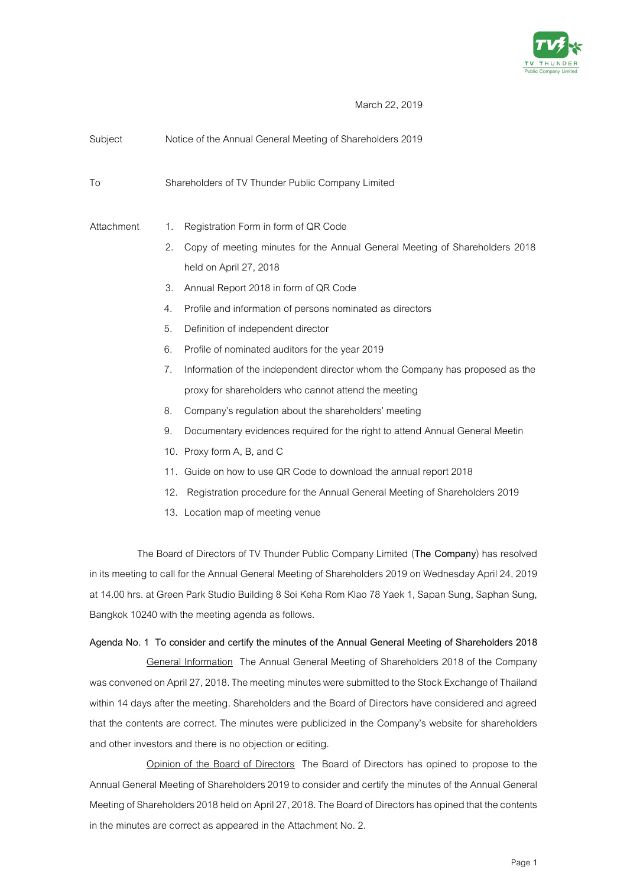March 22, 2019

Subject Notice of the Annual General Meeting of Shareholders 2019

To Shareholders of TV Thunder Public Company Limited

Attachment

1. Registration Form in form of QR Code
2. Copy of meeting minutes for the Annual General Meeting of Shareholders 2018 held on April 27, 2018
3. Annual Report 2018 in form of QR Code
4. Profile and information of persons nominated as directors
5. Definition of independent director
6. Profile of nominated auditors for the year 2019
7. Information of the independent director whom the Company has proposed as the proxy for shareholders who cannot attend the meeting
8. Company's regulation about the shareholders' meeting
9. Documentary evidences required for the right to attend Annual General Meetin
10. Proxy form A, B, and C
11. Guide on how to use QR Code to download the annual report 2018
12. Registration procedure for the Annual General Meeting of Shareholders 2019
13. Location map of meeting venue

The Board of Directors of TV Thunder Public Company Limited (**The Company**) has resolved in its meeting to call for the Annual General Meeting of Shareholders 2019 on Wednesday April 24, 2019 at 14.00 hrs. at Green Park Studio Building 8 Soi Keha Rom Klao 78 Yaek 1, Sapan Sung, Saphan Sung, Bangkok 10240 with the meeting agenda as follows.

**Agenda No. 1 To consider and certify the minutes of the Annual General Meeting of Shareholders 2018**

General Information The Annual General Meeting of Shareholders 2018 of the Company was convened on April 27, 2018. The meeting minutes were submitted to the Stock Exchange of Thailand within 14 days after the meeting. Shareholders and the Board of Directors have considered and agreed that the contents are correct. The minutes were publicized in the Company's website for shareholders and other investors and there is no objection or editing.

Opinion of the Board of Directors The Board of Directors has opined to propose to the Annual General Meeting of Shareholders 2019 to consider and certify the minutes of the Annual General Meeting of Shareholders 2018 held on April 27, 2018. The Board of Directors has opined that the contents in the minutes are correct as appeared in the Attachment No. 2.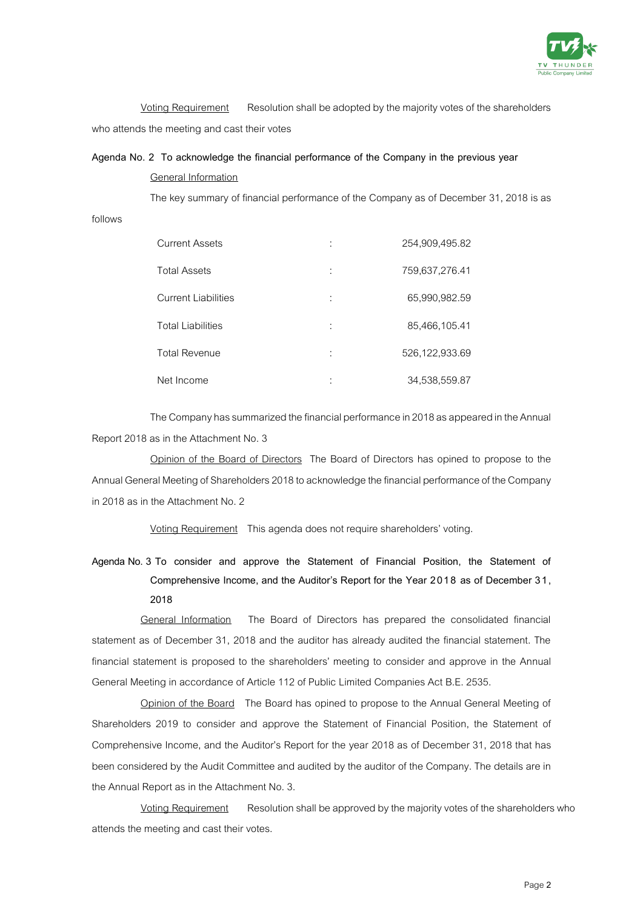Voting Requirement Resolution shall be adopted by the majority votes of the shareholders who attends the meeting and cast their votes

**Agenda No. 2 To acknowledge the financial performance of the Company in the previous year**

General Information

The key summary of financial performance of the Company as of December 31, 2018 is as follows

| | | |
|---|---|---|
| Current Assets | : | 254,909,495.82 |
| Total Assets | : | 759,637,276.41 |
| Current Liabilities | : | 65,990,982.59 |
| Total Liabilities | : | 85,466,105.41 |
| Total Revenue | : | 526,122,933.69 |
| Net Income | : | 34,538,559.87 |

The Company has summarized the financial performance in 2018 as appeared in the Annual Report 2018 as in the Attachment No. 3

Opinion of the Board of Directors The Board of Directors has opined to propose to the Annual General Meeting of Shareholders 2018 to acknowledge the financial performance of the Company in 2018 as in the Attachment No. 2

Voting Requirement This agenda does not require shareholders' voting.

**Agenda No. 3 To consider and approve the Statement of Financial Position, the Statement of Comprehensive Income, and the Auditor's Report for the Year 2018 as of December 31, 2018**

General Information The Board of Directors has prepared the consolidated financial statement as of December 31, 2018 and the auditor has already audited the financial statement. The financial statement is proposed to the shareholders' meeting to consider and approve in the Annual General Meeting in accordance of Article 112 of Public Limited Companies Act B.E. 2535.

Opinion of the Board The Board has opined to propose to the Annual General Meeting of Shareholders 2019 to consider and approve the Statement of Financial Position, the Statement of Comprehensive Income, and the Auditor's Report for the year 2018 as of December 31, 2018 that has been considered by the Audit Committee and audited by the auditor of the Company. The details are in the Annual Report as in the Attachment No. 3.

Voting Requirement Resolution shall be approved by the majority votes of the shareholders who attends the meeting and cast their votes.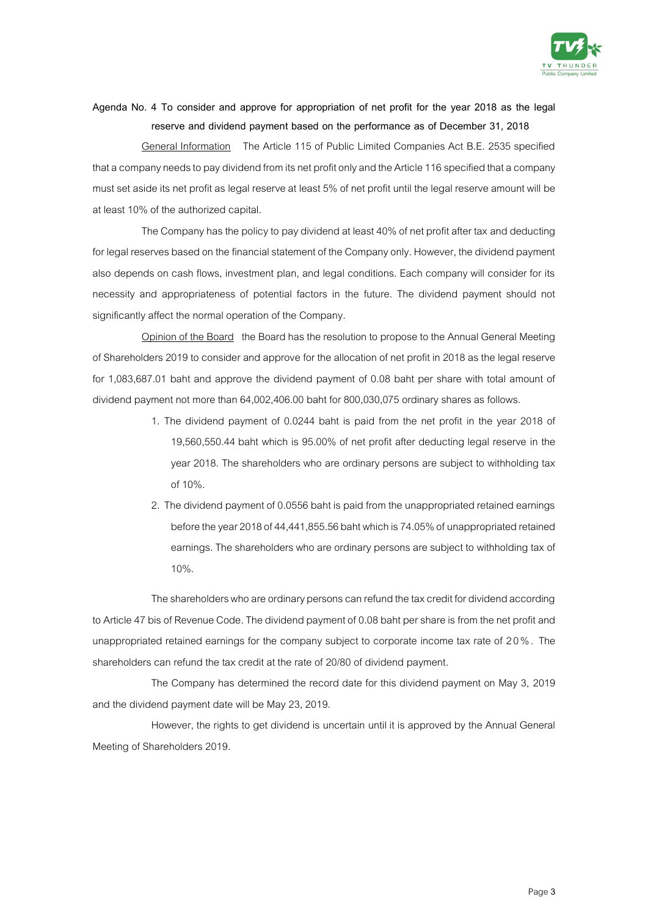**Agenda No. 4 To consider and approve for appropriation of net profit for the year 2018 as the legal reserve and dividend payment based on the performance as of December 31, 2018**

General Information The Article 115 of Public Limited Companies Act B.E. 2535 specified that a company needs to pay dividend from its net profit only and the Article 116 specified that a company must set aside its net profit as legal reserve at least 5% of net profit until the legal reserve amount will be at least 10% of the authorized capital.

The Company has the policy to pay dividend at least 40% of net profit after tax and deducting for legal reserves based on the financial statement of the Company only. However, the dividend payment also depends on cash flows, investment plan, and legal conditions. Each company will consider for its necessity and appropriateness of potential factors in the future. The dividend payment should not significantly affect the normal operation of the Company.

Opinion of the Board the Board has the resolution to propose to the Annual General Meeting of Shareholders 2019 to consider and approve for the allocation of net profit in 2018 as the legal reserve for 1,083,687.01 baht and approve the dividend payment of 0.08 baht per share with total amount of dividend payment not more than 64,002,406.00 baht for 800,030,075 ordinary shares as follows.

1. The dividend payment of 0.0244 baht is paid from the net profit in the year 2018 of 19,560,550.44 baht which is 95.00% of net profit after deducting legal reserve in the year 2018. The shareholders who are ordinary persons are subject to withholding tax of 10%.
2. The dividend payment of 0.0556 baht is paid from the unappropriated retained earnings before the year 2018 of 44,441,855.56 baht which is 74.05% of unappropriated retained earnings. The shareholders who are ordinary persons are subject to withholding tax of 10%.

The shareholders who are ordinary persons can refund the tax credit for dividend according to Article 47 bis of Revenue Code. The dividend payment of 0.08 baht per share is from the net profit and unappropriated retained earnings for the company subject to corporate income tax rate of 20%. The shareholders can refund the tax credit at the rate of 20/80 of dividend payment.

The Company has determined the record date for this dividend payment on May 3, 2019 and the dividend payment date will be May 23, 2019.

However, the rights to get dividend is uncertain until it is approved by the Annual General Meeting of Shareholders 2019.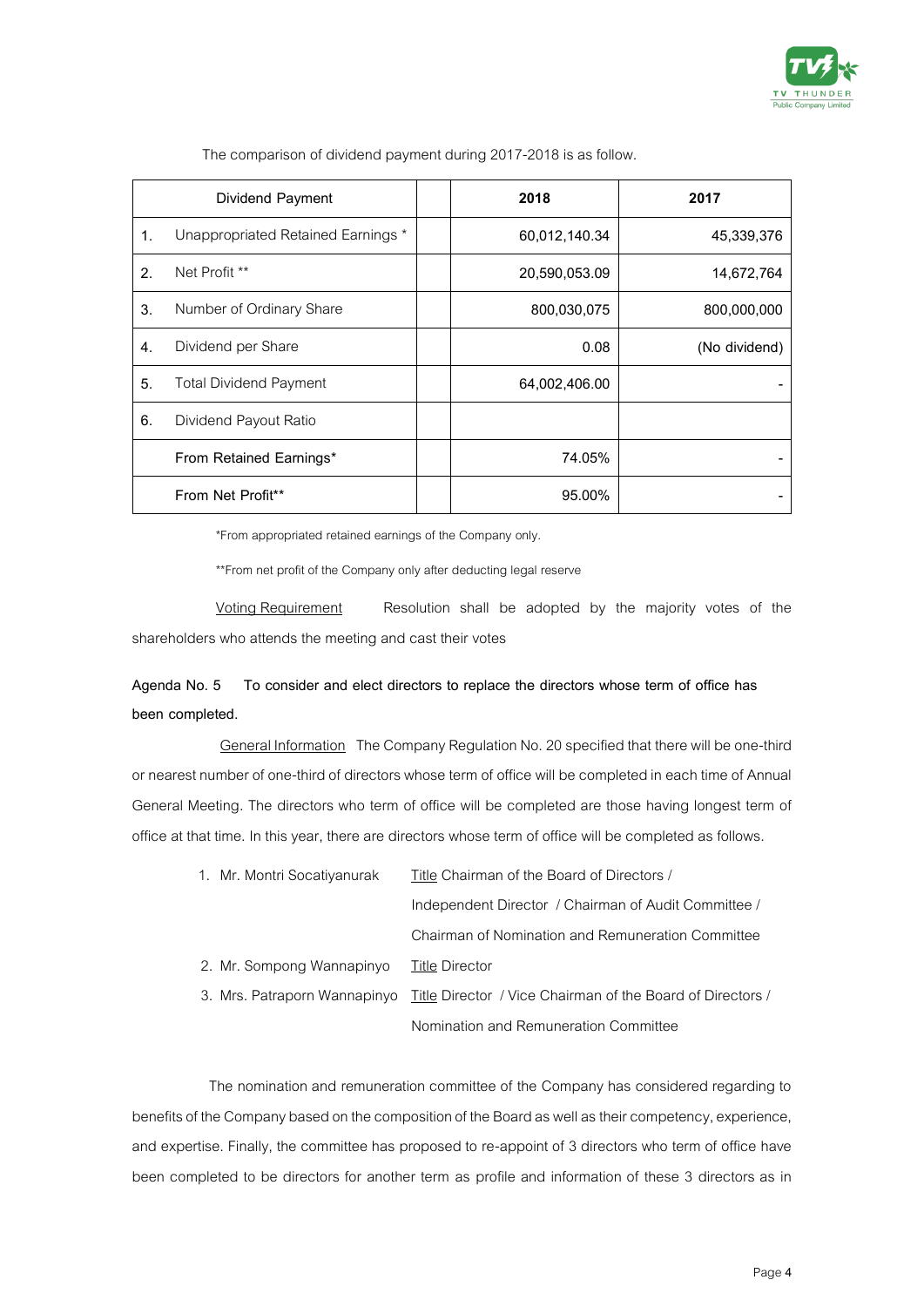The comparison of dividend payment during 2017-2018 is as follow.

| Dividend Payment | | **2018** | **2017** |
|---|---|---|---|
| 1. Unappropriated Retained Earnings * | | 60,012,140.34 | 45,339,376 |
| 2. Net Profit ** | | 20,590,053.09 | 14,672,764 |
| 3. Number of Ordinary Share | | 800,030,075 | 800,000,000 |
| 4. Dividend per Share | | 0.08 | (No dividend) |
| 5. Total Dividend Payment | | 64,002,406.00 | - |
| 6. Dividend Payout Ratio | | | |
| From Retained Earnings* | | 74.05% | - |
| From Net Profit** | | 95.00% | - |

*From appropriated retained earnings of the Company only.

**From net profit of the Company only after deducting legal reserve

Voting Requirement Resolution shall be adopted by the majority votes of the shareholders who attends the meeting and cast their votes

**Agenda No. 5 To consider and elect directors to replace the directors whose term of office has been completed.**

General Information The Company Regulation No. 20 specified that there will be one-third or nearest number of one-third of directors whose term of office will be completed in each time of Annual General Meeting. The directors who term of office will be completed are those having longest term of office at that time. In this year, there are directors whose term of office will be completed as follows.

1. Mr. Montri Socatiyanurak Title Chairman of the Board of Directors / Independent Director / Chairman of Audit Committee / Chairman of Nomination and Remuneration Committee
2. Mr. Sompong Wannapinyo Title Director
3. Mrs. Patraporn Wannapinyo Title Director / Vice Chairman of the Board of Directors / Nomination and Remuneration Committee

The nomination and remuneration committee of the Company has considered regarding to benefits of the Company based on the composition of the Board as well as their competency, experience, and expertise. Finally, the committee has proposed to re-appoint of 3 directors who term of office have been completed to be directors for another term as profile and information of these 3 directors as in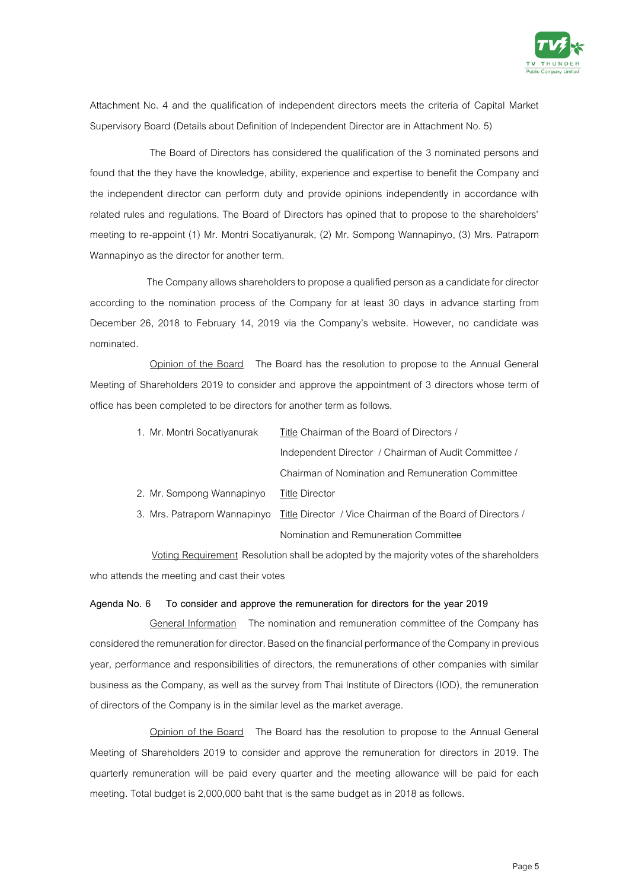Attachment No. 4 and the qualification of independent directors meets the criteria of Capital Market Supervisory Board (Details about Definition of Independent Director are in Attachment No. 5)

The Board of Directors has considered the qualification of the 3 nominated persons and found that the they have the knowledge, ability, experience and expertise to benefit the Company and the independent director can perform duty and provide opinions independently in accordance with related rules and regulations. The Board of Directors has opined that to propose to the shareholders' meeting to re-appoint (1) Mr. Montri Socatiyanurak, (2) Mr. Sompong Wannapinyo, (3) Mrs. Patraporn Wannapinyo as the director for another term.

The Company allows shareholders to propose a qualified person as a candidate for director according to the nomination process of the Company for at least 30 days in advance starting from December 26, 2018 to February 14, 2019 via the Company's website. However, no candidate was nominated.

Opinion of the Board The Board has the resolution to propose to the Annual General Meeting of Shareholders 2019 to consider and approve the appointment of 3 directors whose term of office has been completed to be directors for another term as follows.

1. Mr. Montri Socatiyanurak — Title Chairman of the Board of Directors / Independent Director / Chairman of Audit Committee / Chairman of Nomination and Remuneration Committee
2. Mr. Sompong Wannapinyo — Title Director
3. Mrs. Patraporn Wannapinyo — Title Director / Vice Chairman of the Board of Directors / Nomination and Remuneration Committee

Voting Requirement Resolution shall be adopted by the majority votes of the shareholders who attends the meeting and cast their votes

**Agenda No. 6 To consider and approve the remuneration for directors for the year 2019**

General Information The nomination and remuneration committee of the Company has considered the remuneration for director. Based on the financial performance of the Company in previous year, performance and responsibilities of directors, the remunerations of other companies with similar business as the Company, as well as the survey from Thai Institute of Directors (IOD), the remuneration of directors of the Company is in the similar level as the market average.

Opinion of the Board The Board has the resolution to propose to the Annual General Meeting of Shareholders 2019 to consider and approve the remuneration for directors in 2019. The quarterly remuneration will be paid every quarter and the meeting allowance will be paid for each meeting. Total budget is 2,000,000 baht that is the same budget as in 2018 as follows.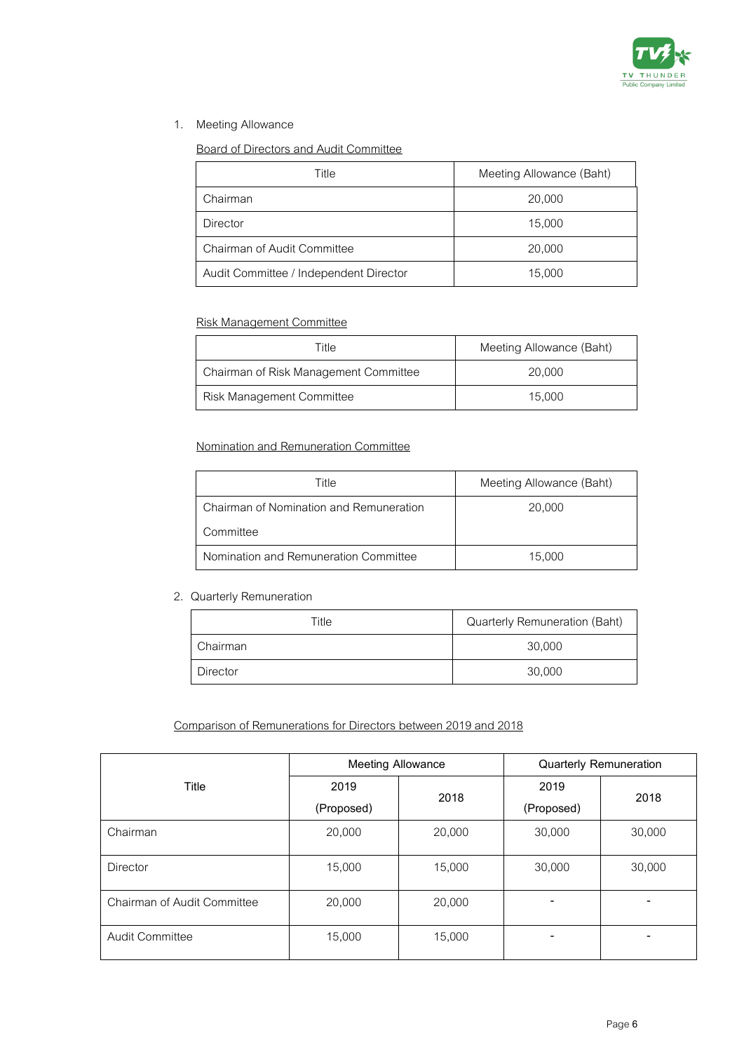1. Meeting Allowance

Board of Directors and Audit Committee

| Title | Meeting Allowance (Baht) |
|---|---|
| Chairman | 20,000 |
| Director | 15,000 |
| Chairman of Audit Committee | 20,000 |
| Audit Committee / Independent Director | 15,000 |

Risk Management Committee

| Title | Meeting Allowance (Baht) |
|---|---|
| Chairman of Risk Management Committee | 20,000 |
| Risk Management Committee | 15,000 |

Nomination and Remuneration Committee

| Title | Meeting Allowance (Baht) |
|---|---|
| Chairman of Nomination and Remuneration Committee | 20,000 |
| Nomination and Remuneration Committee | 15,000 |

2. Quarterly Remuneration

| Title | Quarterly Remuneration (Baht) |
|---|---|
| Chairman | 30,000 |
| Director | 30,000 |

Comparison of Remunerations for Directors between 2019 and 2018

| Title | Meeting Allowance | | Quarterly Remuneration | |
|---|---|---|---|---|
| | 2019 (Proposed) | 2018 | 2019 (Proposed) | 2018 |
| Chairman | 20,000 | 20,000 | 30,000 | 30,000 |
| Director | 15,000 | 15,000 | 30,000 | 30,000 |
| Chairman of Audit Committee | 20,000 | 20,000 | - | - |
| Audit Committee | 15,000 | 15,000 | - | - |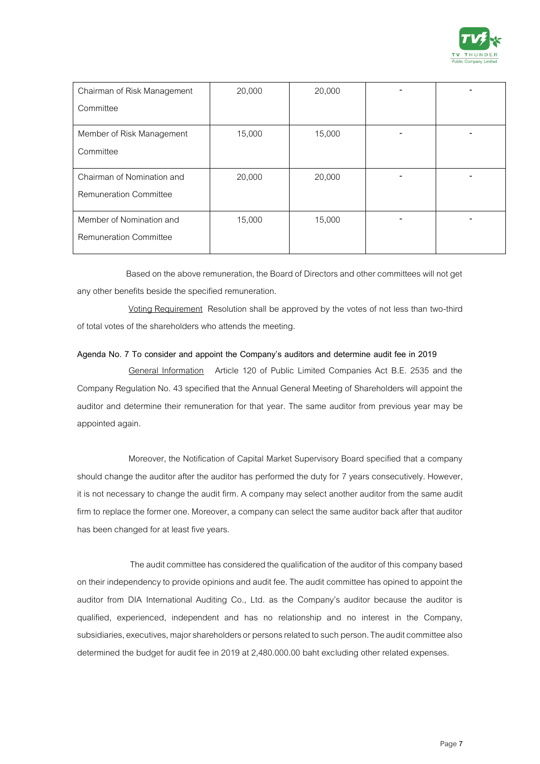| Chairman of Risk Management Committee | 20,000 | 20,000 | - | - |
|---|---|---|---|---|
| Member of Risk Management Committee | 15,000 | 15,000 | - | - |
| Chairman of Nomination and Remuneration Committee | 20,000 | 20,000 | - | - |
| Member of Nomination and Remuneration Committee | 15,000 | 15,000 | - | - |

Based on the above remuneration, the Board of Directors and other committees will not get any other benefits beside the specified remuneration.

Voting Requirement Resolution shall be approved by the votes of not less than two-third of total votes of the shareholders who attends the meeting.

**Agenda No. 7 To consider and appoint the Company's auditors and determine audit fee in 2019**

General Information Article 120 of Public Limited Companies Act B.E. 2535 and the Company Regulation No. 43 specified that the Annual General Meeting of Shareholders will appoint the auditor and determine their remuneration for that year. The same auditor from previous year may be appointed again.

Moreover, the Notification of Capital Market Supervisory Board specified that a company should change the auditor after the auditor has performed the duty for 7 years consecutively. However, it is not necessary to change the audit firm. A company may select another auditor from the same audit firm to replace the former one. Moreover, a company can select the same auditor back after that auditor has been changed for at least five years.

The audit committee has considered the qualification of the auditor of this company based on their independency to provide opinions and audit fee. The audit committee has opined to appoint the auditor from DIA International Auditing Co., Ltd. as the Company's auditor because the auditor is qualified, experienced, independent and has no relationship and no interest in the Company, subsidiaries, executives, major shareholders or persons related to such person. The audit committee also determined the budget for audit fee in 2019 at 2,480.000.00 baht excluding other related expenses.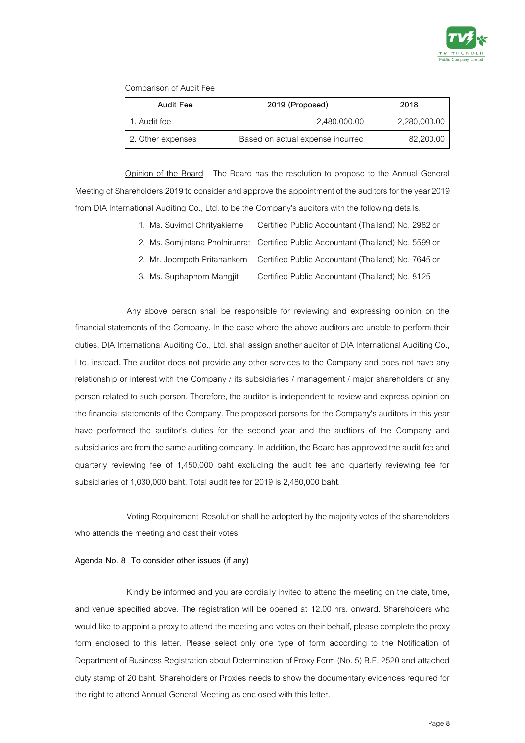Comparison of Audit Fee

| Audit Fee | 2019 (Proposed) | 2018 |
|---|---|---|
| 1. Audit fee | 2,480,000.00 | 2,280,000.00 |
| 2. Other expenses | Based on actual expense incurred | 82,200.00 |

Opinion of the Board The Board has the resolution to propose to the Annual General Meeting of Shareholders 2019 to consider and approve the appointment of the auditors for the year 2019 from DIA International Auditing Co., Ltd. to be the Company's auditors with the following details.

1. Ms. Suvimol Chrityakierne Certified Public Accountant (Thailand) No. 2982 or
2. Ms. Somjintana Pholhirunrat Certified Public Accountant (Thailand) No. 5599 or
2. Mr. Joompoth Pritanankorn Certified Public Accountant (Thailand) No. 7645 or
3. Ms. Suphaphorn Mangjit Certified Public Accountant (Thailand) No. 8125

Any above person shall be responsible for reviewing and expressing opinion on the financial statements of the Company. In the case where the above auditors are unable to perform their duties, DIA International Auditing Co., Ltd. shall assign another auditor of DIA International Auditing Co., Ltd. instead. The auditor does not provide any other services to the Company and does not have any relationship or interest with the Company / its subsidiaries / management / major shareholders or any person related to such person. Therefore, the auditor is independent to review and express opinion on the financial statements of the Company. The proposed persons for the Company's auditors in this year have performed the auditor's duties for the second year and the audtiors of the Company and subsidiaries are from the same auditing company. In addition, the Board has approved the audit fee and quarterly reviewing fee of 1,450,000 baht excluding the audit fee and quarterly reviewing fee for subsidiaries of 1,030,000 baht. Total audit fee for 2019 is 2,480,000 baht.

Voting Requirement Resolution shall be adopted by the majority votes of the shareholders who attends the meeting and cast their votes

**Agenda No. 8 To consider other issues (if any)**

Kindly be informed and you are cordially invited to attend the meeting on the date, time, and venue specified above. The registration will be opened at 12.00 hrs. onward. Shareholders who would like to appoint a proxy to attend the meeting and votes on their behalf, please complete the proxy form enclosed to this letter. Please select only one type of form according to the Notification of Department of Business Registration about Determination of Proxy Form (No. 5) B.E. 2520 and attached duty stamp of 20 baht. Shareholders or Proxies needs to show the documentary evidences required for the right to attend Annual General Meeting as enclosed with this letter.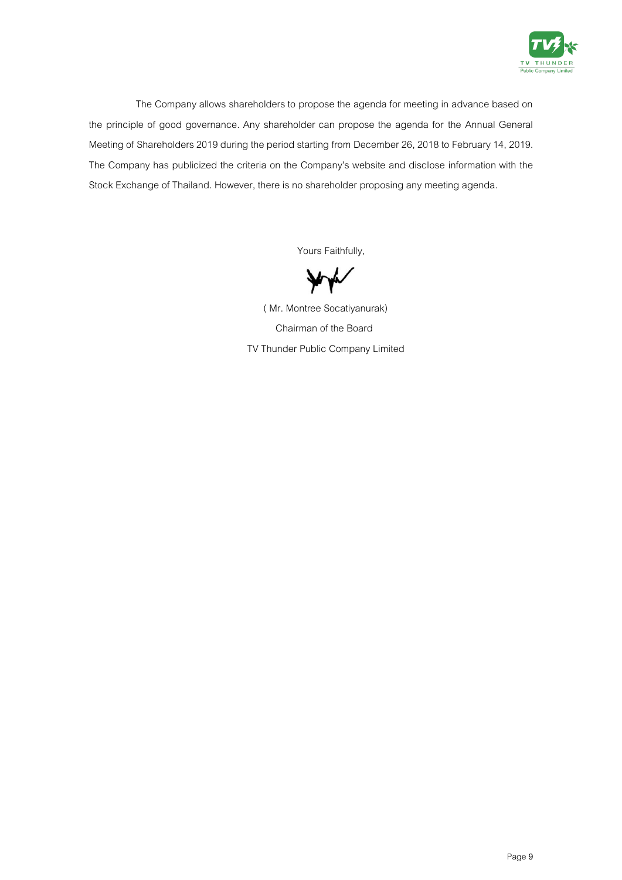The Company allows shareholders to propose the agenda for meeting in advance based on the principle of good governance. Any shareholder can propose the agenda for the Annual General Meeting of Shareholders 2019 during the period starting from December 26, 2018 to February 14, 2019. The Company has publicized the criteria on the Company's website and disclose information with the Stock Exchange of Thailand. However, there is no shareholder proposing any meeting agenda.

Yours Faithfully,

( Mr. Montree Socatiyanurak)

Chairman of the Board

TV Thunder Public Company Limited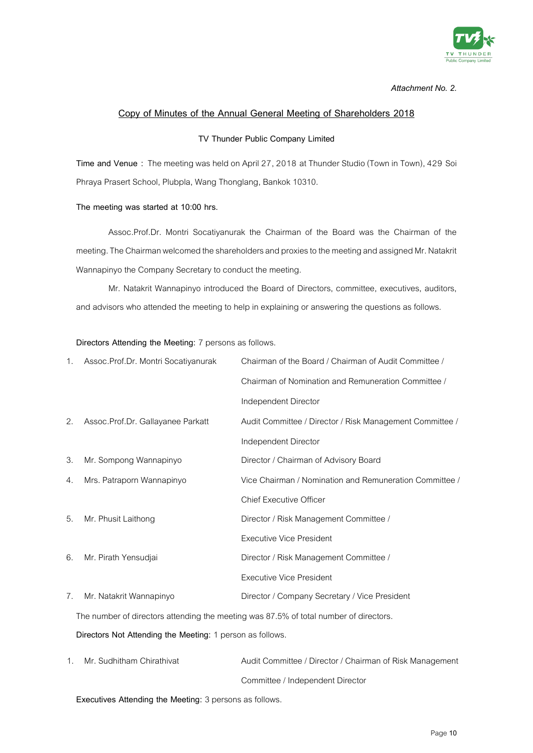*Attachment No. 2.*

## Copy of Minutes of the Annual General Meeting of Shareholders 2018

**TV Thunder Public Company Limited**

**Time and Venue :** The meeting was held on April 27, 2018 at Thunder Studio (Town in Town), 429 Soi Phraya Prasert School, Plubpla, Wang Thonglang, Bankok 10310.

**The meeting was started at 10:00 hrs.**

Assoc.Prof.Dr. Montri Socatiyanurak the Chairman of the Board was the Chairman of the meeting. The Chairman welcomed the shareholders and proxies to the meeting and assigned Mr. Natakrit Wannapinyo the Company Secretary to conduct the meeting.

Mr. Natakrit Wannapinyo introduced the Board of Directors, committee, executives, auditors, and advisors who attended the meeting to help in explaining or answering the questions as follows.

**Directors Attending the Meeting:** 7 persons as follows.

| | Name | Position |
|---|---|---|
| 1. | Assoc.Prof.Dr. Montri Socatiyanurak | Chairman of the Board / Chairman of Audit Committee / Chairman of Nomination and Remuneration Committee / Independent Director |
| 2. | Assoc.Prof.Dr. Gallayanee Parkatt | Audit Committee / Director / Risk Management Committee / Independent Director |
| 3. | Mr. Sompong Wannapinyo | Director / Chairman of Advisory Board |
| 4. | Mrs. Patraporn Wannapinyo | Vice Chairman / Nomination and Remuneration Committee / Chief Executive Officer |
| 5. | Mr. Phusit Laithong | Director / Risk Management Committee / Executive Vice President |
| 6. | Mr. Pirath Yensudjai | Director / Risk Management Committee / Executive Vice President |
| 7. | Mr. Natakrit Wannapinyo | Director / Company Secretary / Vice President |

The number of directors attending the meeting was 87.5% of total number of directors.

**Directors Not Attending the Meeting:** 1 person as follows.

| | Name | Position |
|---|---|---|
| 1. | Mr. Sudhitham Chirathivat | Audit Committee / Director / Chairman of Risk Management Committee / Independent Director |

**Executives Attending the Meeting:** 3 persons as follows.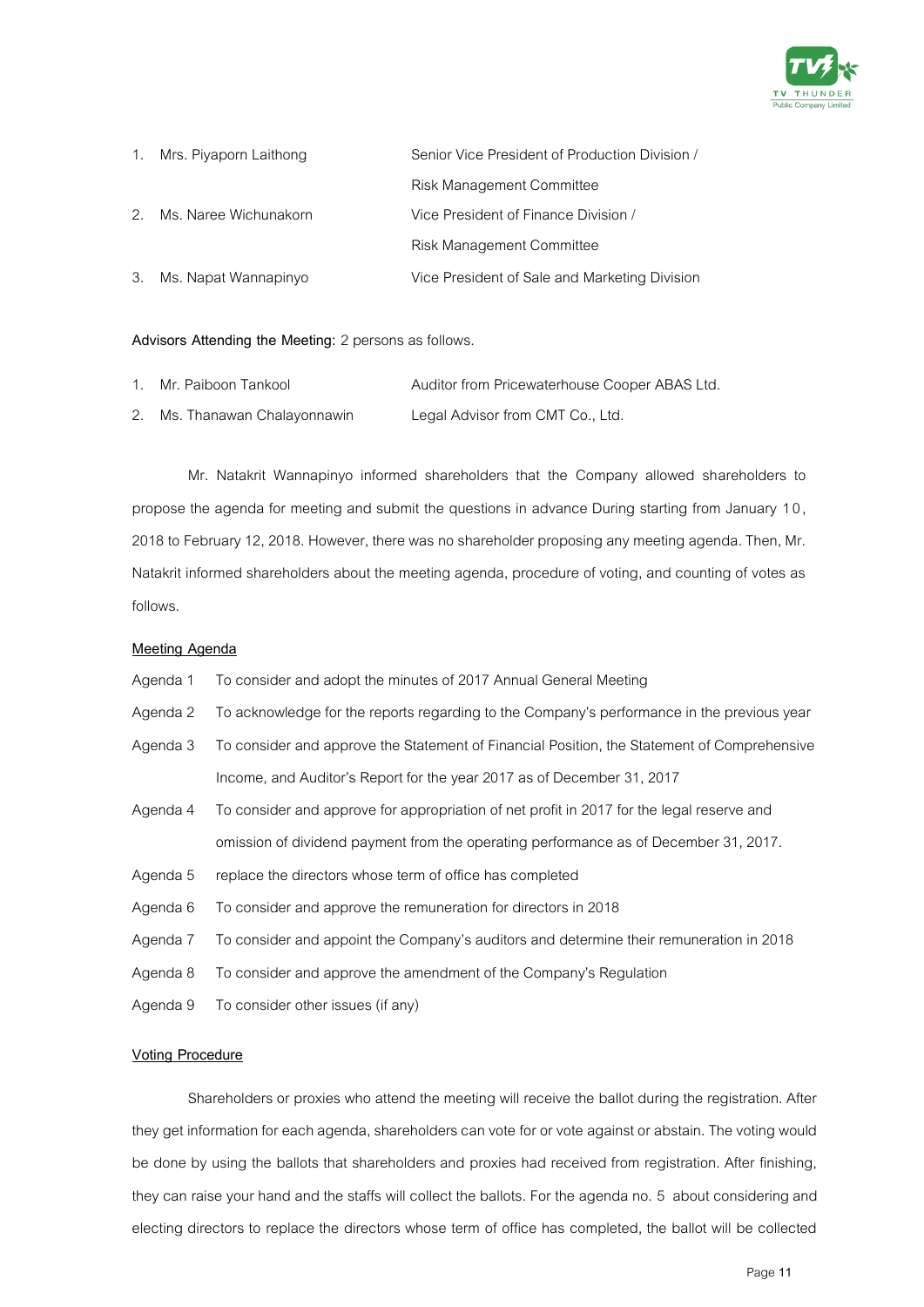1. Mrs. Piyaporn Laithong — Senior Vice President of Production Division / Risk Management Committee
2. Ms. Naree Wichunakorn — Vice President of Finance Division / Risk Management Committee
3. Ms. Napat Wannapinyo — Vice President of Sale and Marketing Division

**Advisors Attending the Meeting:** 2 persons as follows.

1. Mr. Paiboon Tankool — Auditor from Pricewaterhouse Cooper ABAS Ltd.
2. Ms. Thanawan Chalayonnawin — Legal Advisor from CMT Co., Ltd.

Mr. Natakrit Wannapinyo informed shareholders that the Company allowed shareholders to propose the agenda for meeting and submit the questions in advance During starting from January 10, 2018 to February 12, 2018. However, there was no shareholder proposing any meeting agenda. Then, Mr. Natakrit informed shareholders about the meeting agenda, procedure of voting, and counting of votes as follows.

**Meeting Agenda**

Agenda 1 To consider and adopt the minutes of 2017 Annual General Meeting

Agenda 2 To acknowledge for the reports regarding to the Company's performance in the previous year

Agenda 3 To consider and approve the Statement of Financial Position, the Statement of Comprehensive Income, and Auditor's Report for the year 2017 as of December 31, 2017

Agenda 4 To consider and approve for appropriation of net profit in 2017 for the legal reserve and omission of dividend payment from the operating performance as of December 31, 2017.

Agenda 5 replace the directors whose term of office has completed

Agenda 6 To consider and approve the remuneration for directors in 2018

Agenda 7 To consider and appoint the Company's auditors and determine their remuneration in 2018

Agenda 8 To consider and approve the amendment of the Company's Regulation

Agenda 9 To consider other issues (if any)

**Voting Procedure**

Shareholders or proxies who attend the meeting will receive the ballot during the registration. After they get information for each agenda, shareholders can vote for or vote against or abstain. The voting would be done by using the ballots that shareholders and proxies had received from registration. After finishing, they can raise your hand and the staffs will collect the ballots. For the agenda no. 5 about considering and electing directors to replace the directors whose term of office has completed, the ballot will be collected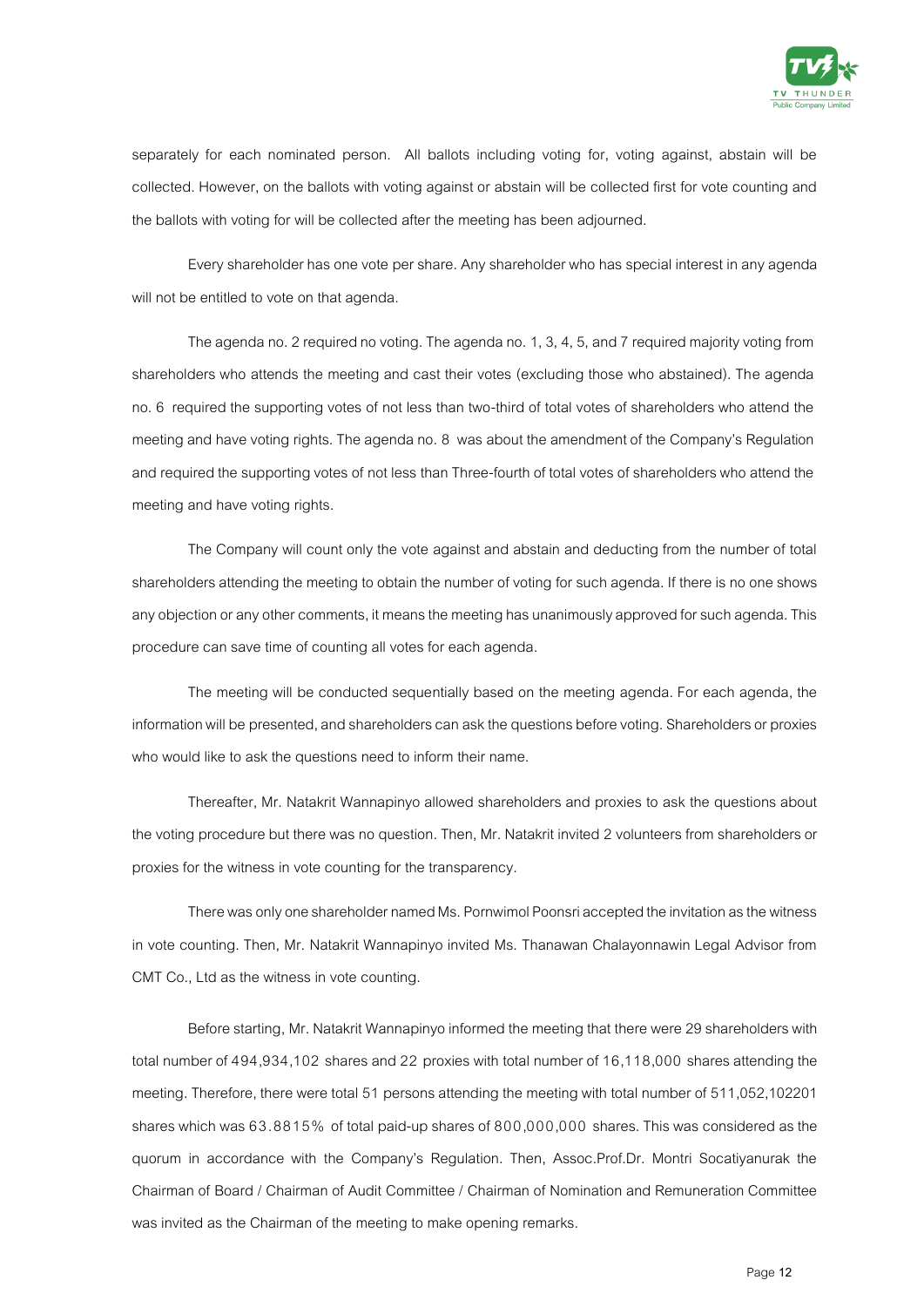separately for each nominated person. All ballots including voting for, voting against, abstain will be collected. However, on the ballots with voting against or abstain will be collected first for vote counting and the ballots with voting for will be collected after the meeting has been adjourned.

Every shareholder has one vote per share. Any shareholder who has special interest in any agenda will not be entitled to vote on that agenda.

The agenda no. 2 required no voting. The agenda no. 1, 3, 4, 5, and 7 required majority voting from shareholders who attends the meeting and cast their votes (excluding those who abstained). The agenda no. 6 required the supporting votes of not less than two-third of total votes of shareholders who attend the meeting and have voting rights. The agenda no. 8 was about the amendment of the Company's Regulation and required the supporting votes of not less than Three-fourth of total votes of shareholders who attend the meeting and have voting rights.

The Company will count only the vote against and abstain and deducting from the number of total shareholders attending the meeting to obtain the number of voting for such agenda. If there is no one shows any objection or any other comments, it means the meeting has unanimously approved for such agenda. This procedure can save time of counting all votes for each agenda.

The meeting will be conducted sequentially based on the meeting agenda. For each agenda, the information will be presented, and shareholders can ask the questions before voting. Shareholders or proxies who would like to ask the questions need to inform their name.

Thereafter, Mr. Natakrit Wannapinyo allowed shareholders and proxies to ask the questions about the voting procedure but there was no question. Then, Mr. Natakrit invited 2 volunteers from shareholders or proxies for the witness in vote counting for the transparency.

There was only one shareholder named Ms. Pornwimol Poonsri accepted the invitation as the witness in vote counting. Then, Mr. Natakrit Wannapinyo invited Ms. Thanawan Chalayonnawin Legal Advisor from CMT Co., Ltd as the witness in vote counting.

Before starting, Mr. Natakrit Wannapinyo informed the meeting that there were 29 shareholders with total number of 494,934,102 shares and 22 proxies with total number of 16,118,000 shares attending the meeting. Therefore, there were total 51 persons attending the meeting with total number of 511,052,102201 shares which was 63.8815% of total paid-up shares of 800,000,000 shares. This was considered as the quorum in accordance with the Company's Regulation. Then, Assoc.Prof.Dr. Montri Socatiyanurak the Chairman of Board / Chairman of Audit Committee / Chairman of Nomination and Remuneration Committee was invited as the Chairman of the meeting to make opening remarks.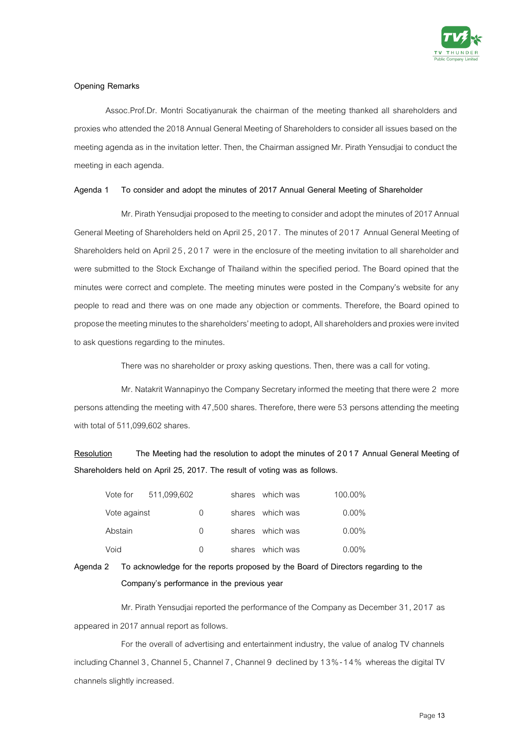**Opening Remarks**

Assoc.Prof.Dr. Montri Socatiyanurak the chairman of the meeting thanked all shareholders and proxies who attended the 2018 Annual General Meeting of Shareholders to consider all issues based on the meeting agenda as in the invitation letter. Then, the Chairman assigned Mr. Pirath Yensudjai to conduct the meeting in each agenda.

**Agenda 1 To consider and adopt the minutes of 2017 Annual General Meeting of Shareholder**

Mr. Pirath Yensudjai proposed to the meeting to consider and adopt the minutes of 2017 Annual General Meeting of Shareholders held on April 25, 2017. The minutes of 2017 Annual General Meeting of Shareholders held on April 25, 2017 were in the enclosure of the meeting invitation to all shareholder and were submitted to the Stock Exchange of Thailand within the specified period. The Board opined that the minutes were correct and complete. The meeting minutes were posted in the Company's website for any people to read and there was on one made any objection or comments. Therefore, the Board opined to propose the meeting minutes to the shareholders' meeting to adopt, All shareholders and proxies were invited to ask questions regarding to the minutes.

There was no shareholder or proxy asking questions. Then, there was a call for voting.

Mr. Natakrit Wannapinyo the Company Secretary informed the meeting that there were 2 more persons attending the meeting with 47,500 shares. Therefore, there were 53 persons attending the meeting with total of 511,099,602 shares.

<u>Resolution</u> **The Meeting had the resolution to adopt the minutes of 2017 Annual General Meeting of Shareholders held on April 25, 2017. The result of voting was as follows.**

| | | | | |
|---|---|---|---|---|
| Vote for | 511,099,602 | shares | which was | 100.00% |
| Vote against | 0 | shares | which was | 0.00% |
| Abstain | 0 | shares | which was | 0.00% |
| Void | 0 | shares | which was | 0.00% |

**Agenda 2 To acknowledge for the reports proposed by the Board of Directors regarding to the Company's performance in the previous year**

Mr. Pirath Yensudjai reported the performance of the Company as December 31, 2017 as appeared in 2017 annual report as follows.

For the overall of advertising and entertainment industry, the value of analog TV channels including Channel 3, Channel 5, Channel 7, Channel 9 declined by 13%-14% whereas the digital TV channels slightly increased.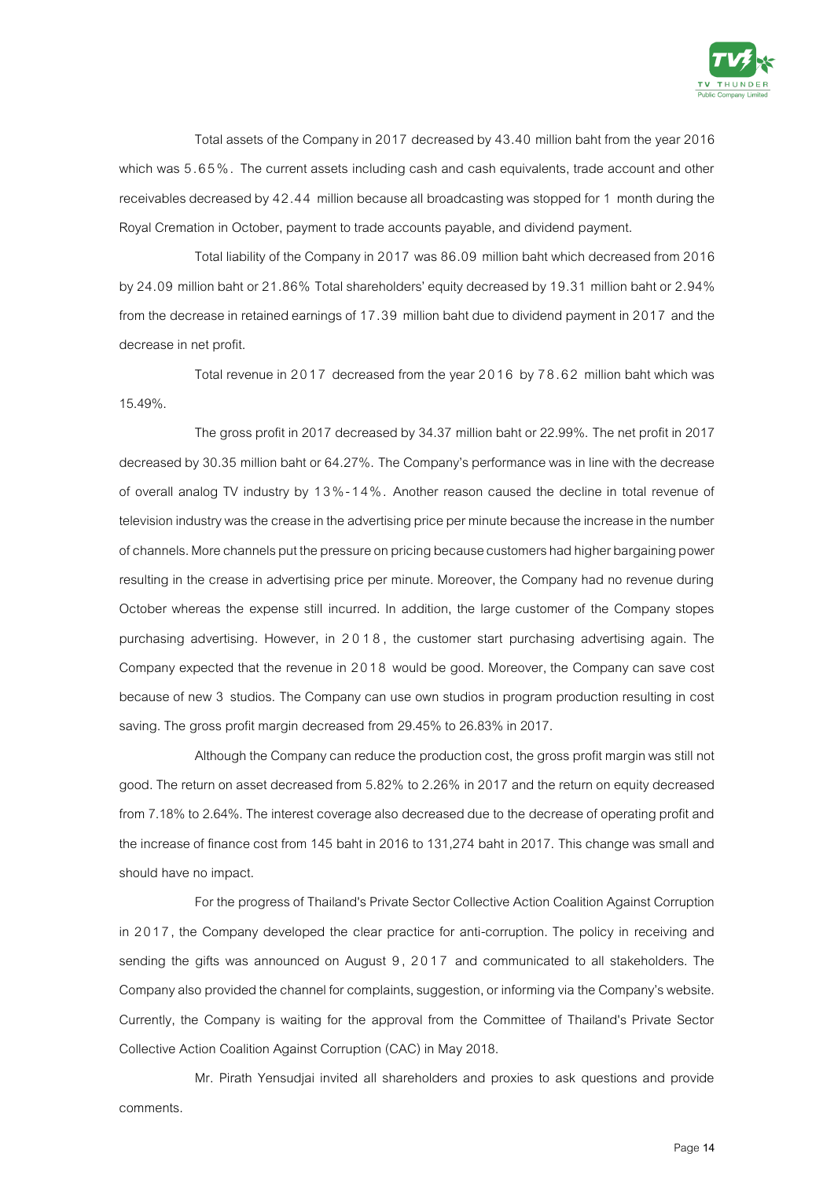Total assets of the Company in 2017 decreased by 43.40 million baht from the year 2016 which was 5.65%. The current assets including cash and cash equivalents, trade account and other receivables decreased by 42.44 million because all broadcasting was stopped for 1 month during the Royal Cremation in October, payment to trade accounts payable, and dividend payment.

Total liability of the Company in 2017 was 86.09 million baht which decreased from 2016 by 24.09 million baht or 21.86% Total shareholders' equity decreased by 19.31 million baht or 2.94% from the decrease in retained earnings of 17.39 million baht due to dividend payment in 2017 and the decrease in net profit.

Total revenue in 2017 decreased from the year 2016 by 78.62 million baht which was 15.49%.

The gross profit in 2017 decreased by 34.37 million baht or 22.99%. The net profit in 2017 decreased by 30.35 million baht or 64.27%. The Company's performance was in line with the decrease of overall analog TV industry by 13%-14%. Another reason caused the decline in total revenue of television industry was the crease in the advertising price per minute because the increase in the number of channels. More channels put the pressure on pricing because customers had higher bargaining power resulting in the crease in advertising price per minute. Moreover, the Company had no revenue during October whereas the expense still incurred. In addition, the large customer of the Company stopes purchasing advertising. However, in 2018, the customer start purchasing advertising again. The Company expected that the revenue in 2018 would be good. Moreover, the Company can save cost because of new 3 studios. The Company can use own studios in program production resulting in cost saving. The gross profit margin decreased from 29.45% to 26.83% in 2017.

Although the Company can reduce the production cost, the gross profit margin was still not good. The return on asset decreased from 5.82% to 2.26% in 2017 and the return on equity decreased from 7.18% to 2.64%. The interest coverage also decreased due to the decrease of operating profit and the increase of finance cost from 145 baht in 2016 to 131,274 baht in 2017. This change was small and should have no impact.

For the progress of Thailand's Private Sector Collective Action Coalition Against Corruption in 2017, the Company developed the clear practice for anti-corruption. The policy in receiving and sending the gifts was announced on August 9, 2017 and communicated to all stakeholders. The Company also provided the channel for complaints, suggestion, or informing via the Company's website. Currently, the Company is waiting for the approval from the Committee of Thailand's Private Sector Collective Action Coalition Against Corruption (CAC) in May 2018.

Mr. Pirath Yensudjai invited all shareholders and proxies to ask questions and provide comments.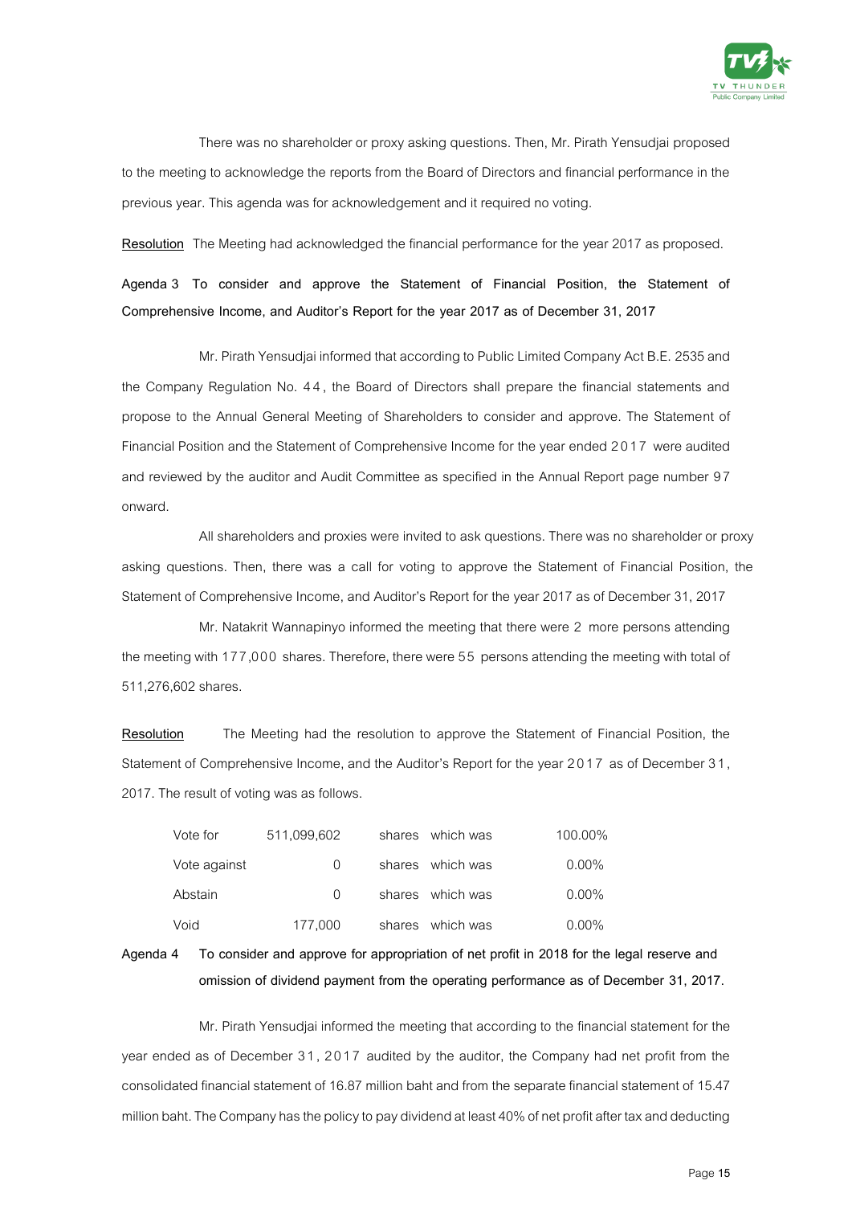There was no shareholder or proxy asking questions. Then, Mr. Pirath Yensudjai proposed to the meeting to acknowledge the reports from the Board of Directors and financial performance in the previous year. This agenda was for acknowledgement and it required no voting.

**Resolution** The Meeting had acknowledged the financial performance for the year 2017 as proposed.

**Agenda 3 To consider and approve the Statement of Financial Position, the Statement of Comprehensive Income, and Auditor's Report for the year 2017 as of December 31, 2017**

Mr. Pirath Yensudjai informed that according to Public Limited Company Act B.E. 2535 and the Company Regulation No. 44, the Board of Directors shall prepare the financial statements and propose to the Annual General Meeting of Shareholders to consider and approve. The Statement of Financial Position and the Statement of Comprehensive Income for the year ended 2017 were audited and reviewed by the auditor and Audit Committee as specified in the Annual Report page number 97 onward.

All shareholders and proxies were invited to ask questions. There was no shareholder or proxy asking questions. Then, there was a call for voting to approve the Statement of Financial Position, the Statement of Comprehensive Income, and Auditor's Report for the year 2017 as of December 31, 2017

Mr. Natakrit Wannapinyo informed the meeting that there were 2 more persons attending the meeting with 177,000 shares. Therefore, there were 55 persons attending the meeting with total of 511,276,602 shares.

**Resolution** The Meeting had the resolution to approve the Statement of Financial Position, the Statement of Comprehensive Income, and the Auditor's Report for the year 2017 as of December 31, 2017. The result of voting was as follows.

| | | | | |
|---|---|---|---|---|
| Vote for | 511,099,602 | shares | which was | 100.00% |
| Vote against | 0 | shares | which was | 0.00% |
| Abstain | 0 | shares | which was | 0.00% |
| Void | 177,000 | shares | which was | 0.00% |

**Agenda 4 To consider and approve for appropriation of net profit in 2018 for the legal reserve and omission of dividend payment from the operating performance as of December 31, 2017.**

Mr. Pirath Yensudjai informed the meeting that according to the financial statement for the year ended as of December 31, 2017 audited by the auditor, the Company had net profit from the consolidated financial statement of 16.87 million baht and from the separate financial statement of 15.47 million baht. The Company has the policy to pay dividend at least 40% of net profit after tax and deducting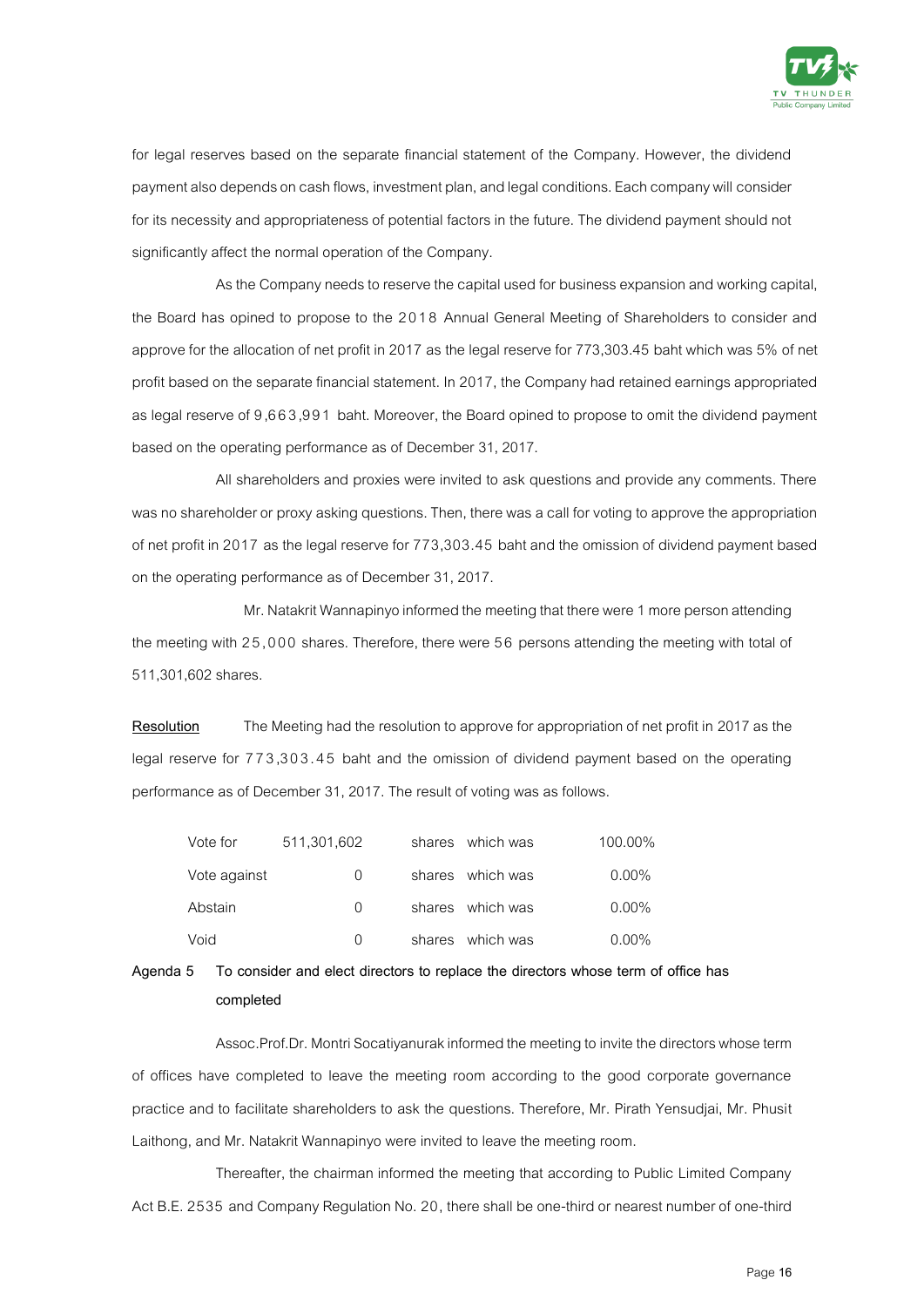for legal reserves based on the separate financial statement of the Company. However, the dividend payment also depends on cash flows, investment plan, and legal conditions. Each company will consider for its necessity and appropriateness of potential factors in the future. The dividend payment should not significantly affect the normal operation of the Company.

As the Company needs to reserve the capital used for business expansion and working capital, the Board has opined to propose to the 2018 Annual General Meeting of Shareholders to consider and approve for the allocation of net profit in 2017 as the legal reserve for 773,303.45 baht which was 5% of net profit based on the separate financial statement. In 2017, the Company had retained earnings appropriated as legal reserve of 9,663,991 baht. Moreover, the Board opined to propose to omit the dividend payment based on the operating performance as of December 31, 2017.

All shareholders and proxies were invited to ask questions and provide any comments. There was no shareholder or proxy asking questions. Then, there was a call for voting to approve the appropriation of net profit in 2017 as the legal reserve for 773,303.45 baht and the omission of dividend payment based on the operating performance as of December 31, 2017.

Mr. Natakrit Wannapinyo informed the meeting that there were 1 more person attending the meeting with 25,000 shares. Therefore, there were 56 persons attending the meeting with total of 511,301,602 shares.

<u>Resolution</u> The Meeting had the resolution to approve for appropriation of net profit in 2017 as the legal reserve for 773,303.45 baht and the omission of dividend payment based on the operating performance as of December 31, 2017. The result of voting was as follows.

| | | | | |
|---|---|---|---|---|
| Vote for | 511,301,602 | shares | which was | 100.00% |
| Vote against | 0 | shares | which was | 0.00% |
| Abstain | 0 | shares | which was | 0.00% |
| Void | 0 | shares | which was | 0.00% |

**Agenda 5 To consider and elect directors to replace the directors whose term of office has completed**

Assoc.Prof.Dr. Montri Socatiyanurak informed the meeting to invite the directors whose term of offices have completed to leave the meeting room according to the good corporate governance practice and to facilitate shareholders to ask the questions. Therefore, Mr. Pirath Yensudjai, Mr. Phusit Laithong, and Mr. Natakrit Wannapinyo were invited to leave the meeting room.

Thereafter, the chairman informed the meeting that according to Public Limited Company Act B.E. 2535 and Company Regulation No. 20, there shall be one-third or nearest number of one-third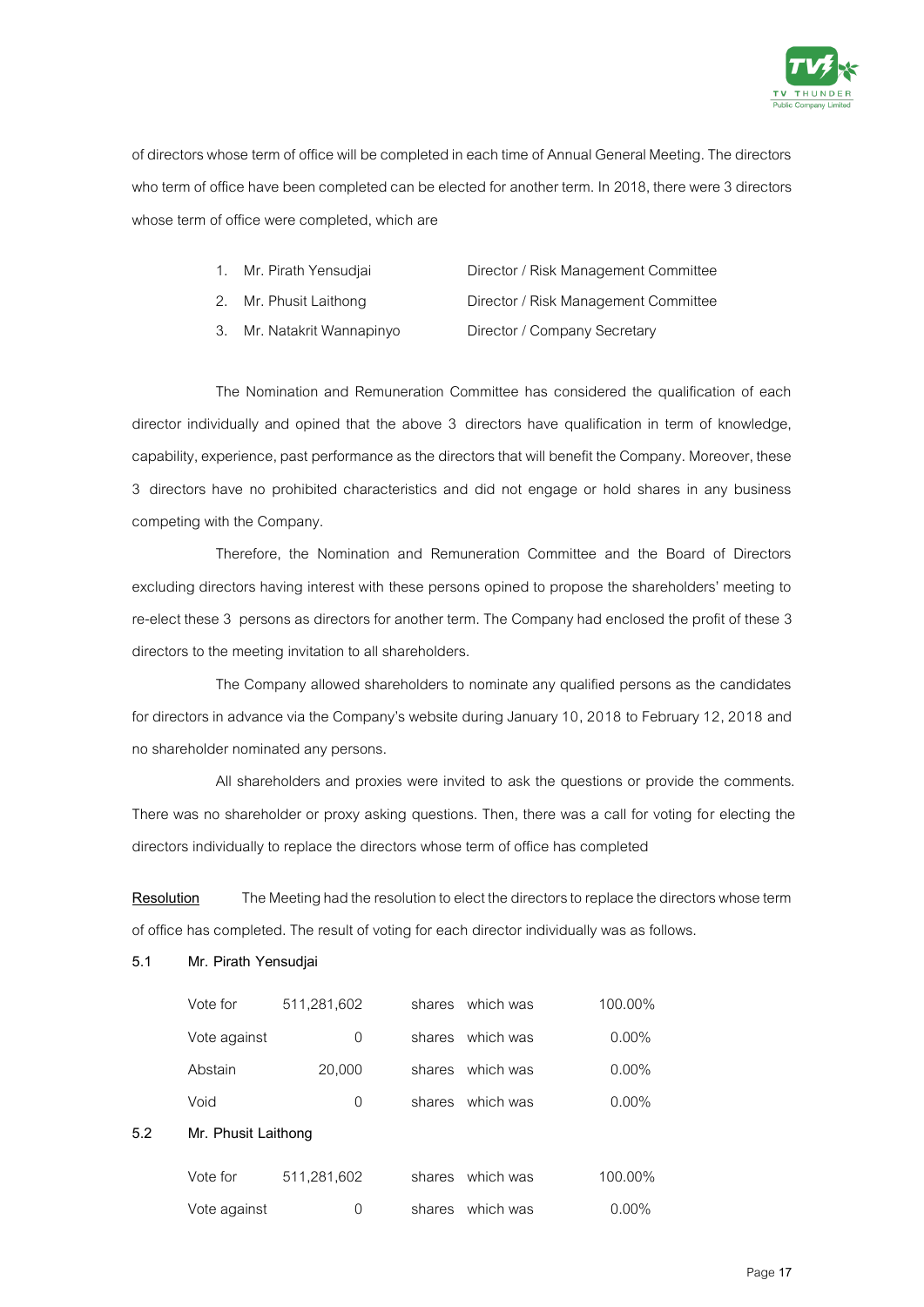of directors whose term of office will be completed in each time of Annual General Meeting. The directors who term of office have been completed can be elected for another term. In 2018, there were 3 directors whose term of office were completed, which are

| | | |
|---|---|---|
| 1. | Mr. Pirath Yensudjai | Director / Risk Management Committee |
| 2. | Mr. Phusit Laithong | Director / Risk Management Committee |
| 3. | Mr. Natakrit Wannapinyo | Director / Company Secretary |

The Nomination and Remuneration Committee has considered the qualification of each director individually and opined that the above 3 directors have qualification in term of knowledge, capability, experience, past performance as the directors that will benefit the Company. Moreover, these 3 directors have no prohibited characteristics and did not engage or hold shares in any business competing with the Company.

Therefore, the Nomination and Remuneration Committee and the Board of Directors excluding directors having interest with these persons opined to propose the shareholders' meeting to re-elect these 3 persons as directors for another term. The Company had enclosed the profit of these 3 directors to the meeting invitation to all shareholders.

The Company allowed shareholders to nominate any qualified persons as the candidates for directors in advance via the Company's website during January 10, 2018 to February 12, 2018 and no shareholder nominated any persons.

All shareholders and proxies were invited to ask the questions or provide the comments. There was no shareholder or proxy asking questions. Then, there was a call for voting for electing the directors individually to replace the directors whose term of office has completed

**Resolution** The Meeting had the resolution to elect the directors to replace the directors whose term of office has completed. The result of voting for each director individually was as follows.

**5.1 Mr. Pirath Yensudjai**

| | | | | |
|---|---|---|---|---|
| Vote for | 511,281,602 | shares | which was | 100.00% |
| Vote against | 0 | shares | which was | 0.00% |
| Abstain | 20,000 | shares | which was | 0.00% |
| Void | 0 | shares | which was | 0.00% |

**5.2 Mr. Phusit Laithong**

| | | | | |
|---|---|---|---|---|
| Vote for | 511,281,602 | shares | which was | 100.00% |
| Vote against | 0 | shares | which was | 0.00% |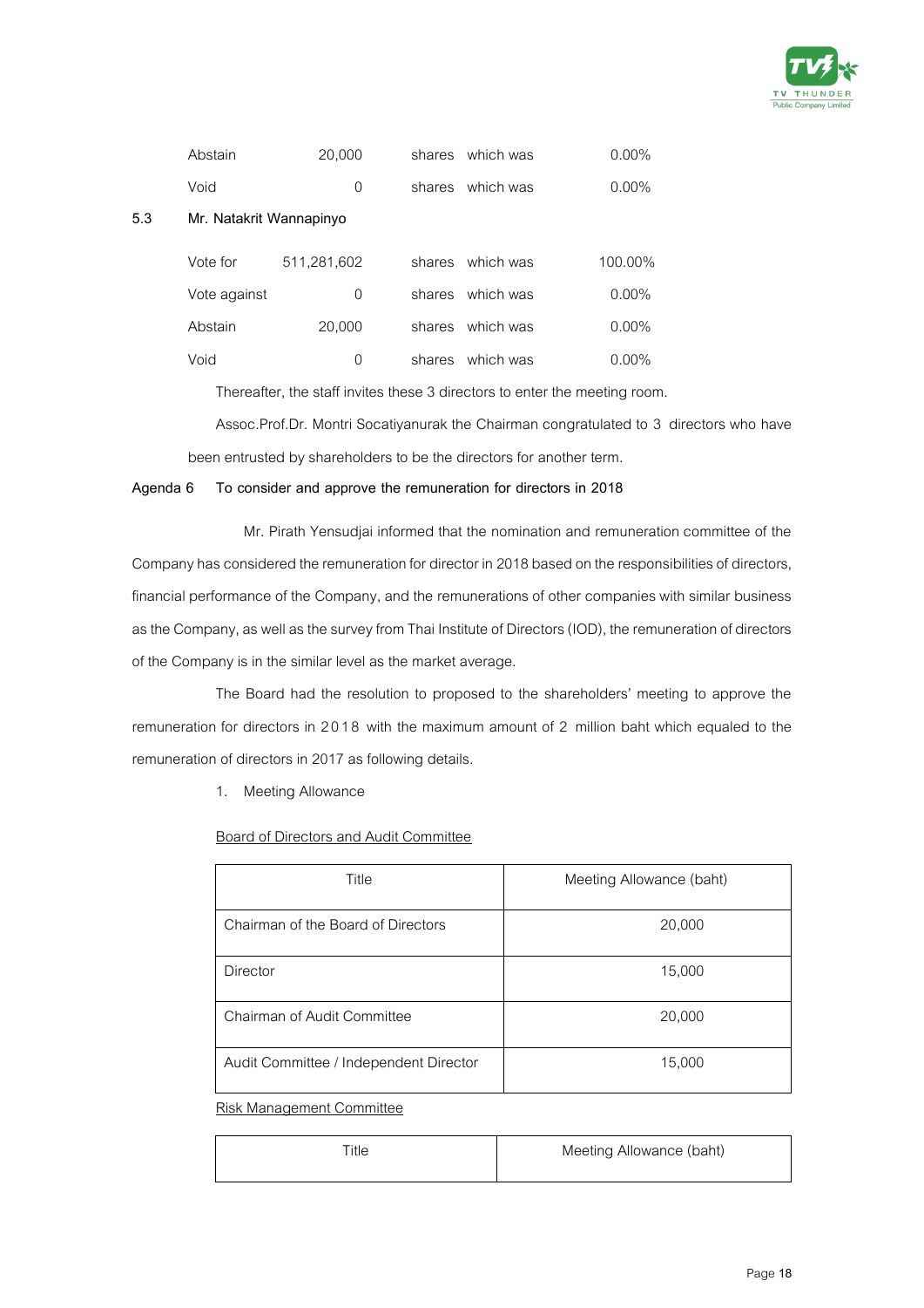| | | | | |
|---|---|---|---|---|
| Abstain | 20,000 | shares | which was | 0.00% |
| Void | 0 | shares | which was | 0.00% |

**5.3 Mr. Natakrit Wannapinyo**

| | | | | |
|---|---|---|---|---|
| Vote for | 511,281,602 | shares | which was | 100.00% |
| Vote against | 0 | shares | which was | 0.00% |
| Abstain | 20,000 | shares | which was | 0.00% |
| Void | 0 | shares | which was | 0.00% |

Thereafter, the staff invites these 3 directors to enter the meeting room.

Assoc.Prof.Dr. Montri Socatiyanurak the Chairman congratulated to 3 directors who have been entrusted by shareholders to be the directors for another term.

**Agenda 6 To consider and approve the remuneration for directors in 2018**

Mr. Pirath Yensudjai informed that the nomination and remuneration committee of the Company has considered the remuneration for director in 2018 based on the responsibilities of directors, financial performance of the Company, and the remunerations of other companies with similar business as the Company, as well as the survey from Thai Institute of Directors (IOD), the remuneration of directors of the Company is in the similar level as the market average.

The Board had the resolution to proposed to the shareholders' meeting to approve the remuneration for directors in 2018 with the maximum amount of 2 million baht which equaled to the remuneration of directors in 2017 as following details.

1. Meeting Allowance

Board of Directors and Audit Committee

| Title | Meeting Allowance (baht) |
|---|---|
| Chairman of the Board of Directors | 20,000 |
| Director | 15,000 |
| Chairman of Audit Committee | 20,000 |
| Audit Committee / Independent Director | 15,000 |

Risk Management Committee

| Title | Meeting Allowance (baht) |
|---|---|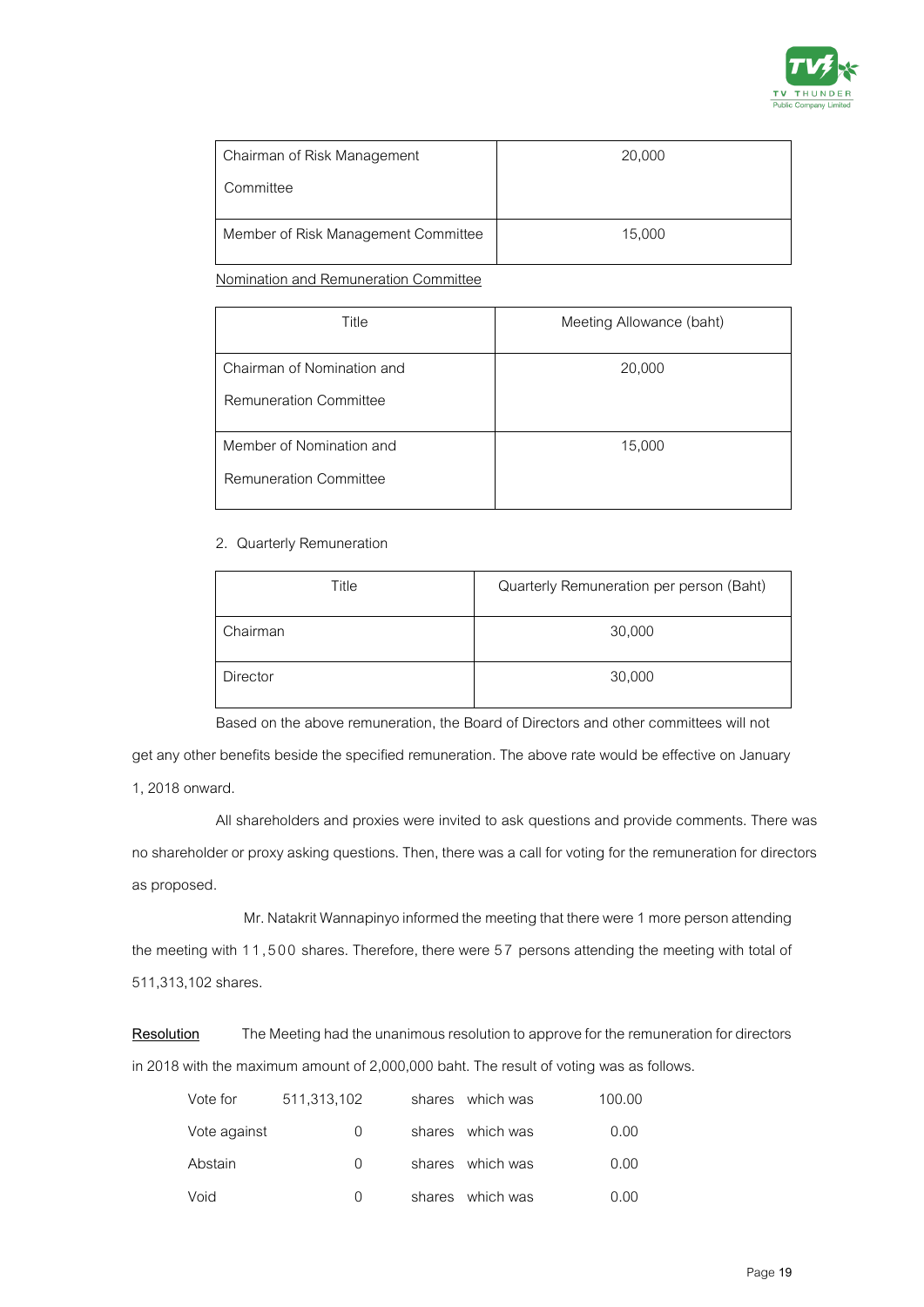| Chairman of Risk Management Committee | 20,000 |
|---|---|
| Member of Risk Management Committee | 15,000 |

Nomination and Remuneration Committee

| Title | Meeting Allowance (baht) |
|---|---|
| Chairman of Nomination and Remuneration Committee | 20,000 |
| Member of Nomination and Remuneration Committee | 15,000 |

2. Quarterly Remuneration

| Title | Quarterly Remuneration per person (Baht) |
|---|---|
| Chairman | 30,000 |
| Director | 30,000 |

Based on the above remuneration, the Board of Directors and other committees will not get any other benefits beside the specified remuneration. The above rate would be effective on January 1, 2018 onward.

All shareholders and proxies were invited to ask questions and provide comments. There was no shareholder or proxy asking questions. Then, there was a call for voting for the remuneration for directors as proposed.

Mr. Natakrit Wannapinyo informed the meeting that there were 1 more person attending the meeting with 11,500 shares. Therefore, there were 57 persons attending the meeting with total of 511,313,102 shares.

**Resolution** The Meeting had the unanimous resolution to approve for the remuneration for directors in 2018 with the maximum amount of 2,000,000 baht. The result of voting was as follows.

| | | | |
|---|---|---|---|
| Vote for | 511,313,102 | shares which was | 100.00 |
| Vote against | 0 | shares which was | 0.00 |
| Abstain | 0 | shares which was | 0.00 |
| Void | 0 | shares which was | 0.00 |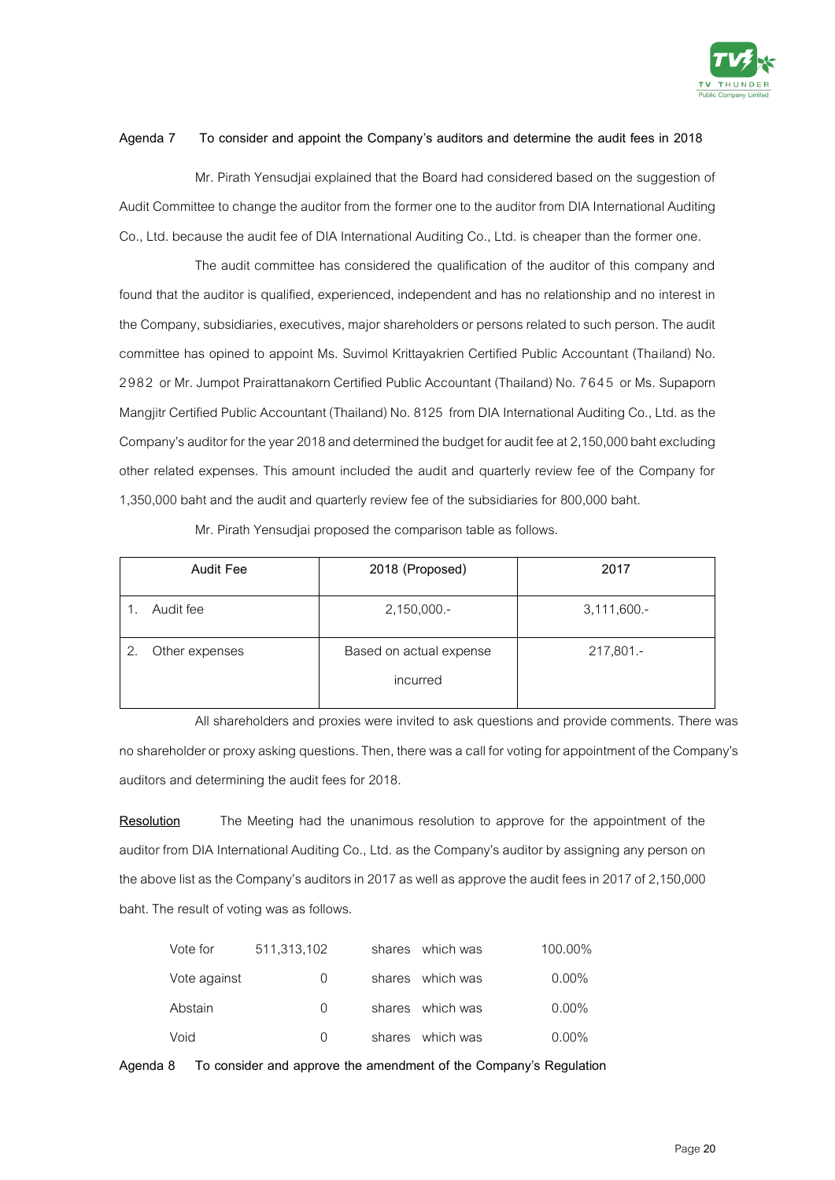**Agenda 7 To consider and appoint the Company's auditors and determine the audit fees in 2018**

Mr. Pirath Yensudjai explained that the Board had considered based on the suggestion of Audit Committee to change the auditor from the former one to the auditor from DIA International Auditing Co., Ltd. because the audit fee of DIA International Auditing Co., Ltd. is cheaper than the former one.

The audit committee has considered the qualification of the auditor of this company and found that the auditor is qualified, experienced, independent and has no relationship and no interest in the Company, subsidiaries, executives, major shareholders or persons related to such person. The audit committee has opined to appoint Ms. Suvimol Krittayakrien Certified Public Accountant (Thailand) No. 2982 or Mr. Jumpot Prairattanakorn Certified Public Accountant (Thailand) No. 7645 or Ms. Supaporn Mangjitr Certified Public Accountant (Thailand) No. 8125 from DIA International Auditing Co., Ltd. as the Company's auditor for the year 2018 and determined the budget for audit fee at 2,150,000 baht excluding other related expenses. This amount included the audit and quarterly review fee of the Company for 1,350,000 baht and the audit and quarterly review fee of the subsidiaries for 800,000 baht.

Mr. Pirath Yensudjai proposed the comparison table as follows.

| Audit Fee | 2018 (Proposed) | 2017 |
|---|---|---|
| 1. Audit fee | 2,150,000.- | 3,111,600.- |
| 2. Other expenses | Based on actual expense incurred | 217,801.- |

All shareholders and proxies were invited to ask questions and provide comments. There was no shareholder or proxy asking questions. Then, there was a call for voting for appointment of the Company's auditors and determining the audit fees for 2018.

**Resolution** The Meeting had the unanimous resolution to approve for the appointment of the auditor from DIA International Auditing Co., Ltd. as the Company's auditor by assigning any person on the above list as the Company's auditors in 2017 as well as approve the audit fees in 2017 of 2,150,000 baht. The result of voting was as follows.

| | | | |
|---|---|---|---|
| Vote for | 511,313,102 | shares which was | 100.00% |
| Vote against | 0 | shares which was | 0.00% |
| Abstain | 0 | shares which was | 0.00% |
| Void | 0 | shares which was | 0.00% |

**Agenda 8 To consider and approve the amendment of the Company's Regulation**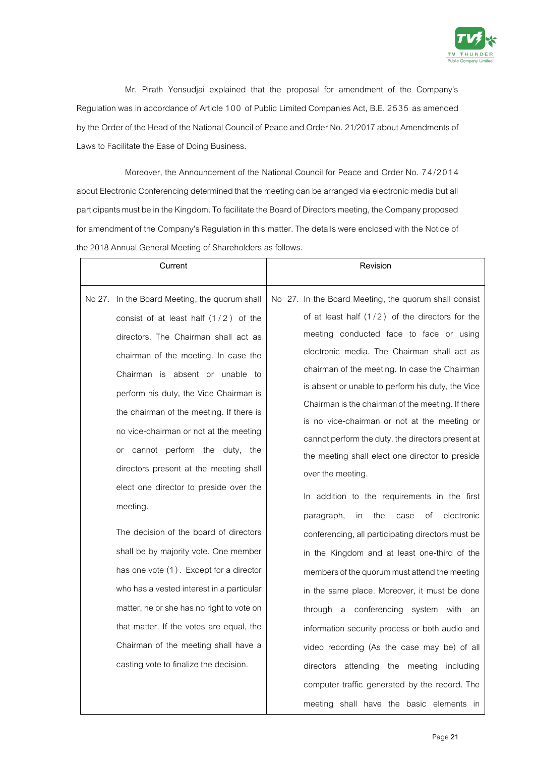Mr. Pirath Yensudjai explained that the proposal for amendment of the Company's Regulation was in accordance of Article 100 of Public Limited Companies Act, B.E. 2535 as amended by the Order of the Head of the National Council of Peace and Order No. 21/2017 about Amendments of Laws to Facilitate the Ease of Doing Business.

Moreover, the Announcement of the National Council for Peace and Order No. 74/2014 about Electronic Conferencing determined that the meeting can be arranged via electronic media but all participants must be in the Kingdom. To facilitate the Board of Directors meeting, the Company proposed for amendment of the Company's Regulation in this matter. The details were enclosed with the Notice of the 2018 Annual General Meeting of Shareholders as follows.

| Current | Revision |
|---|---|
| No 27. In the Board Meeting, the quorum shall consist of at least half (1/2) of the directors. The Chairman shall act as chairman of the meeting. In case the Chairman is absent or unable to perform his duty, the Vice Chairman is the chairman of the meeting. If there is no vice-chairman or not at the meeting or cannot perform the duty, the directors present at the meeting shall elect one director to preside over the meeting.<br><br>The decision of the board of directors shall be by majority vote. One member has one vote (1). Except for a director who has a vested interest in a particular matter, he or she has no right to vote on that matter. If the votes are equal, the Chairman of the meeting shall have a casting vote to finalize the decision. | No 27. In the Board Meeting, the quorum shall consist of at least half (1/2) of the directors for the meeting conducted face to face or using electronic media. The Chairman shall act as chairman of the meeting. In case the Chairman is absent or unable to perform his duty, the Vice Chairman is the chairman of the meeting. If there is no vice-chairman or not at the meeting or cannot perform the duty, the directors present at the meeting shall elect one director to preside over the meeting.<br><br>In addition to the requirements in the first paragraph, in the case of electronic conferencing, all participating directors must be in the Kingdom and at least one-third of the members of the quorum must attend the meeting in the same place. Moreover, it must be done through a conferencing system with an information security process or both audio and video recording (As the case may be) of all directors attending the meeting including computer traffic generated by the record. The meeting shall have the basic elements in |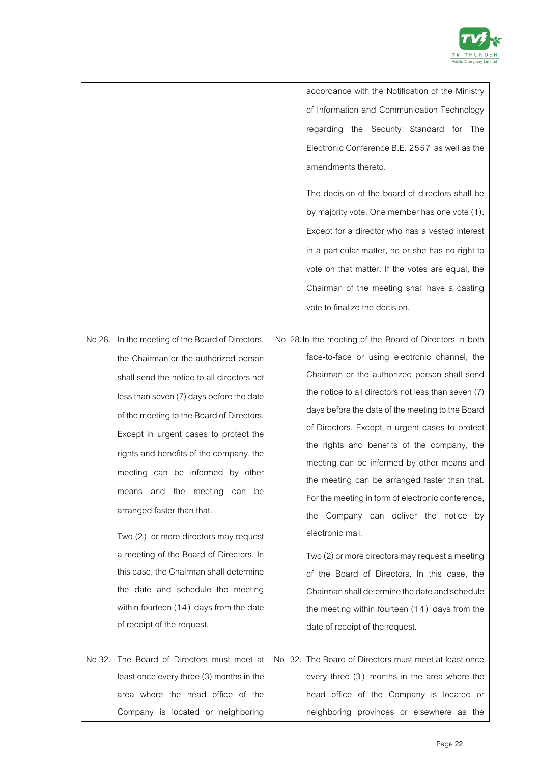| | |
|---|---|
| | accordance with the Notification of the Ministry of Information and Communication Technology regarding the Security Standard for The Electronic Conference B.E. 2557 as well as the amendments thereto.<br><br>The decision of the board of directors shall be by majority vote. One member has one vote (1). Except for a director who has a vested interest in a particular matter, he or she has no right to vote on that matter. If the votes are equal, the Chairman of the meeting shall have a casting vote to finalize the decision. |
| No 28. In the meeting of the Board of Directors, the Chairman or the authorized person shall send the notice to all directors not less than seven (7) days before the date of the meeting to the Board of Directors. Except in urgent cases to protect the rights and benefits of the company, the meeting can be informed by other means and the meeting can be arranged faster than that.<br><br>Two (2) or more directors may request a meeting of the Board of Directors. In this case, the Chairman shall determine the date and schedule the meeting within fourteen (14) days from the date of receipt of the request. | No 28. In the meeting of the Board of Directors in both face-to-face or using electronic channel, the Chairman or the authorized person shall send the notice to all directors not less than seven (7) days before the date of the meeting to the Board of Directors. Except in urgent cases to protect the rights and benefits of the company, the meeting can be informed by other means and the meeting can be arranged faster than that. For the meeting in form of electronic conference, the Company can deliver the notice by electronic mail.<br><br>Two (2) or more directors may request a meeting of the Board of Directors. In this case, the Chairman shall determine the date and schedule the meeting within fourteen (14) days from the date of receipt of the request. |
| No 32. The Board of Directors must meet at least once every three (3) months in the area where the head office of the Company is located or neighboring | No 32. The Board of Directors must meet at least once every three (3) months in the area where the head office of the Company is located or neighboring provinces or elsewhere as the |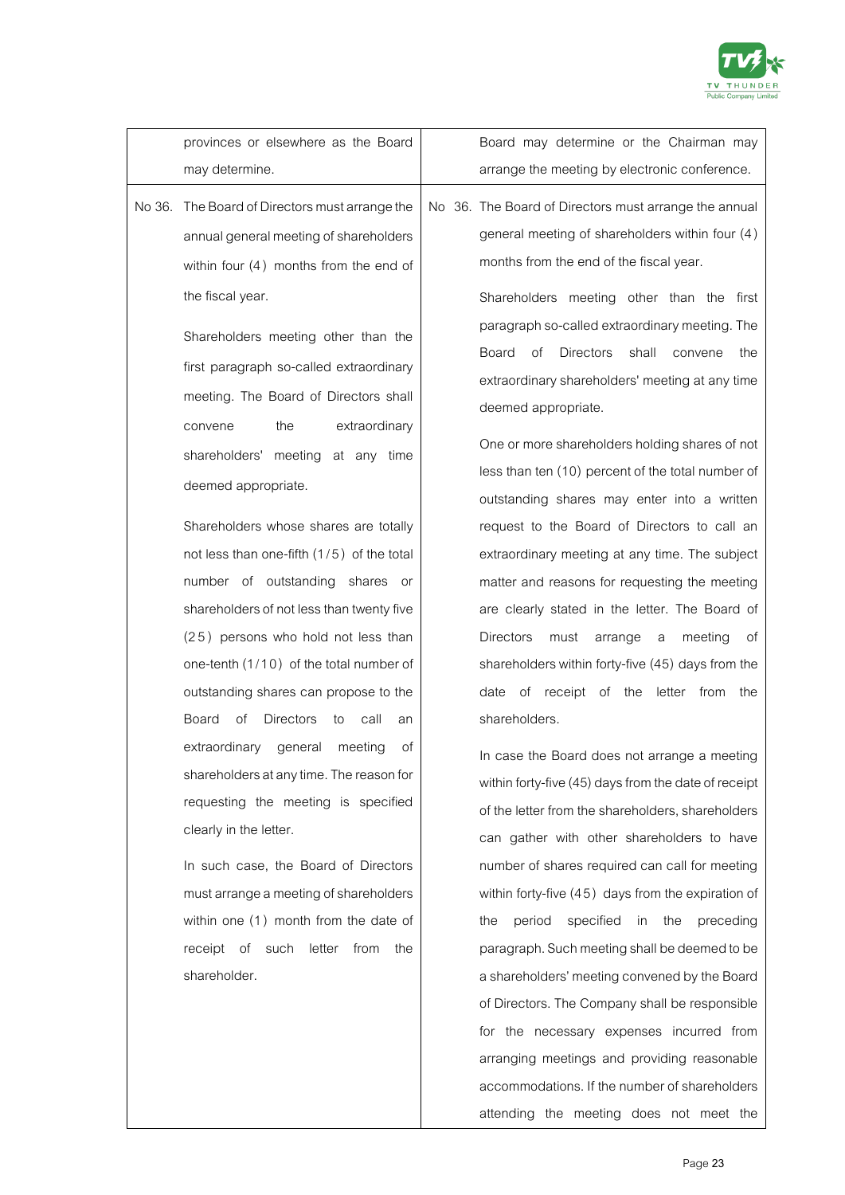| | |
|---|---|
| provinces or elsewhere as the Board may determine. | Board may determine or the Chairman may arrange the meeting by electronic conference. |
| No 36. The Board of Directors must arrange the annual general meeting of shareholders within four (4) months from the end of the fiscal year.<br><br>Shareholders meeting other than the first paragraph so-called extraordinary meeting. The Board of Directors shall convene the extraordinary shareholders' meeting at any time deemed appropriate.<br><br>Shareholders whose shares are totally not less than one-fifth (1/5) of the total number of outstanding shares or shareholders of not less than twenty five (25) persons who hold not less than one-tenth (1/10) of the total number of outstanding shares can propose to the Board of Directors to call an extraordinary general meeting of shareholders at any time. The reason for requesting the meeting is specified clearly in the letter.<br><br>In such case, the Board of Directors must arrange a meeting of shareholders within one (1) month from the date of receipt of such letter from the shareholder. | No 36. The Board of Directors must arrange the annual general meeting of shareholders within four (4) months from the end of the fiscal year.<br><br>Shareholders meeting other than the first paragraph so-called extraordinary meeting. The Board of Directors shall convene the extraordinary shareholders' meeting at any time deemed appropriate.<br><br>One or more shareholders holding shares of not less than ten (10) percent of the total number of outstanding shares may enter into a written request to the Board of Directors to call an extraordinary meeting at any time. The subject matter and reasons for requesting the meeting are clearly stated in the letter. The Board of Directors must arrange a meeting of shareholders within forty-five (45) days from the date of receipt of the letter from the shareholders.<br><br>In case the Board does not arrange a meeting within forty-five (45) days from the date of receipt of the letter from the shareholders, shareholders can gather with other shareholders to have number of shares required can call for meeting within forty-five (45) days from the expiration of the period specified in the preceding paragraph. Such meeting shall be deemed to be a shareholders' meeting convened by the Board of Directors. The Company shall be responsible for the necessary expenses incurred from arranging meetings and providing reasonable accommodations. If the number of shareholders attending the meeting does not meet the |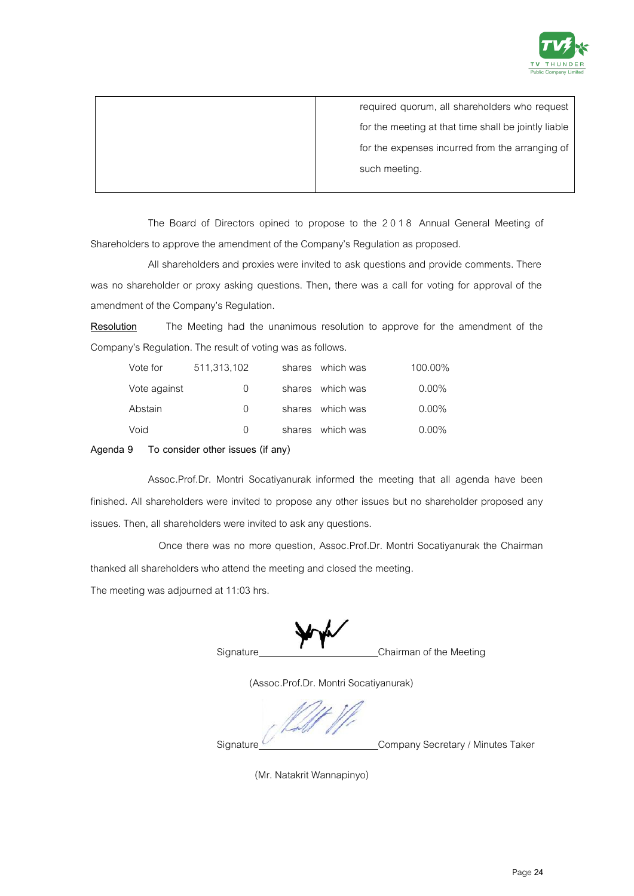| | required quorum, all shareholders who request for the meeting at that time shall be jointly liable for the expenses incurred from the arranging of such meeting. |
|---|---|

The Board of Directors opined to propose to the 2018 Annual General Meeting of Shareholders to approve the amendment of the Company's Regulation as proposed.

All shareholders and proxies were invited to ask questions and provide comments. There was no shareholder or proxy asking questions. Then, there was a call for voting for approval of the amendment of the Company's Regulation.

**Resolution** The Meeting had the unanimous resolution to approve for the amendment of the Company's Regulation. The result of voting was as follows.

| | | | | |
|---|---|---|---|---|
| Vote for | 511,313,102 | shares | which was | 100.00% |
| Vote against | 0 | shares | which was | 0.00% |
| Abstain | 0 | shares | which was | 0.00% |
| Void | 0 | shares | which was | 0.00% |

**Agenda 9 To consider other issues (if any)**

Assoc.Prof.Dr. Montri Socatiyanurak informed the meeting that all agenda have been finished. All shareholders were invited to propose any other issues but no shareholder proposed any issues. Then, all shareholders were invited to ask any questions.

Once there was no more question, Assoc.Prof.Dr. Montri Socatiyanurak the Chairman thanked all shareholders who attend the meeting and closed the meeting.

The meeting was adjourned at 11:03 hrs.

Signature\_\_\_\_\_\_\_\_\_\_\_\_\_\_\_\_\_\_\_\_\_\_\_\_Chairman of the Meeting

(Assoc.Prof.Dr. Montri Socatiyanurak)

Signature\_\_\_\_\_\_\_\_\_\_\_\_\_\_\_\_\_\_\_\_\_\_\_\_Company Secretary / Minutes Taker

(Mr. Natakrit Wannapinyo)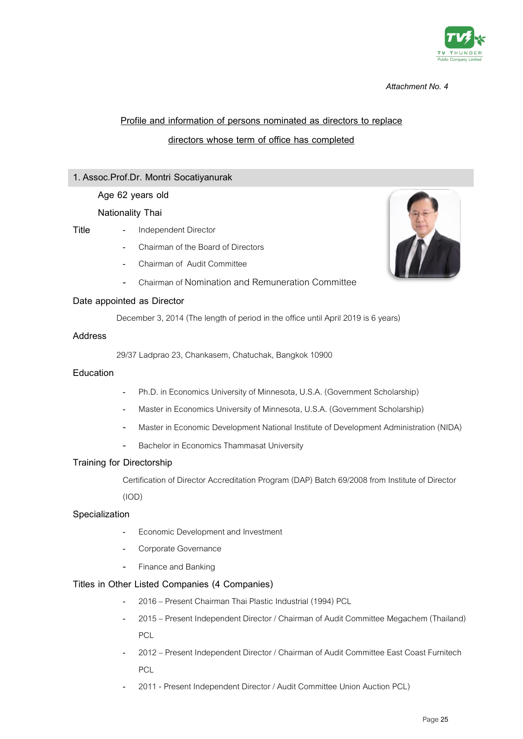*Attachment No. 4*

## Profile and information of persons nominated as directors to replace directors whose term of office has completed

### 1. Assoc.Prof.Dr. Montri Socatiyanurak

Age 62 years old

Nationality Thai

**Title**

- Independent Director
- Chairman of the Board of Directors
- Chairman of Audit Committee
- Chairman of Nomination and Remuneration Committee

**Date appointed as Director**

December 3, 2014 (The length of period in the office until April 2019 is 6 years)

**Address**

29/37 Ladprao 23, Chankasem, Chatuchak, Bangkok 10900

**Education**

- Ph.D. in Economics University of Minnesota, U.S.A. (Government Scholarship)
- Master in Economics University of Minnesota, U.S.A. (Government Scholarship)
- Master in Economic Development National Institute of Development Administration (NIDA)
- Bachelor in Economics Thammasat University

**Training for Directorship**

Certification of Director Accreditation Program (DAP) Batch 69/2008 from Institute of Director (IOD)

**Specialization**

- Economic Development and Investment
- Corporate Governance
- Finance and Banking

**Titles in Other Listed Companies (4 Companies)**

- 2016 – Present Chairman Thai Plastic Industrial (1994) PCL
- 2015 – Present Independent Director / Chairman of Audit Committee Megachem (Thailand) PCL
- 2012 – Present Independent Director / Chairman of Audit Committee East Coast Furnitech PCL
- 2011 - Present Independent Director / Audit Committee Union Auction PCL)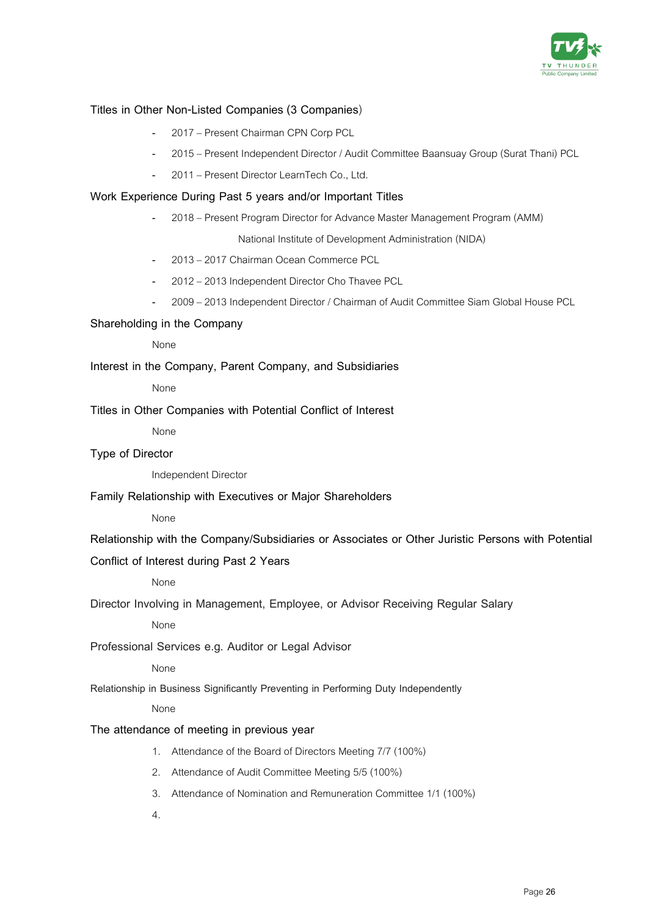## Titles in Other Non-Listed Companies (3 Companies)

- 2017 – Present Chairman CPN Corp PCL
- 2015 – Present Independent Director / Audit Committee Baansuay Group (Surat Thani) PCL
- 2011 – Present Director LearnTech Co., Ltd.

## Work Experience During Past 5 years and/or Important Titles

- 2018 – Present Program Director for Advance Master Management Program (AMM)
  National Institute of Development Administration (NIDA)
- 2013 – 2017 Chairman Ocean Commerce PCL
- 2012 – 2013 Independent Director Cho Thavee PCL
- 2009 – 2013 Independent Director / Chairman of Audit Committee Siam Global House PCL

## Shareholding in the Company

None

## Interest in the Company, Parent Company, and Subsidiaries

None

## Titles in Other Companies with Potential Conflict of Interest

None

## Type of Director

Independent Director

## Family Relationship with Executives or Major Shareholders

None

## Relationship with the Company/Subsidiaries or Associates or Other Juristic Persons with Potential Conflict of Interest during Past 2 Years

None

## Director Involving in Management, Employee, or Advisor Receiving Regular Salary

None

## Professional Services e.g. Auditor or Legal Advisor

None

## Relationship in Business Significantly Preventing in Performing Duty Independently

None

## The attendance of meeting in previous year

1. Attendance of the Board of Directors Meeting 7/7 (100%)
2. Attendance of Audit Committee Meeting 5/5 (100%)
3. Attendance of Nomination and Remuneration Committee 1/1 (100%)
4.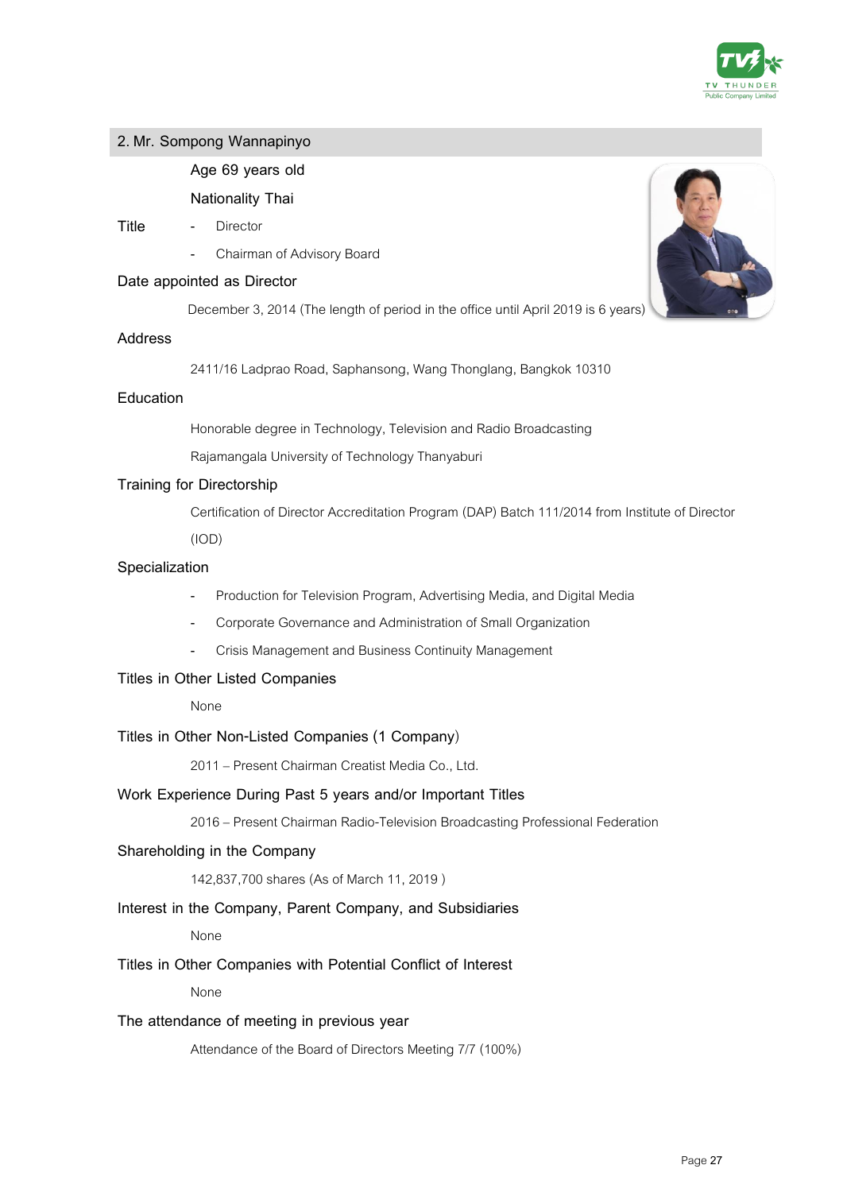## 2. Mr. Sompong Wannapinyo

Age 69 years old

Nationality Thai

**Title**
- Director
- Chairman of Advisory Board

**Date appointed as Director**

December 3, 2014 (The length of period in the office until April 2019 is 6 years)

**Address**

2411/16 Ladprao Road, Saphansong, Wang Thonglang, Bangkok 10310

**Education**

Honorable degree in Technology, Television and Radio Broadcasting

Rajamangala University of Technology Thanyaburi

**Training for Directorship**

Certification of Director Accreditation Program (DAP) Batch 111/2014 from Institute of Director (IOD)

**Specialization**

- Production for Television Program, Advertising Media, and Digital Media
- Corporate Governance and Administration of Small Organization
- Crisis Management and Business Continuity Management

**Titles in Other Listed Companies**

None

**Titles in Other Non-Listed Companies (1 Company)**

2011 – Present Chairman Creatist Media Co., Ltd.

**Work Experience During Past 5 years and/or Important Titles**

2016 – Present Chairman Radio-Television Broadcasting Professional Federation

**Shareholding in the Company**

142,837,700 shares (As of March 11, 2019 )

**Interest in the Company, Parent Company, and Subsidiaries**

None

**Titles in Other Companies with Potential Conflict of Interest**

None

**The attendance of meeting in previous year**

Attendance of the Board of Directors Meeting 7/7 (100%)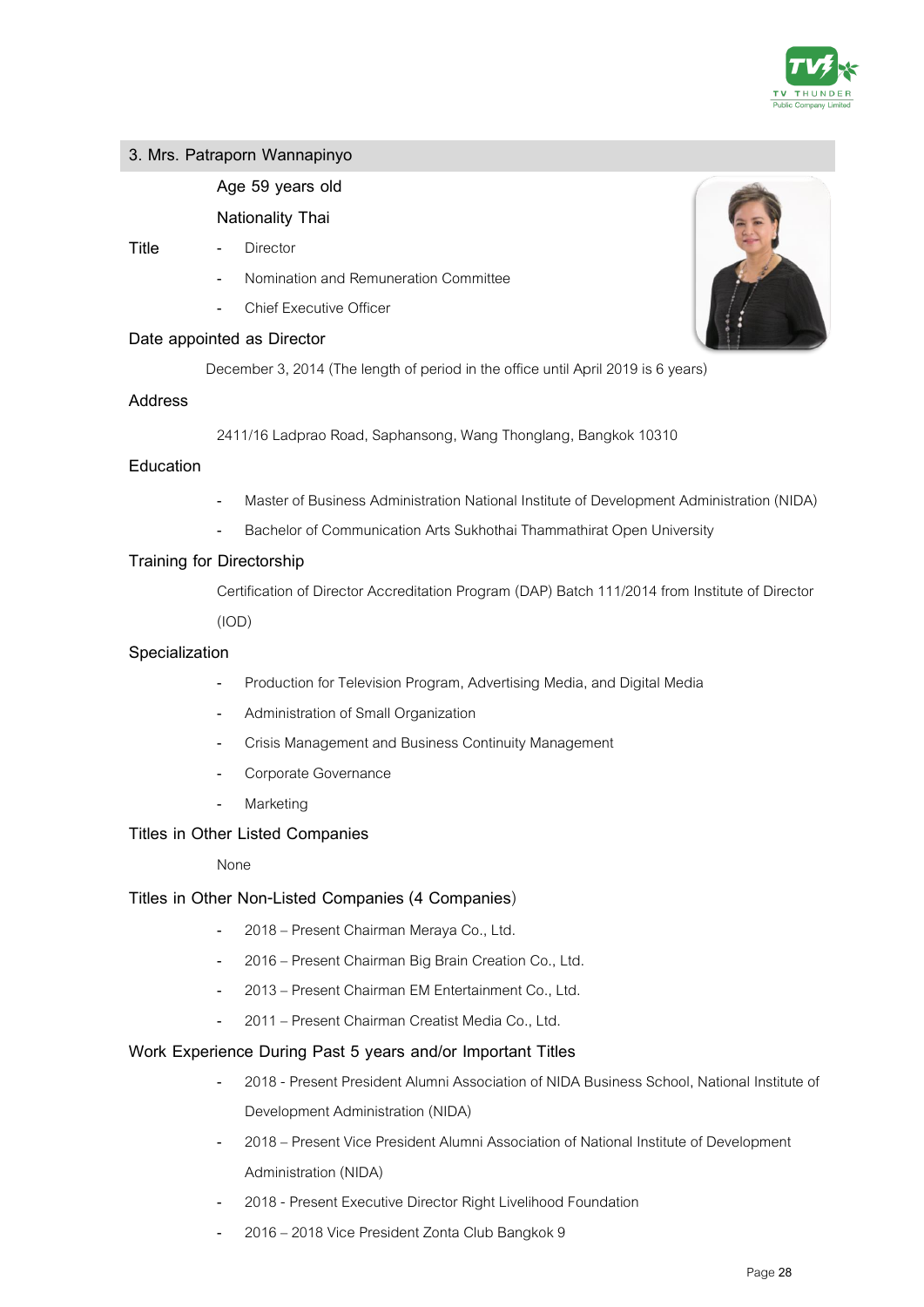## 3. Mrs. Patraporn Wannapinyo

Age 59 years old

Nationality Thai

**Title**

- Director
- Nomination and Remuneration Committee
- Chief Executive Officer

**Date appointed as Director**

December 3, 2014 (The length of period in the office until April 2019 is 6 years)

**Address**

2411/16 Ladprao Road, Saphansong, Wang Thonglang, Bangkok 10310

**Education**

- Master of Business Administration National Institute of Development Administration (NIDA)
- Bachelor of Communication Arts Sukhothai Thammathirat Open University

**Training for Directorship**

Certification of Director Accreditation Program (DAP) Batch 111/2014 from Institute of Director (IOD)

**Specialization**

- Production for Television Program, Advertising Media, and Digital Media
- Administration of Small Organization
- Crisis Management and Business Continuity Management
- Corporate Governance
- Marketing

**Titles in Other Listed Companies**

None

**Titles in Other Non-Listed Companies (4 Companies)**

- 2018 – Present Chairman Meraya Co., Ltd.
- 2016 – Present Chairman Big Brain Creation Co., Ltd.
- 2013 – Present Chairman EM Entertainment Co., Ltd.
- 2011 – Present Chairman Creatist Media Co., Ltd.

**Work Experience During Past 5 years and/or Important Titles**

- 2018 - Present President Alumni Association of NIDA Business School, National Institute of Development Administration (NIDA)
- 2018 – Present Vice President Alumni Association of National Institute of Development Administration (NIDA)
- 2018 - Present Executive Director Right Livelihood Foundation
- 2016 – 2018 Vice President Zonta Club Bangkok 9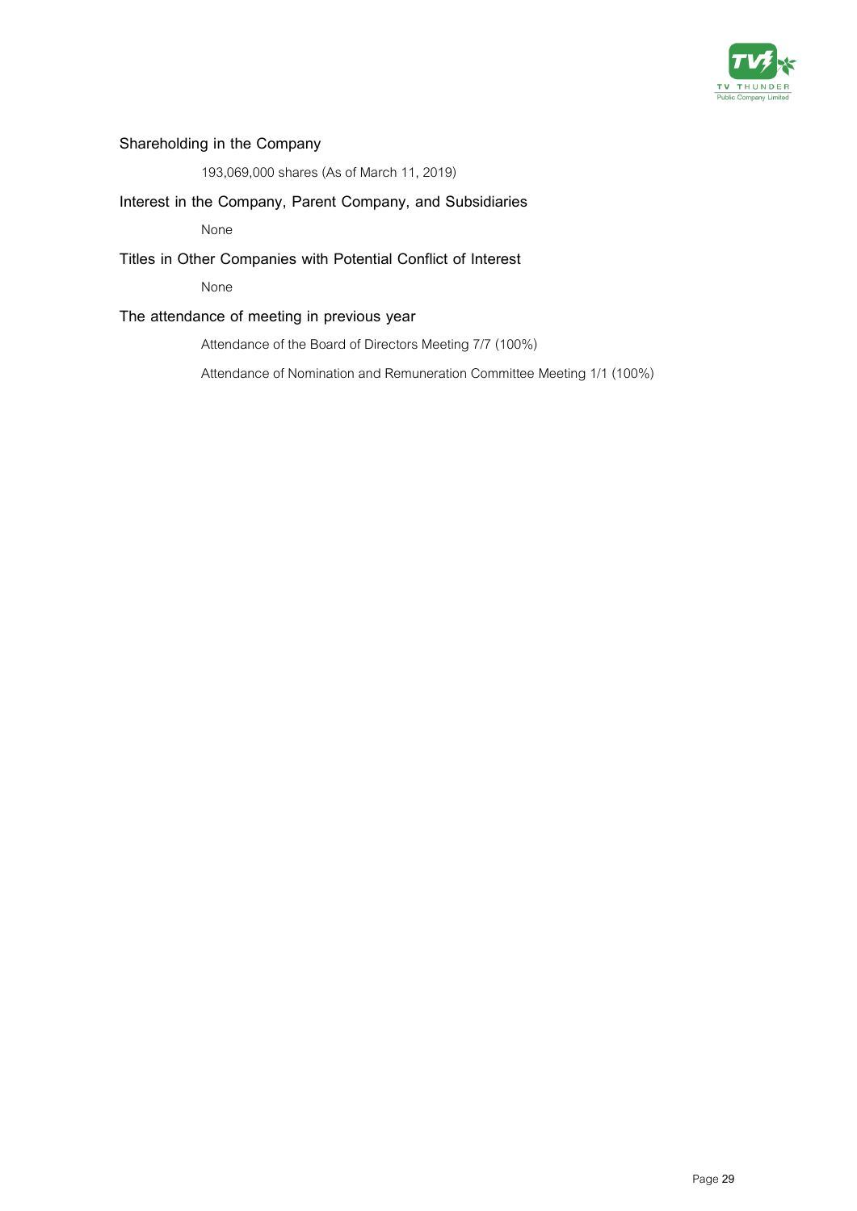**Shareholding in the Company**

193,069,000 shares (As of March 11, 2019)

**Interest in the Company, Parent Company, and Subsidiaries**

None

**Titles in Other Companies with Potential Conflict of Interest**

None

**The attendance of meeting in previous year**

Attendance of the Board of Directors Meeting 7/7 (100%)

Attendance of Nomination and Remuneration Committee Meeting 1/1 (100%)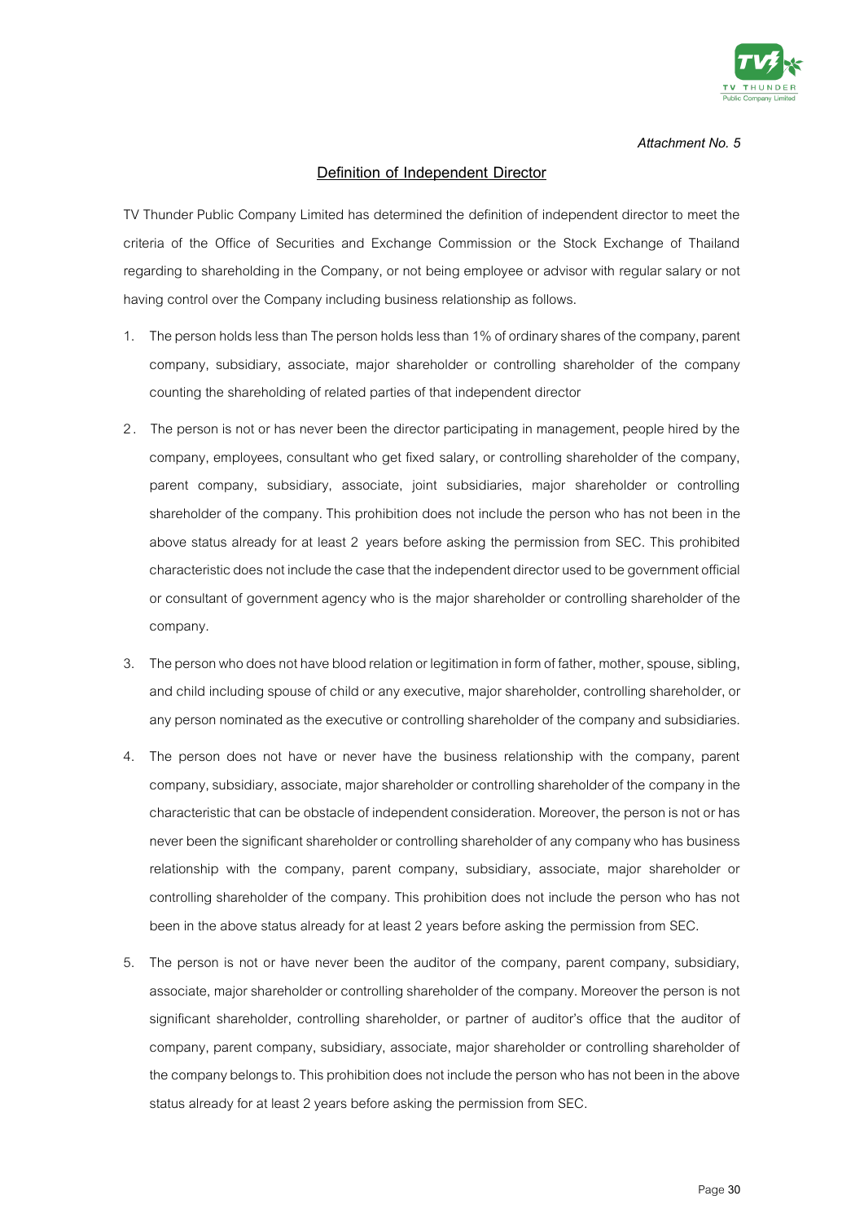*Attachment No. 5*

## Definition of Independent Director

TV Thunder Public Company Limited has determined the definition of independent director to meet the criteria of the Office of Securities and Exchange Commission or the Stock Exchange of Thailand regarding to shareholding in the Company, or not being employee or advisor with regular salary or not having control over the Company including business relationship as follows.

1. The person holds less than The person holds less than 1% of ordinary shares of the company, parent company, subsidiary, associate, major shareholder or controlling shareholder of the company counting the shareholding of related parties of that independent director
2. The person is not or has never been the director participating in management, people hired by the company, employees, consultant who get fixed salary, or controlling shareholder of the company, parent company, subsidiary, associate, joint subsidiaries, major shareholder or controlling shareholder of the company. This prohibition does not include the person who has not been in the above status already for at least 2 years before asking the permission from SEC. This prohibited characteristic does not include the case that the independent director used to be government official or consultant of government agency who is the major shareholder or controlling shareholder of the company.
3. The person who does not have blood relation or legitimation in form of father, mother, spouse, sibling, and child including spouse of child or any executive, major shareholder, controlling shareholder, or any person nominated as the executive or controlling shareholder of the company and subsidiaries.
4. The person does not have or never have the business relationship with the company, parent company, subsidiary, associate, major shareholder or controlling shareholder of the company in the characteristic that can be obstacle of independent consideration. Moreover, the person is not or has never been the significant shareholder or controlling shareholder of any company who has business relationship with the company, parent company, subsidiary, associate, major shareholder or controlling shareholder of the company. This prohibition does not include the person who has not been in the above status already for at least 2 years before asking the permission from SEC.
5. The person is not or have never been the auditor of the company, parent company, subsidiary, associate, major shareholder or controlling shareholder of the company. Moreover the person is not significant shareholder, controlling shareholder, or partner of auditor's office that the auditor of company, parent company, subsidiary, associate, major shareholder or controlling shareholder of the company belongs to. This prohibition does not include the person who has not been in the above status already for at least 2 years before asking the permission from SEC.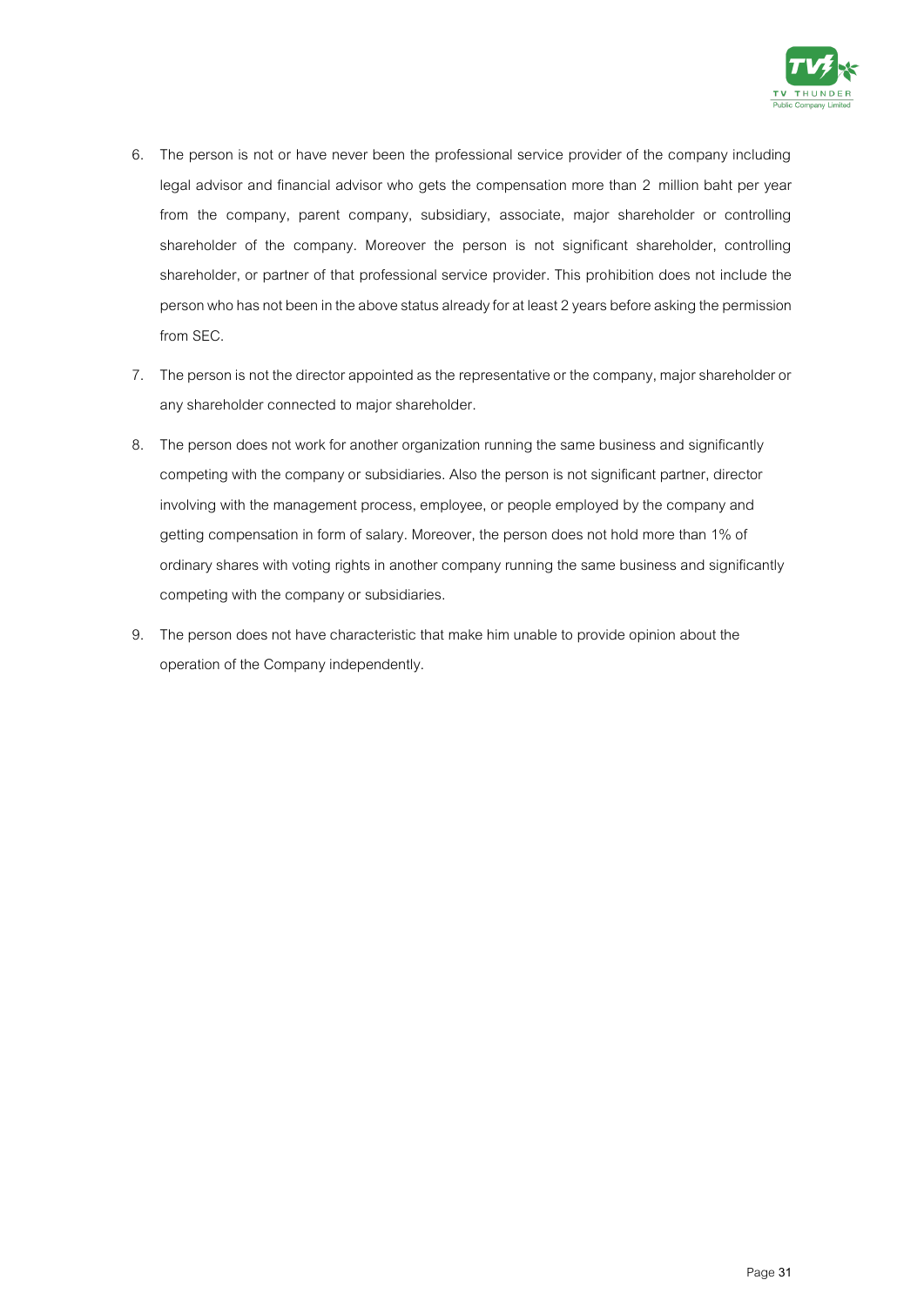6. The person is not or have never been the professional service provider of the company including legal advisor and financial advisor who gets the compensation more than 2 million baht per year from the company, parent company, subsidiary, associate, major shareholder or controlling shareholder of the company. Moreover the person is not significant shareholder, controlling shareholder, or partner of that professional service provider. This prohibition does not include the person who has not been in the above status already for at least 2 years before asking the permission from SEC.

7. The person is not the director appointed as the representative or the company, major shareholder or any shareholder connected to major shareholder.

8. The person does not work for another organization running the same business and significantly competing with the company or subsidiaries. Also the person is not significant partner, director involving with the management process, employee, or people employed by the company and getting compensation in form of salary. Moreover, the person does not hold more than 1% of ordinary shares with voting rights in another company running the same business and significantly competing with the company or subsidiaries.

9. The person does not have characteristic that make him unable to provide opinion about the operation of the Company independently.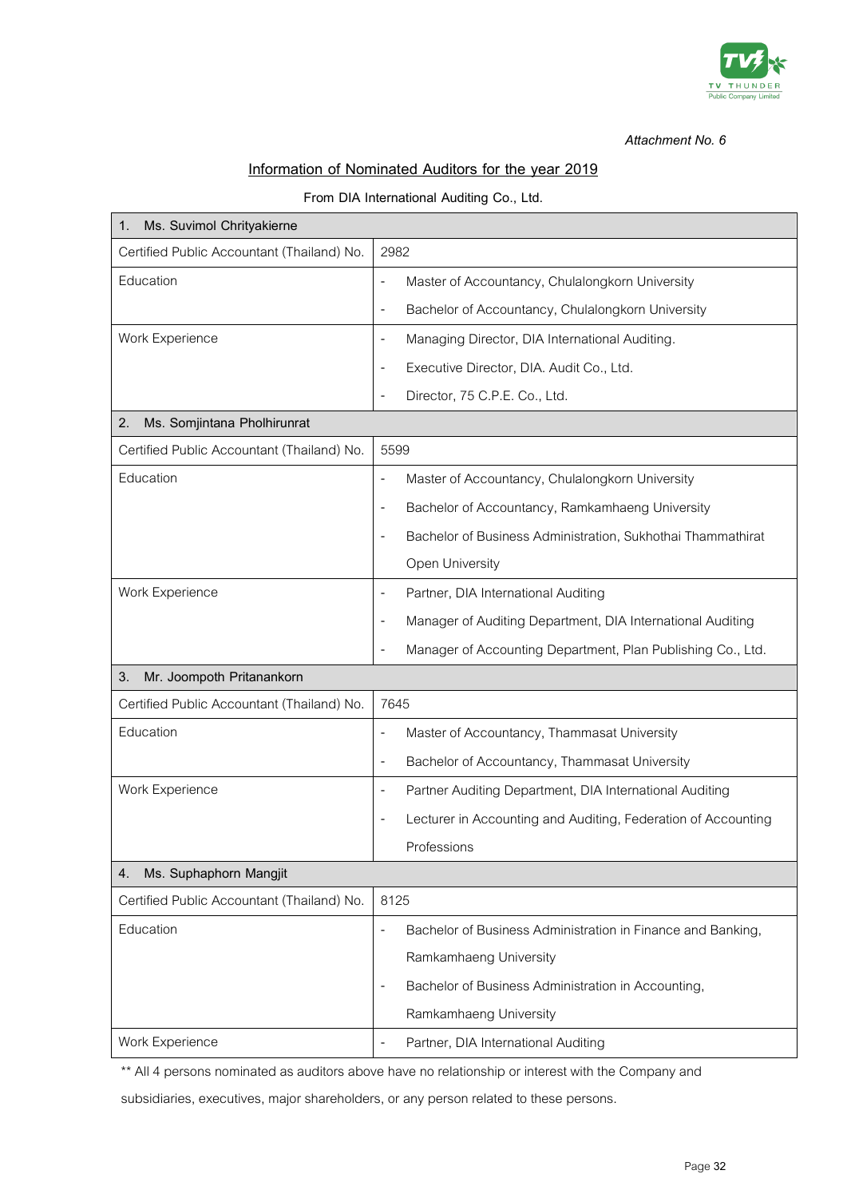*Attachment No. 6*

## Information of Nominated Auditors for the year 2019

From DIA International Auditing Co., Ltd.

| 1. Ms. Suvimol Chrityakierne | |
|---|---|
| Certified Public Accountant (Thailand) No. | 2982 |
| Education | - Master of Accountancy, Chulalongkorn University<br>- Bachelor of Accountancy, Chulalongkorn University |
| Work Experience | - Managing Director, DIA International Auditing.<br>- Executive Director, DIA. Audit Co., Ltd.<br>- Director, 75 C.P.E. Co., Ltd. |
| **2. Ms. Somjintana Pholhirunrat** | |
| Certified Public Accountant (Thailand) No. | 5599 |
| Education | - Master of Accountancy, Chulalongkorn University<br>- Bachelor of Accountancy, Ramkamhaeng University<br>- Bachelor of Business Administration, Sukhothai Thammathirat Open University |
| Work Experience | - Partner, DIA International Auditing<br>- Manager of Auditing Department, DIA International Auditing<br>- Manager of Accounting Department, Plan Publishing Co., Ltd. |
| **3. Mr. Joompoth Pritanankorn** | |
| Certified Public Accountant (Thailand) No. | 7645 |
| Education | - Master of Accountancy, Thammasat University<br>- Bachelor of Accountancy, Thammasat University |
| Work Experience | - Partner Auditing Department, DIA International Auditing<br>- Lecturer in Accounting and Auditing, Federation of Accounting Professions |
| **4. Ms. Suphaphorn Mangjit** | |
| Certified Public Accountant (Thailand) No. | 8125 |
| Education | - Bachelor of Business Administration in Finance and Banking, Ramkamhaeng University<br>- Bachelor of Business Administration in Accounting, Ramkamhaeng University |
| Work Experience | - Partner, DIA International Auditing |

** All 4 persons nominated as auditors above have no relationship or interest with the Company and subsidiaries, executives, major shareholders, or any person related to these persons.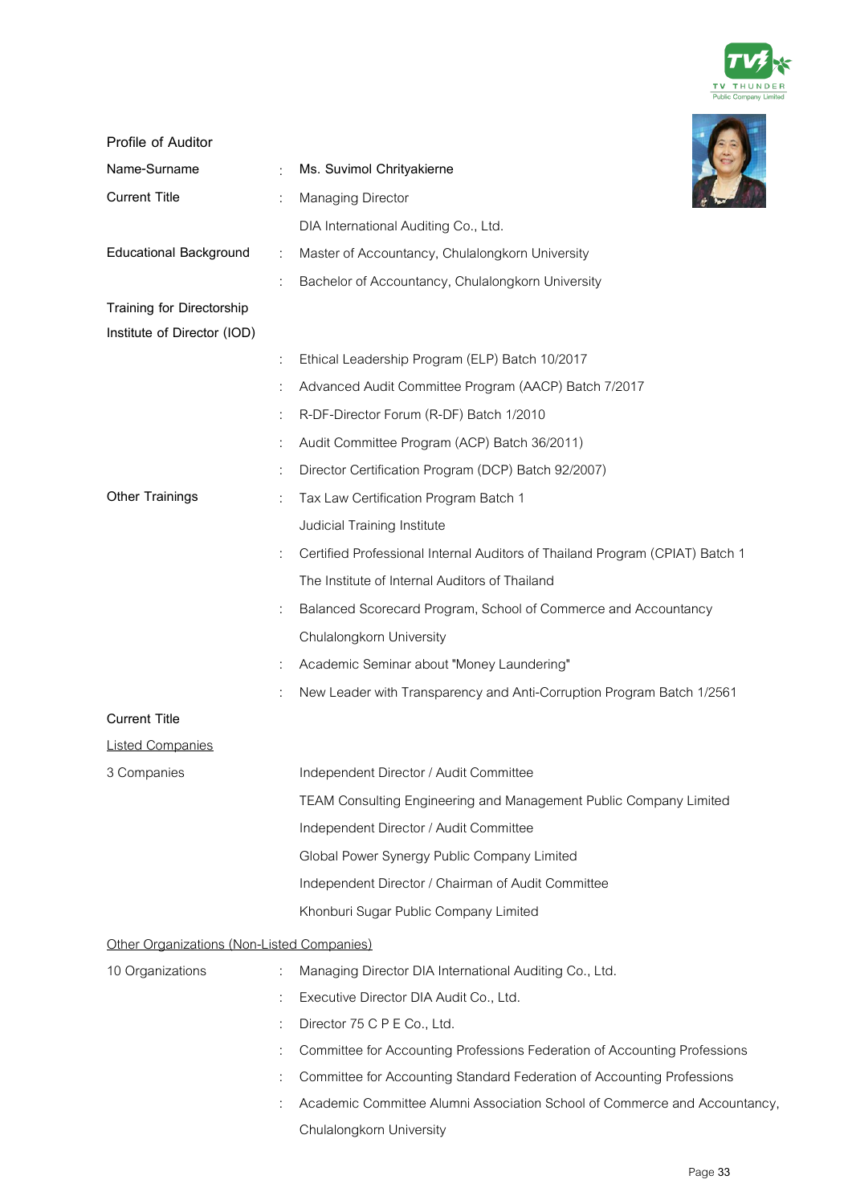## Profile of Auditor

| | | |
|---|---|---|
| Name-Surname | : | Ms. Suvimol Chrityakierne |
| Current Title | : | Managing Director |
| | | DIA International Auditing Co., Ltd. |
| Educational Background | : | Master of Accountancy, Chulalongkorn University |
| | : | Bachelor of Accountancy, Chulalongkorn University |
| Training for Directorship | | |
| Institute of Director (IOD) | | |
| | : | Ethical Leadership Program (ELP) Batch 10/2017 |
| | : | Advanced Audit Committee Program (AACP) Batch 7/2017 |
| | : | R-DF-Director Forum (R-DF) Batch 1/2010 |
| | : | Audit Committee Program (ACP) Batch 36/2011) |
| | : | Director Certification Program (DCP) Batch 92/2007) |
| Other Trainings | : | Tax Law Certification Program Batch 1 |
| | | Judicial Training Institute |
| | : | Certified Professional Internal Auditors of Thailand Program (CPIAT) Batch 1 |
| | | The Institute of Internal Auditors of Thailand |
| | : | Balanced Scorecard Program, School of Commerce and Accountancy |
| | | Chulalongkorn University |
| | : | Academic Seminar about "Money Laundering" |
| | : | New Leader with Transparency and Anti-Corruption Program Batch 1/2561 |

**Current Title**

__Listed Companies__

| | | |
|---|---|---|
| 3 Companies | | Independent Director / Audit Committee |
| | | TEAM Consulting Engineering and Management Public Company Limited |
| | | Independent Director / Audit Committee |
| | | Global Power Synergy Public Company Limited |
| | | Independent Director / Chairman of Audit Committee |
| | | Khonburi Sugar Public Company Limited |

__Other Organizations (Non-Listed Companies)__

| | | |
|---|---|---|
| 10 Organizations | : | Managing Director DIA International Auditing Co., Ltd. |
| | : | Executive Director DIA Audit Co., Ltd. |
| | : | Director 75 C P E Co., Ltd. |
| | : | Committee for Accounting Professions Federation of Accounting Professions |
| | : | Committee for Accounting Standard Federation of Accounting Professions |
| | : | Academic Committee Alumni Association School of Commerce and Accountancy, Chulalongkorn University |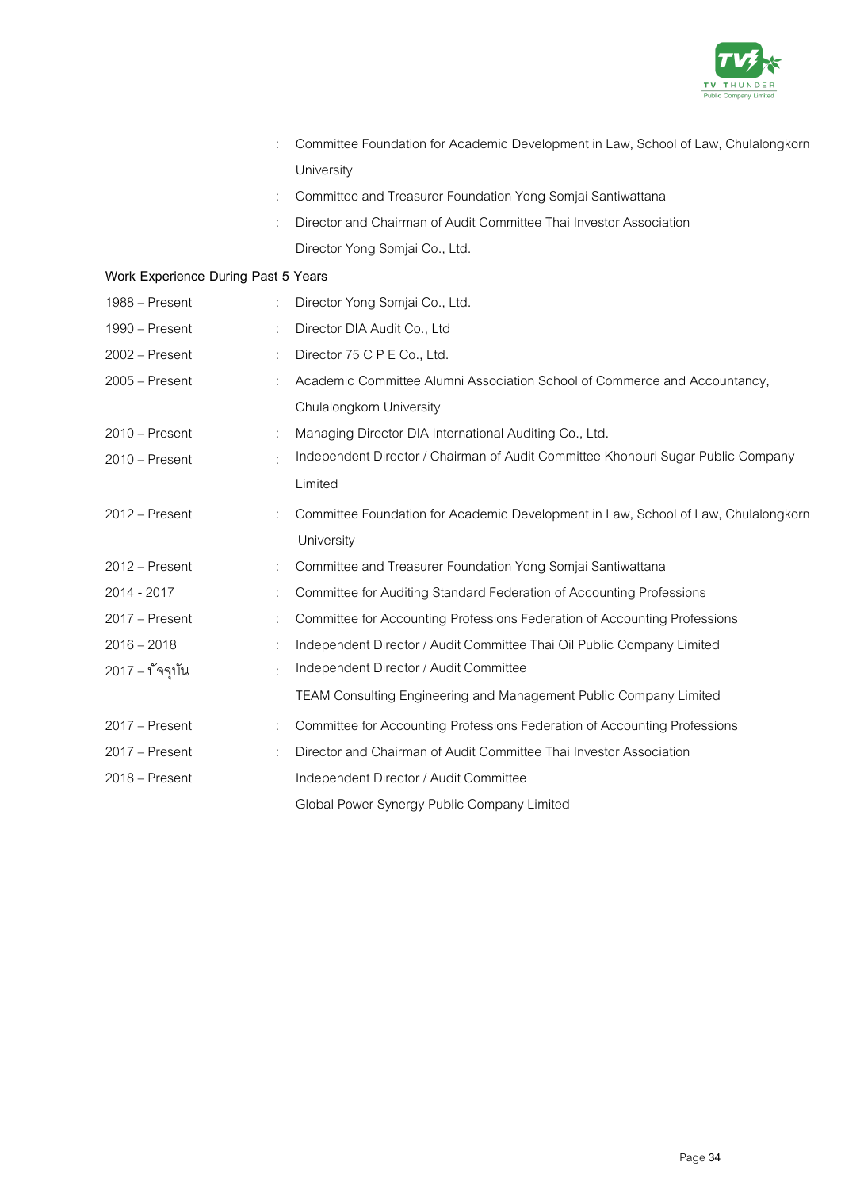: Committee Foundation for Academic Development in Law, School of Law, Chulalongkorn University

: Committee and Treasurer Foundation Yong Somjai Santiwattana

: Director and Chairman of Audit Committee Thai Investor Association

Director Yong Somjai Co., Ltd.

**Work Experience During Past 5 Years**

| | | |
|---|---|---|
| 1988 – Present | : | Director Yong Somjai Co., Ltd. |
| 1990 – Present | : | Director DIA Audit Co., Ltd |
| 2002 – Present | : | Director 75 C P E Co., Ltd. |
| 2005 – Present | : | Academic Committee Alumni Association School of Commerce and Accountancy, Chulalongkorn University |
| 2010 – Present | : | Managing Director DIA International Auditing Co., Ltd. |
| 2010 – Present | : | Independent Director / Chairman of Audit Committee Khonburi Sugar Public Company Limited |
| 2012 – Present | : | Committee Foundation for Academic Development in Law, School of Law, Chulalongkorn University |
| 2012 – Present | : | Committee and Treasurer Foundation Yong Somjai Santiwattana |
| 2014 - 2017 | : | Committee for Auditing Standard Federation of Accounting Professions |
| 2017 – Present | : | Committee for Accounting Professions Federation of Accounting Professions |
| 2016 – 2018 | : | Independent Director / Audit Committee Thai Oil Public Company Limited |
| 2017 – ปัจจุบัน | : | Independent Director / Audit Committee TEAM Consulting Engineering and Management Public Company Limited |
| 2017 – Present | : | Committee for Accounting Professions Federation of Accounting Professions |
| 2017 – Present | : | Director and Chairman of Audit Committee Thai Investor Association |
| 2018 – Present | | Independent Director / Audit Committee Global Power Synergy Public Company Limited |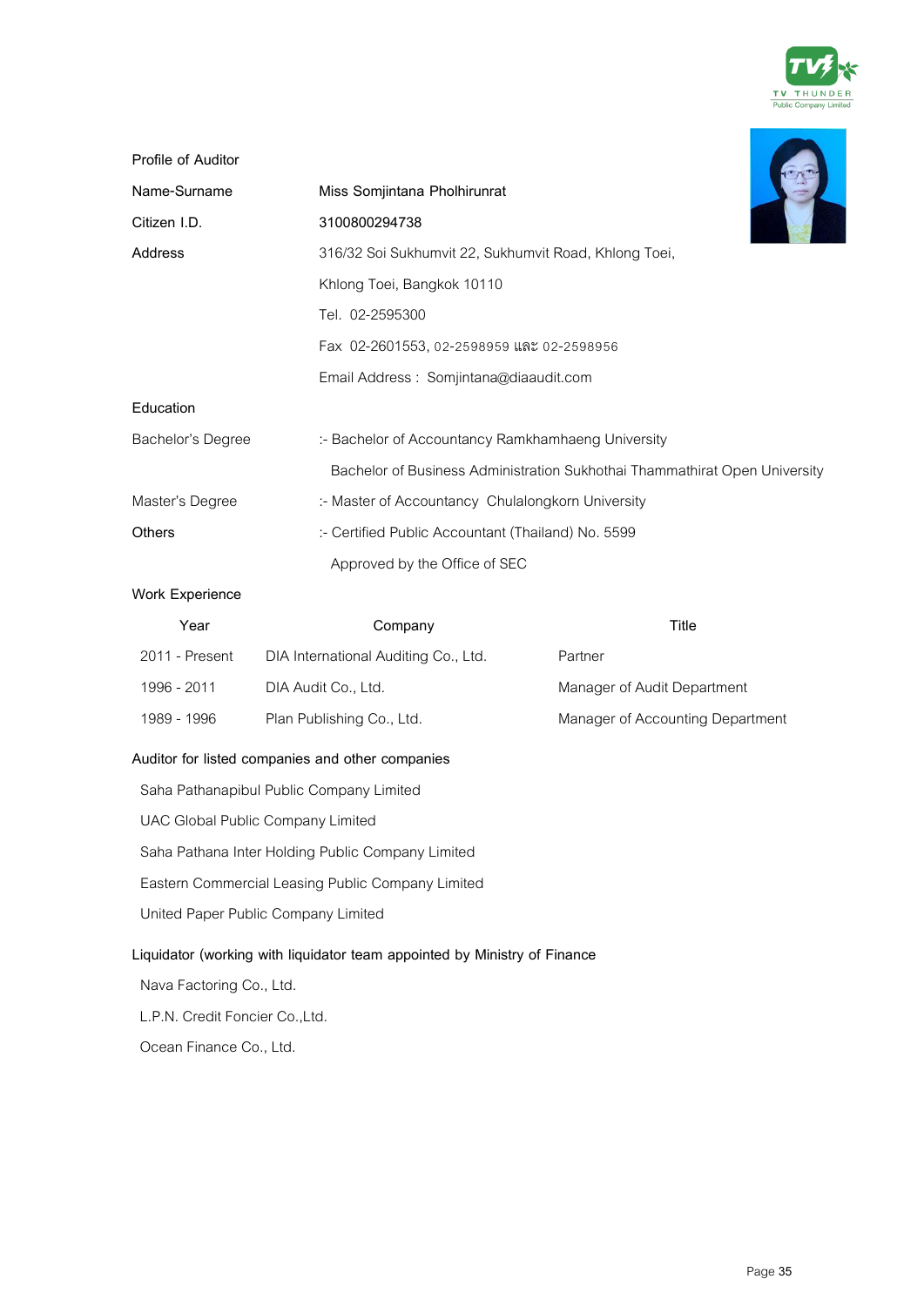## Profile of Auditor

| | |
|---|---|
| Name-Surname | Miss Somjintana Pholhirunrat |
| Citizen I.D. | 3100800294738 |
| Address | 316/32 Soi Sukhumvit 22, Sukhumvit Road, Khlong Toei, |
| | Khlong Toei, Bangkok 10110 |
| | Tel. 02-2595300 |
| | Fax 02-2601553, 02-2598959 และ 02-2598956 |
| | Email Address : Somjintana@diaaudit.com |

### Education

| | |
|---|---|
| Bachelor's Degree | :- Bachelor of Accountancy Ramkhamhaeng University |
| | Bachelor of Business Administration Sukhothai Thammathirat Open University |
| Master's Degree | :- Master of Accountancy Chulalongkorn University |
| Others | :- Certified Public Accountant (Thailand) No. 5599 |
| | Approved by the Office of SEC |

### Work Experience

| Year | Company | Title |
|---|---|---|
| 2011 - Present | DIA International Auditing Co., Ltd. | Partner |
| 1996 - 2011 | DIA Audit Co., Ltd. | Manager of Audit Department |
| 1989 - 1996 | Plan Publishing Co., Ltd. | Manager of Accounting Department |

### Auditor for listed companies and other companies

- Saha Pathanapibul Public Company Limited
- UAC Global Public Company Limited
- Saha Pathana Inter Holding Public Company Limited
- Eastern Commercial Leasing Public Company Limited
- United Paper Public Company Limited

### Liquidator (working with liquidator team appointed by Ministry of Finance

- Nava Factoring Co., Ltd.
- L.P.N. Credit Foncier Co.,Ltd.
- Ocean Finance Co., Ltd.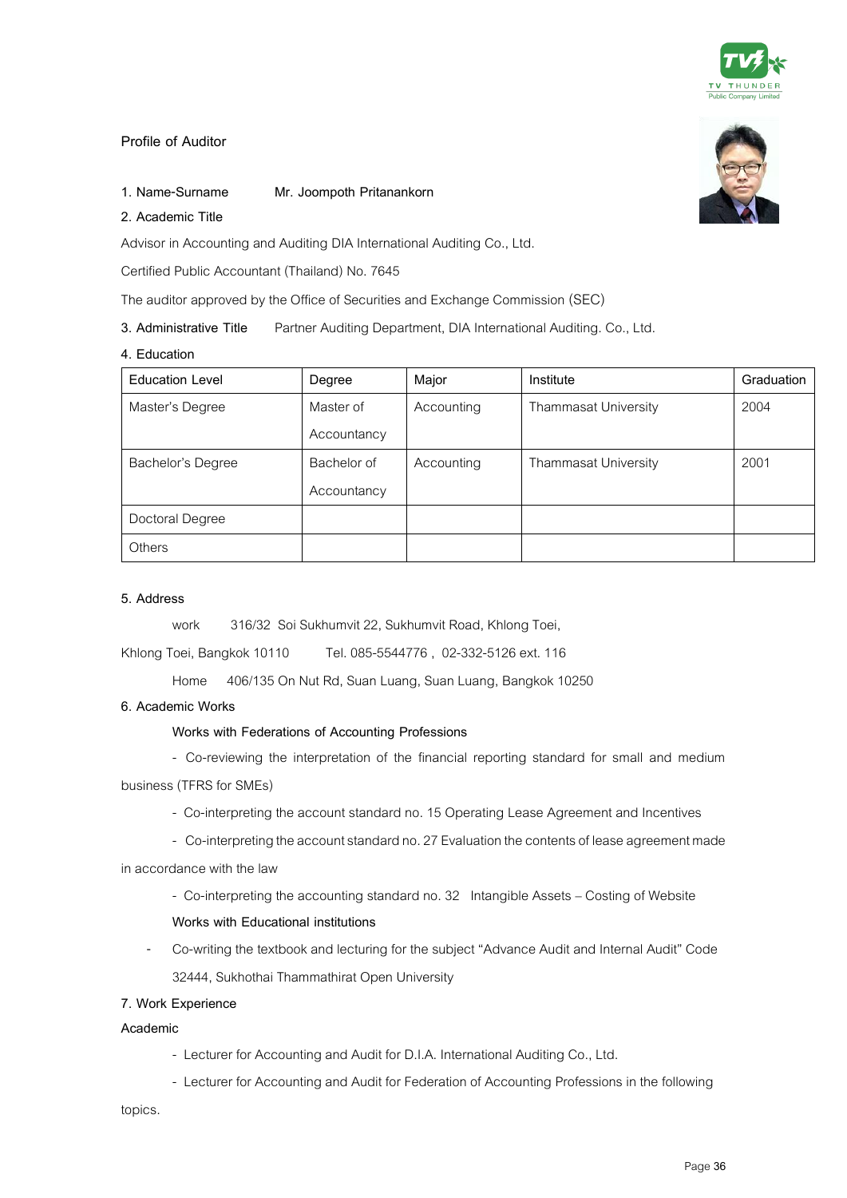## Profile of Auditor

1. Name-Surname  Mr. Joompoth Pritanankorn

2. Academic Title

Advisor in Accounting and Auditing DIA International Auditing Co., Ltd.

Certified Public Accountant (Thailand) No. 7645

The auditor approved by the Office of Securities and Exchange Commission (SEC)

3. Administrative Title  Partner Auditing Department, DIA International Auditing. Co., Ltd.

4. Education

| Education Level | Degree | Major | Institute | Graduation |
|---|---|---|---|---|
| Master's Degree | Master of Accountancy | Accounting | Thammasat University | 2004 |
| Bachelor's Degree | Bachelor of Accountancy | Accounting | Thammasat University | 2001 |
| Doctoral Degree | | | | |
| Others | | | | |

5. Address

work  316/32 Soi Sukhumvit 22, Sukhumvit Road, Khlong Toei, Khlong Toei, Bangkok 10110  Tel. 085-5544776 , 02-332-5126 ext. 116

Home  406/135 On Nut Rd, Suan Luang, Suan Luang, Bangkok 10250

6. Academic Works

**Works with Federations of Accounting Professions**

- Co-reviewing the interpretation of the financial reporting standard for small and medium business (TFRS for SMEs)
- Co-interpreting the account standard no. 15 Operating Lease Agreement and Incentives
- Co-interpreting the account standard no. 27 Evaluation the contents of lease agreement made in accordance with the law
- Co-interpreting the accounting standard no. 32 Intangible Assets – Costing of Website

**Works with Educational institutions**

- Co-writing the textbook and lecturing for the subject "Advance Audit and Internal Audit" Code 32444, Sukhothai Thammathirat Open University

7. Work Experience

**Academic**

- Lecturer for Accounting and Audit for D.I.A. International Auditing Co., Ltd.
- Lecturer for Accounting and Audit for Federation of Accounting Professions in the following topics.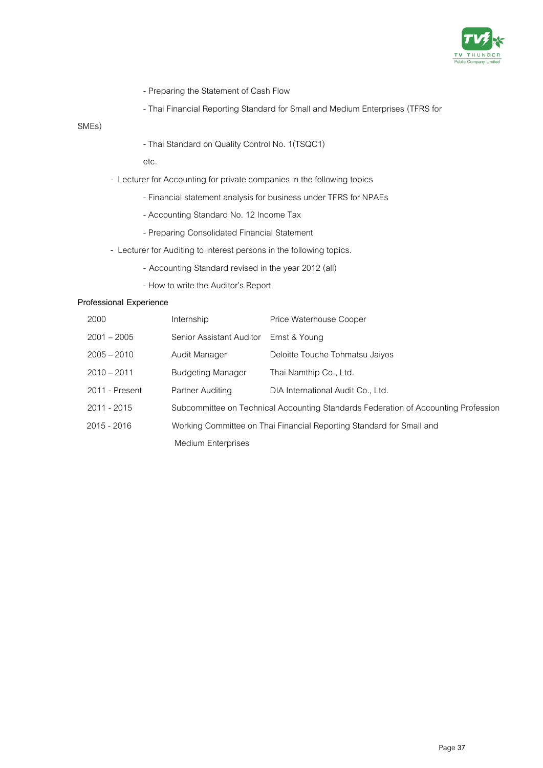- Preparing the Statement of Cash Flow
- Thai Financial Reporting Standard for Small and Medium Enterprises (TFRS for SMEs)
- Thai Standard on Quality Control No. 1(TSQC1)

etc.

- Lecturer for Accounting for private companies in the following topics
  - Financial statement analysis for business under TFRS for NPAEs
  - Accounting Standard No. 12 Income Tax
  - Preparing Consolidated Financial Statement
- Lecturer for Auditing to interest persons in the following topics.
  - Accounting Standard revised in the year 2012 (all)
  - How to write the Auditor's Report

**Professional Experience**

| | | |
|---|---|---|
| 2000 | Internship | Price Waterhouse Cooper |
| 2001 – 2005 | Senior Assistant Auditor | Ernst & Young |
| 2005 – 2010 | Audit Manager | Deloitte Touche Tohmatsu Jaiyos |
| 2010 – 2011 | Budgeting Manager | Thai Namthip Co., Ltd. |
| 2011 - Present | Partner Auditing | DIA International Audit Co., Ltd. |
| 2011 - 2015 | Subcommittee on Technical Accounting Standards Federation of Accounting Profession | |
| 2015 - 2016 | Working Committee on Thai Financial Reporting Standard for Small and Medium Enterprises | |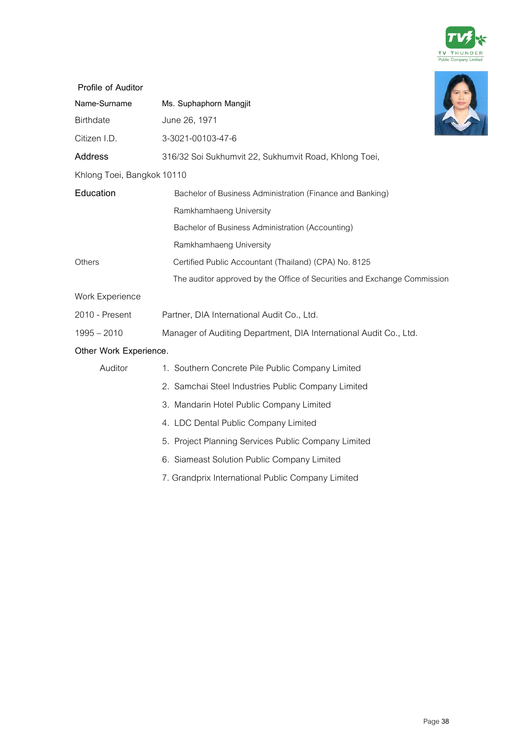## Profile of Auditor

| | |
|---|---|
| Name-Surname | Ms. Suphaphorn Mangjit |
| Birthdate | June 26, 1971 |
| Citizen I.D. | 3-3021-00103-47-6 |
| Address | 316/32 Soi Sukhumvit 22, Sukhumvit Road, Khlong Toei, Khlong Toei, Bangkok 10110 |

**Education**

Bachelor of Business Administration (Finance and Banking)
Ramkhamhaeng University

Bachelor of Business Administration (Accounting)
Ramkhamhaeng University

**Others**

Certified Public Accountant (Thailand) (CPA) No. 8125

The auditor approved by the Office of Securities and Exchange Commission

**Work Experience**

| | |
|---|---|
| 2010 - Present | Partner, DIA International Audit Co., Ltd. |
| 1995 – 2010 | Manager of Auditing Department, DIA International Audit Co., Ltd. |

**Other Work Experience.**

Auditor

1. Southern Concrete Pile Public Company Limited
2. Samchai Steel Industries Public Company Limited
3. Mandarin Hotel Public Company Limited
4. LDC Dental Public Company Limited
5. Project Planning Services Public Company Limited
6. Siameast Solution Public Company Limited
7. Grandprix International Public Company Limited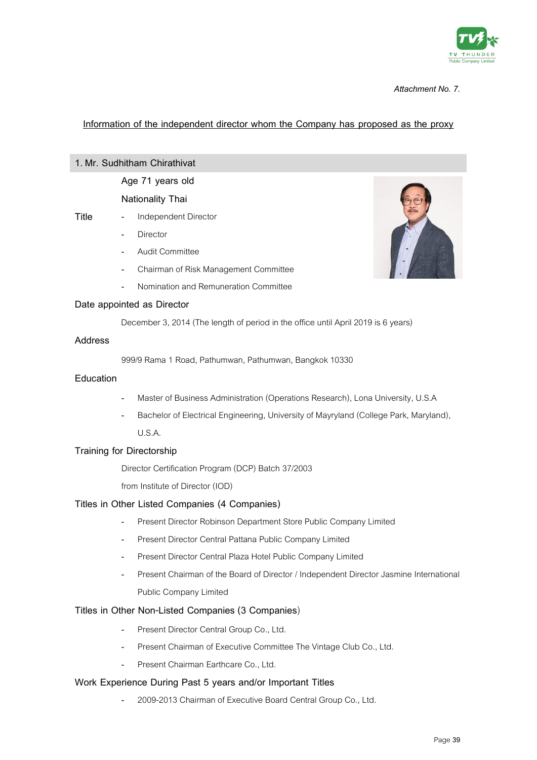*Attachment No. 7.*

**Information of the independent director whom the Company has proposed as the proxy**

## 1. Mr. Sudhitham Chirathivat

Age 71 years old

Nationality Thai

**Title**
- Independent Director
- Director
- Audit Committee
- Chairman of Risk Management Committee
- Nomination and Remuneration Committee

### Date appointed as Director

December 3, 2014 (The length of period in the office until April 2019 is 6 years)

### Address

999/9 Rama 1 Road, Pathumwan, Pathumwan, Bangkok 10330

### Education

- Master of Business Administration (Operations Research), Lona University, U.S.A
- Bachelor of Electrical Engineering, University of Mayryland (College Park, Maryland), U.S.A.

### Training for Directorship

Director Certification Program (DCP) Batch 37/2003

from Institute of Director (IOD)

### Titles in Other Listed Companies (4 Companies)

- Present Director Robinson Department Store Public Company Limited
- Present Director Central Pattana Public Company Limited
- Present Director Central Plaza Hotel Public Company Limited
- Present Chairman of the Board of Director / Independent Director Jasmine International Public Company Limited

### Titles in Other Non-Listed Companies (3 Companies)

- Present Director Central Group Co., Ltd.
- Present Chairman of Executive Committee The Vintage Club Co., Ltd.
- Present Chairman Earthcare Co., Ltd.

### Work Experience During Past 5 years and/or Important Titles

- 2009-2013 Chairman of Executive Board Central Group Co., Ltd.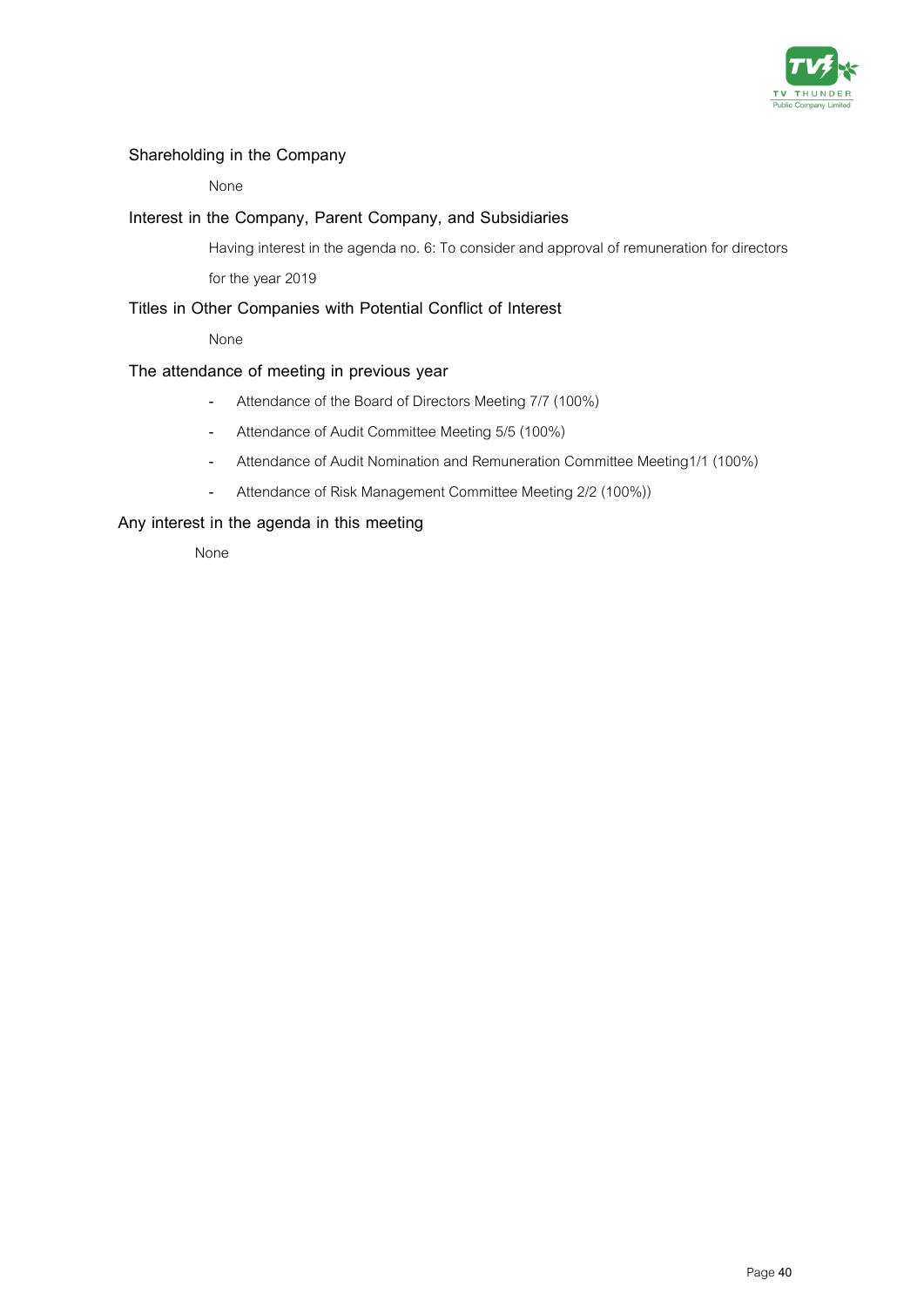### Shareholding in the Company

None

### Interest in the Company, Parent Company, and Subsidiaries

Having interest in the agenda no. 6: To consider and approval of remuneration for directors for the year 2019

### Titles in Other Companies with Potential Conflict of Interest

None

### The attendance of meeting in previous year

- Attendance of the Board of Directors Meeting 7/7 (100%)
- Attendance of Audit Committee Meeting 5/5 (100%)
- Attendance of Audit Nomination and Remuneration Committee Meeting1/1 (100%)
- Attendance of Risk Management Committee Meeting 2/2 (100%))

### Any interest in the agenda in this meeting

None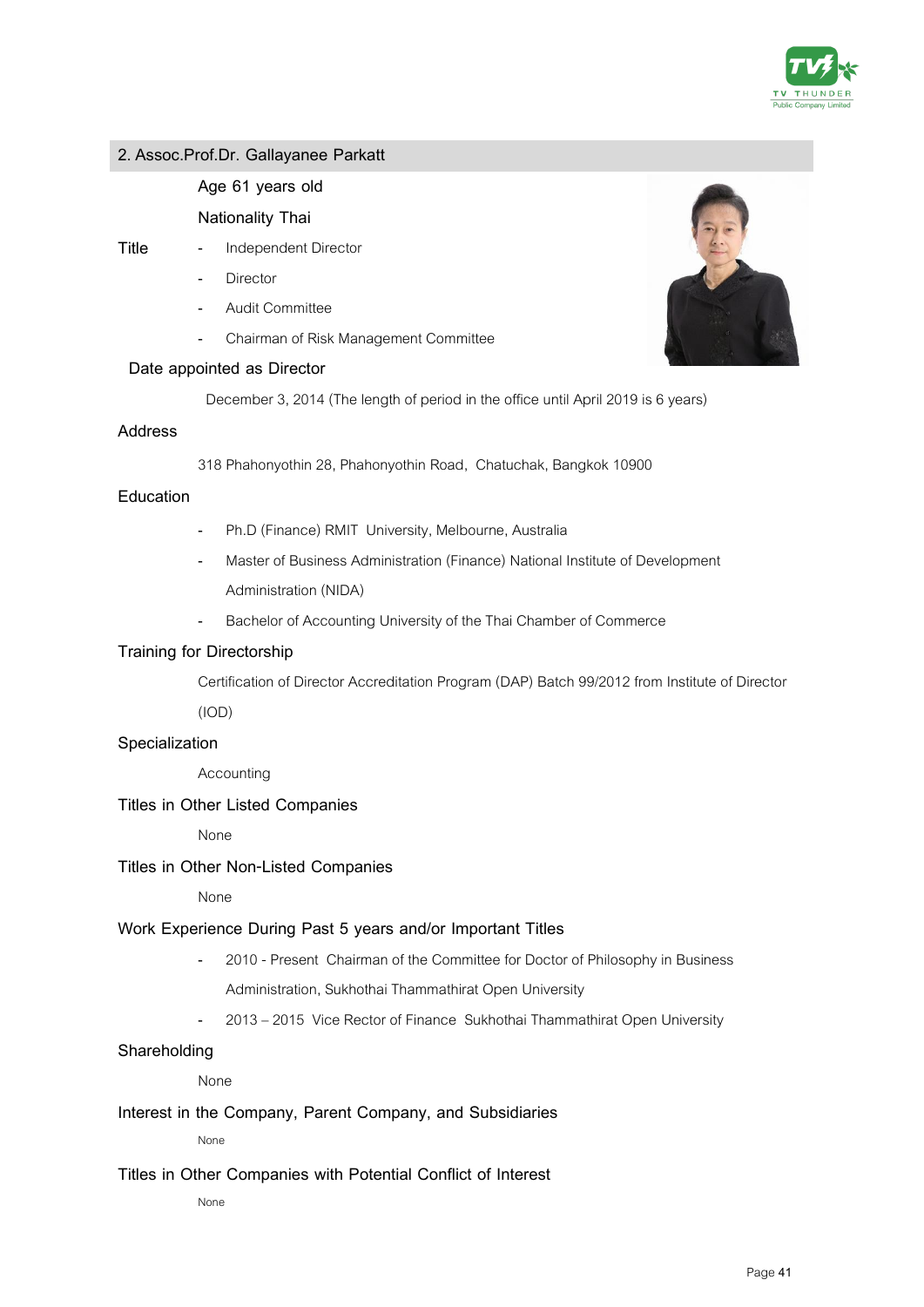## 2. Assoc.Prof.Dr. Gallayanee Parkatt

Age 61 years old

Nationality Thai

**Title**

- Independent Director
- Director
- Audit Committee
- Chairman of Risk Management Committee

**Date appointed as Director**

December 3, 2014 (The length of period in the office until April 2019 is 6 years)

**Address**

318 Phahonyothin 28, Phahonyothin Road, Chatuchak, Bangkok 10900

**Education**

- Ph.D (Finance) RMIT University, Melbourne, Australia
- Master of Business Administration (Finance) National Institute of Development Administration (NIDA)
- Bachelor of Accounting University of the Thai Chamber of Commerce

**Training for Directorship**

Certification of Director Accreditation Program (DAP) Batch 99/2012 from Institute of Director (IOD)

**Specialization**

Accounting

**Titles in Other Listed Companies**

None

**Titles in Other Non-Listed Companies**

None

**Work Experience During Past 5 years and/or Important Titles**

- 2010 - Present Chairman of the Committee for Doctor of Philosophy in Business Administration, Sukhothai Thammathirat Open University
- 2013 – 2015 Vice Rector of Finance Sukhothai Thammathirat Open University

**Shareholding**

None

**Interest in the Company, Parent Company, and Subsidiaries**

None

**Titles in Other Companies with Potential Conflict of Interest**

None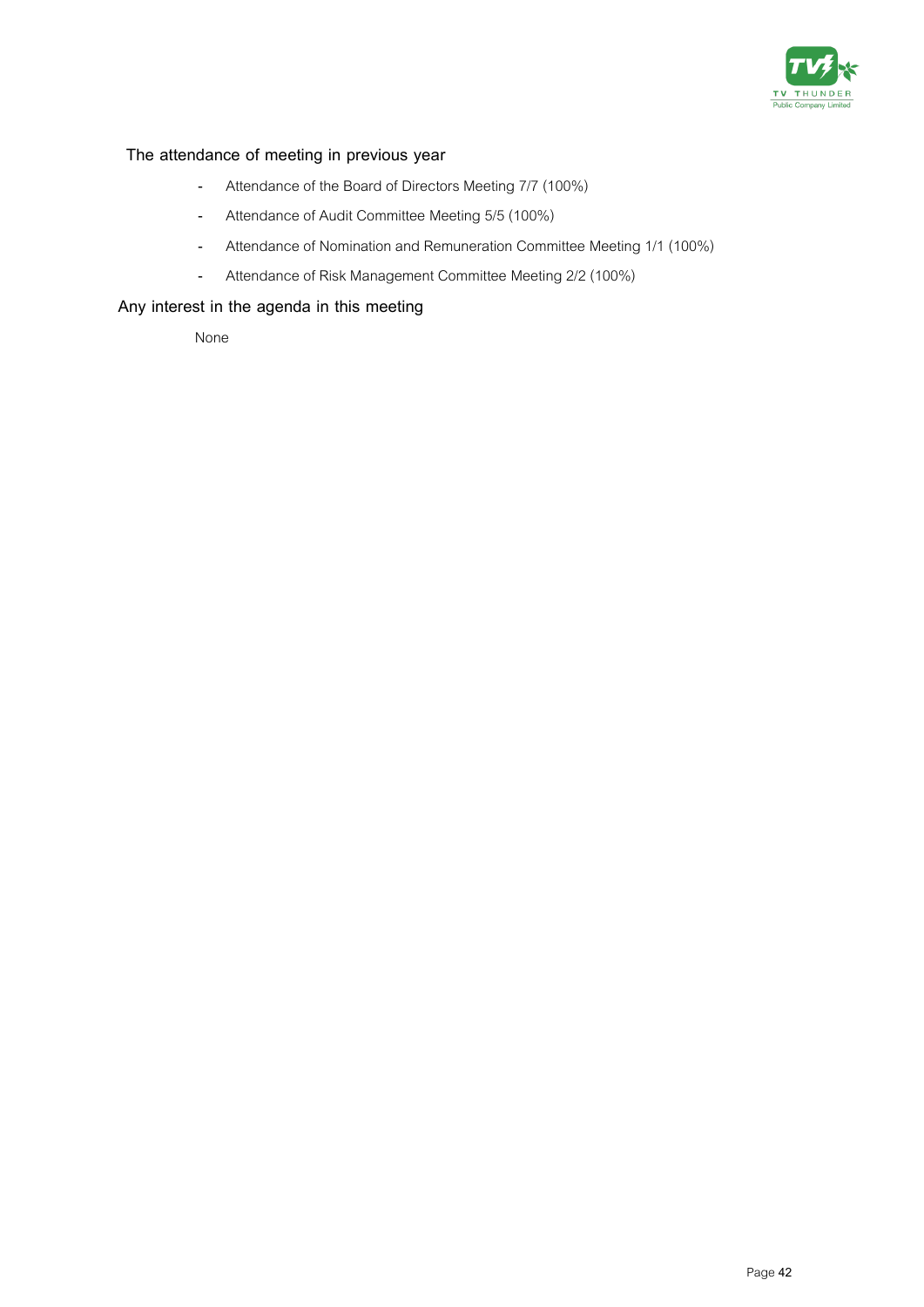**The attendance of meeting in previous year**

- Attendance of the Board of Directors Meeting 7/7 (100%)
- Attendance of Audit Committee Meeting 5/5 (100%)
- Attendance of Nomination and Remuneration Committee Meeting 1/1 (100%)
- Attendance of Risk Management Committee Meeting 2/2 (100%)

**Any interest in the agenda in this meeting**

None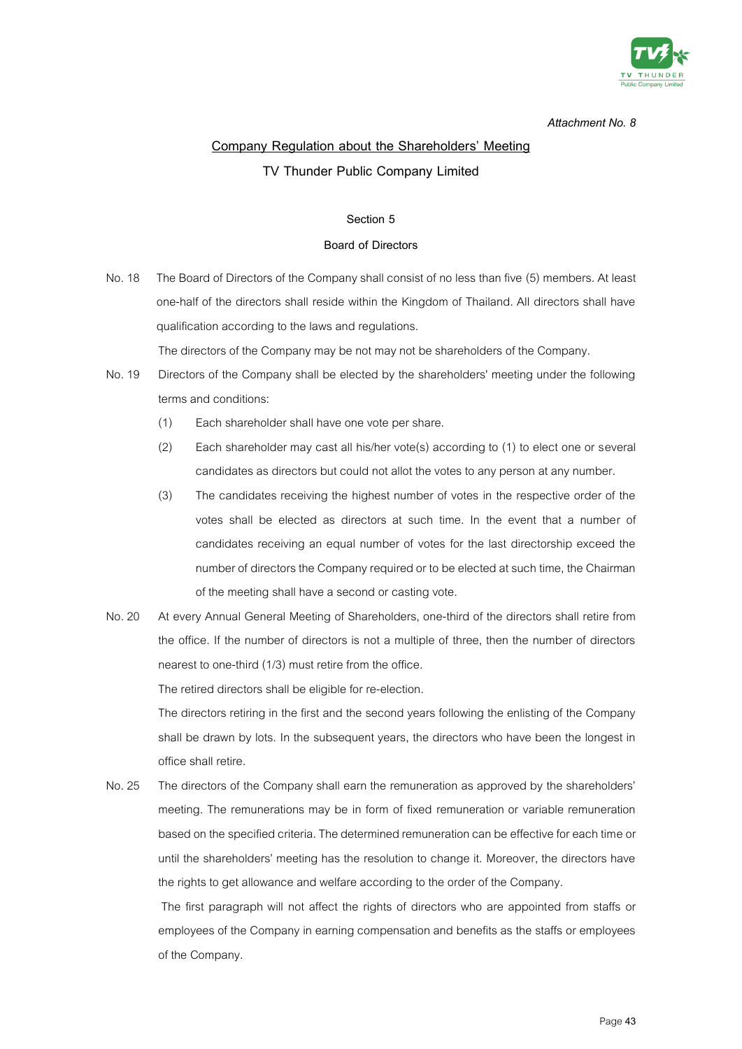*Attachment No. 8*

## Company Regulation about the Shareholders' Meeting

### TV Thunder Public Company Limited

**Section 5**

**Board of Directors**

No. 18 The Board of Directors of the Company shall consist of no less than five (5) members. At least one-half of the directors shall reside within the Kingdom of Thailand. All directors shall have qualification according to the laws and regulations.

The directors of the Company may be not may not be shareholders of the Company.

No. 19 Directors of the Company shall be elected by the shareholders' meeting under the following terms and conditions:

(1) Each shareholder shall have one vote per share.

(2) Each shareholder may cast all his/her vote(s) according to (1) to elect one or several candidates as directors but could not allot the votes to any person at any number.

(3) The candidates receiving the highest number of votes in the respective order of the votes shall be elected as directors at such time. In the event that a number of candidates receiving an equal number of votes for the last directorship exceed the number of directors the Company required or to be elected at such time, the Chairman of the meeting shall have a second or casting vote.

No. 20 At every Annual General Meeting of Shareholders, one-third of the directors shall retire from the office. If the number of directors is not a multiple of three, then the number of directors nearest to one-third (1/3) must retire from the office.

The retired directors shall be eligible for re-election.

The directors retiring in the first and the second years following the enlisting of the Company shall be drawn by lots. In the subsequent years, the directors who have been the longest in office shall retire.

No. 25 The directors of the Company shall earn the remuneration as approved by the shareholders' meeting. The remunerations may be in form of fixed remuneration or variable remuneration based on the specified criteria. The determined remuneration can be effective for each time or until the shareholders' meeting has the resolution to change it. Moreover, the directors have the rights to get allowance and welfare according to the order of the Company.

The first paragraph will not affect the rights of directors who are appointed from staffs or employees of the Company in earning compensation and benefits as the staffs or employees of the Company.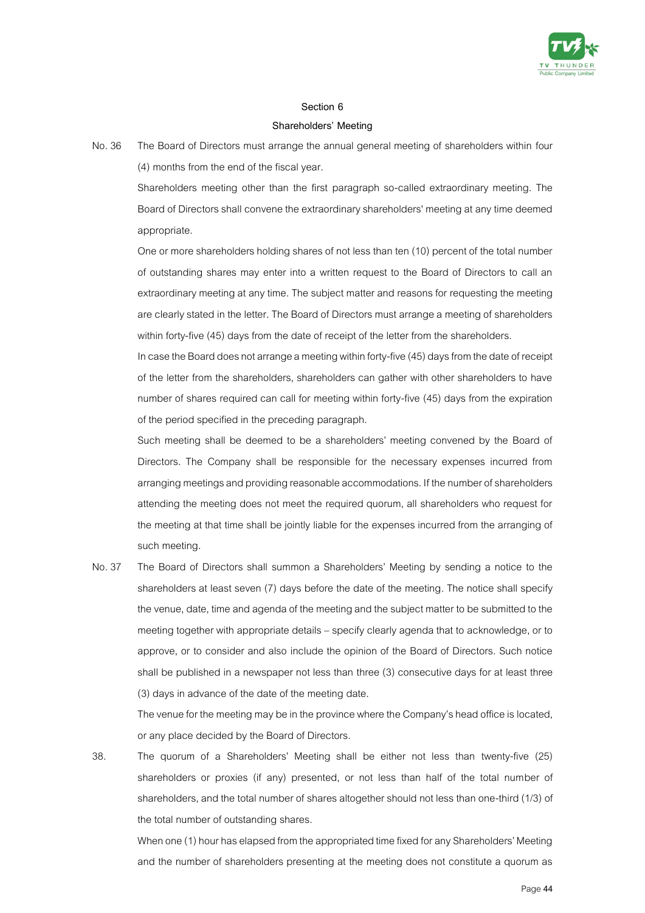## Section 6

## Shareholders' Meeting

No. 36 The Board of Directors must arrange the annual general meeting of shareholders within four (4) months from the end of the fiscal year.

Shareholders meeting other than the first paragraph so-called extraordinary meeting. The Board of Directors shall convene the extraordinary shareholders' meeting at any time deemed appropriate.

One or more shareholders holding shares of not less than ten (10) percent of the total number of outstanding shares may enter into a written request to the Board of Directors to call an extraordinary meeting at any time. The subject matter and reasons for requesting the meeting are clearly stated in the letter. The Board of Directors must arrange a meeting of shareholders within forty-five (45) days from the date of receipt of the letter from the shareholders.

In case the Board does not arrange a meeting within forty-five (45) days from the date of receipt of the letter from the shareholders, shareholders can gather with other shareholders to have number of shares required can call for meeting within forty-five (45) days from the expiration of the period specified in the preceding paragraph.

Such meeting shall be deemed to be a shareholders' meeting convened by the Board of Directors. The Company shall be responsible for the necessary expenses incurred from arranging meetings and providing reasonable accommodations. If the number of shareholders attending the meeting does not meet the required quorum, all shareholders who request for the meeting at that time shall be jointly liable for the expenses incurred from the arranging of such meeting.

No. 37 The Board of Directors shall summon a Shareholders' Meeting by sending a notice to the shareholders at least seven (7) days before the date of the meeting. The notice shall specify the venue, date, time and agenda of the meeting and the subject matter to be submitted to the meeting together with appropriate details – specify clearly agenda that to acknowledge, or to approve, or to consider and also include the opinion of the Board of Directors. Such notice shall be published in a newspaper not less than three (3) consecutive days for at least three (3) days in advance of the date of the meeting date.

The venue for the meeting may be in the province where the Company's head office is located, or any place decided by the Board of Directors.

38. The quorum of a Shareholders' Meeting shall be either not less than twenty-five (25) shareholders or proxies (if any) presented, or not less than half of the total number of shareholders, and the total number of shares altogether should not less than one-third (1/3) of the total number of outstanding shares.

When one (1) hour has elapsed from the appropriated time fixed for any Shareholders' Meeting and the number of shareholders presenting at the meeting does not constitute a quorum as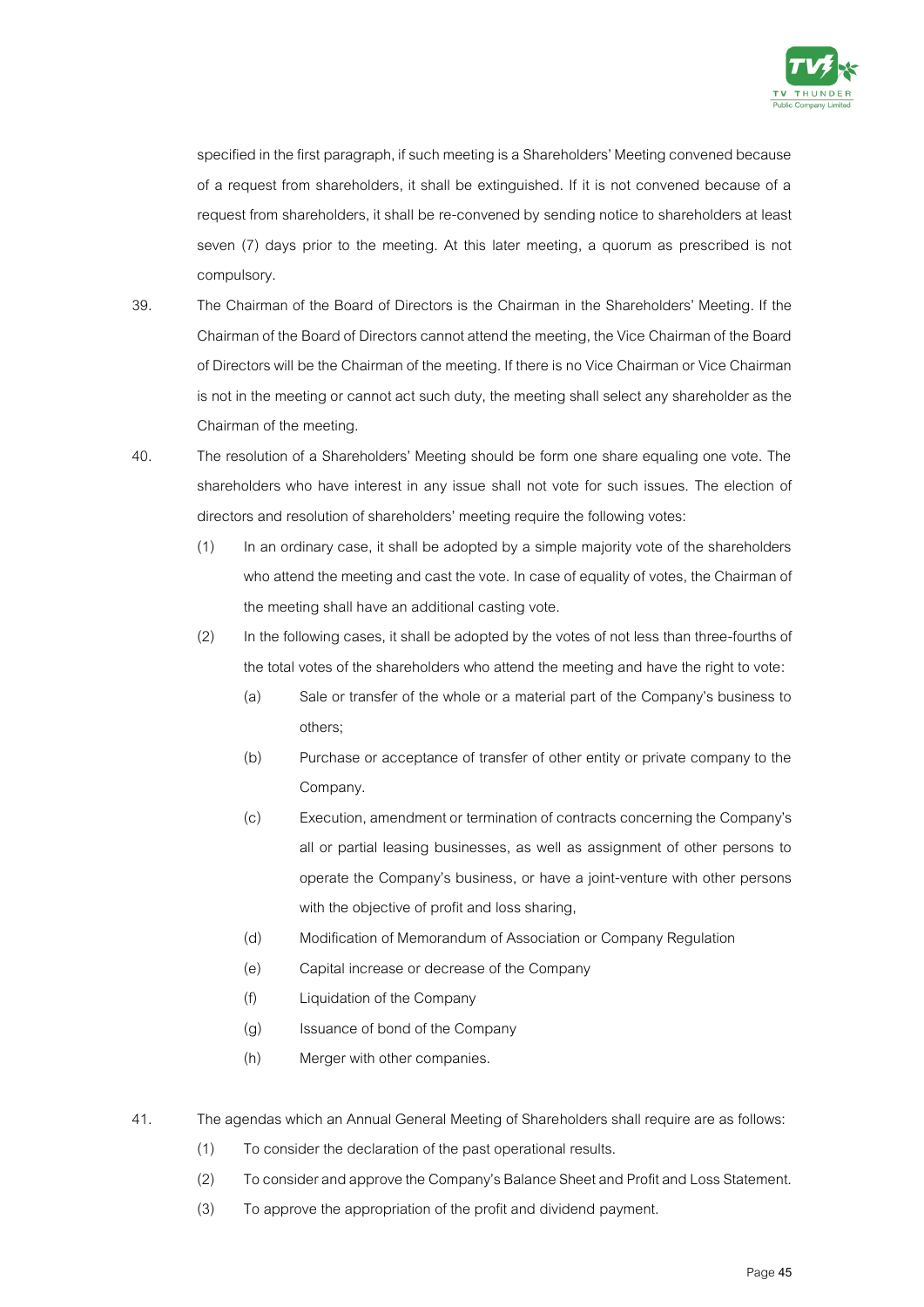specified in the first paragraph, if such meeting is a Shareholders' Meeting convened because of a request from shareholders, it shall be extinguished. If it is not convened because of a request from shareholders, it shall be re-convened by sending notice to shareholders at least seven (7) days prior to the meeting. At this later meeting, a quorum as prescribed is not compulsory.

39. The Chairman of the Board of Directors is the Chairman in the Shareholders' Meeting. If the Chairman of the Board of Directors cannot attend the meeting, the Vice Chairman of the Board of Directors will be the Chairman of the meeting. If there is no Vice Chairman or Vice Chairman is not in the meeting or cannot act such duty, the meeting shall select any shareholder as the Chairman of the meeting.

40. The resolution of a Shareholders' Meeting should be form one share equaling one vote. The shareholders who have interest in any issue shall not vote for such issues. The election of directors and resolution of shareholders' meeting require the following votes:

    (1) In an ordinary case, it shall be adopted by a simple majority vote of the shareholders who attend the meeting and cast the vote. In case of equality of votes, the Chairman of the meeting shall have an additional casting vote.

    (2) In the following cases, it shall be adopted by the votes of not less than three-fourths of the total votes of the shareholders who attend the meeting and have the right to vote:

        (a) Sale or transfer of the whole or a material part of the Company's business to others;

        (b) Purchase or acceptance of transfer of other entity or private company to the Company.

        (c) Execution, amendment or termination of contracts concerning the Company's all or partial leasing businesses, as well as assignment of other persons to operate the Company's business, or have a joint-venture with other persons with the objective of profit and loss sharing,

        (d) Modification of Memorandum of Association or Company Regulation

        (e) Capital increase or decrease of the Company

        (f) Liquidation of the Company

        (g) Issuance of bond of the Company

        (h) Merger with other companies.

41. The agendas which an Annual General Meeting of Shareholders shall require are as follows:

    (1) To consider the declaration of the past operational results.

    (2) To consider and approve the Company's Balance Sheet and Profit and Loss Statement.

    (3) To approve the appropriation of the profit and dividend payment.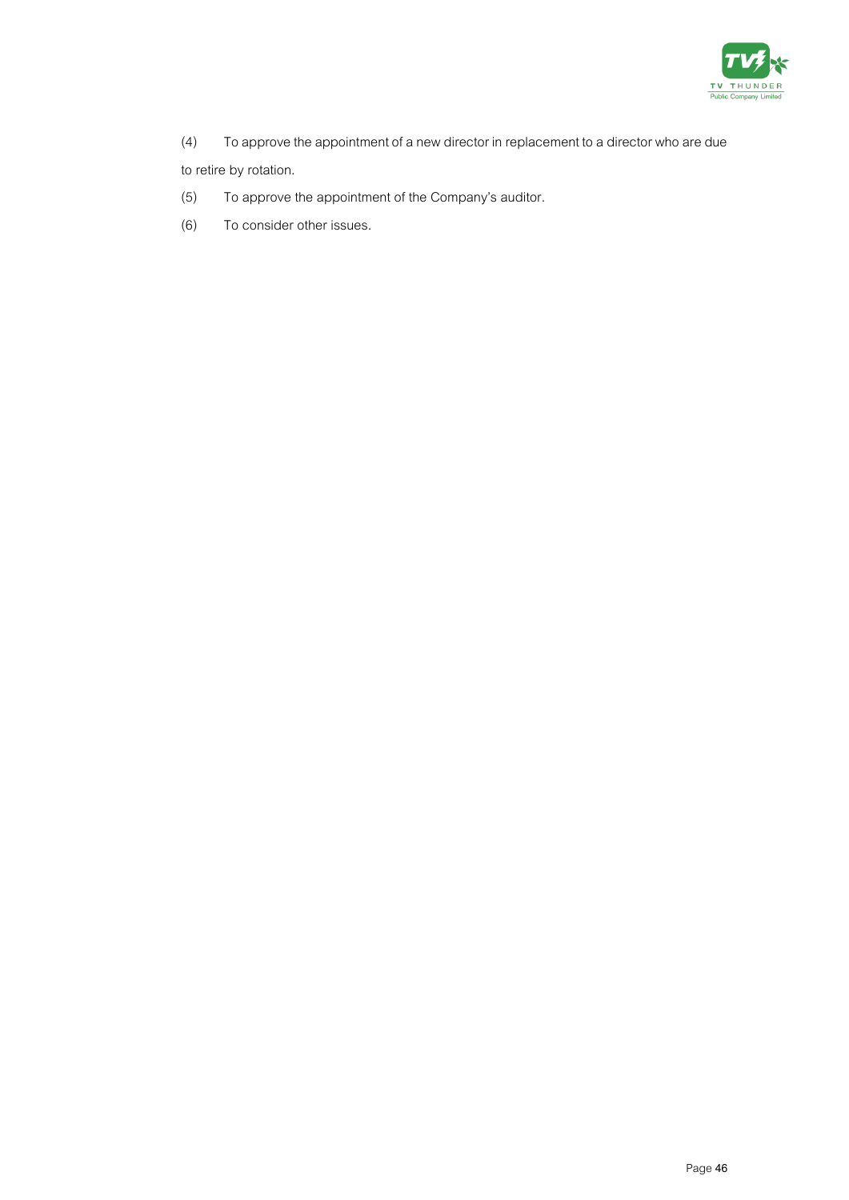(4) To approve the appointment of a new director in replacement to a director who are due to retire by rotation.

(5) To approve the appointment of the Company's auditor.

(6) To consider other issues.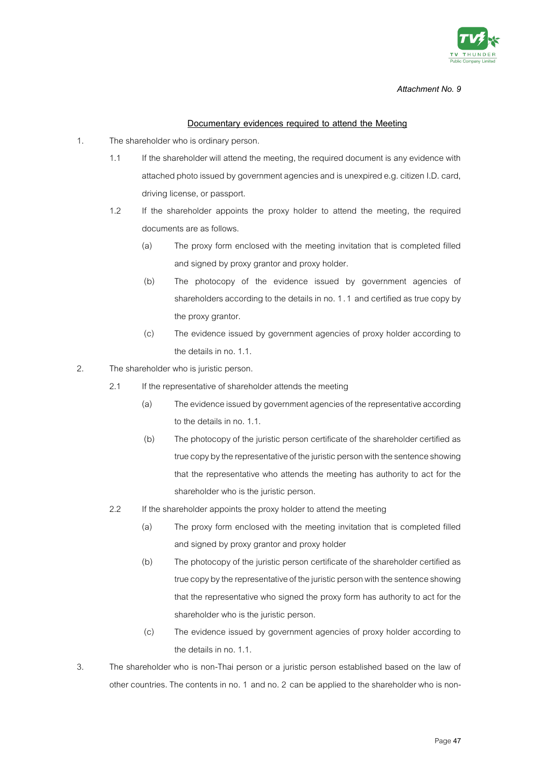*Attachment No. 9*

**Documentary evidences required to attend the Meeting**

1. The shareholder who is ordinary person.

   1.1 If the shareholder will attend the meeting, the required document is any evidence with attached photo issued by government agencies and is unexpired e.g. citizen I.D. card, driving license, or passport.

   1.2 If the shareholder appoints the proxy holder to attend the meeting, the required documents are as follows.

      (a) The proxy form enclosed with the meeting invitation that is completed filled and signed by proxy grantor and proxy holder.

      (b) The photocopy of the evidence issued by government agencies of shareholders according to the details in no. 1.1 and certified as true copy by the proxy grantor.

      (c) The evidence issued by government agencies of proxy holder according to the details in no. 1.1.

2. The shareholder who is juristic person.

   2.1 If the representative of shareholder attends the meeting

      (a) The evidence issued by government agencies of the representative according to the details in no. 1.1.

      (b) The photocopy of the juristic person certificate of the shareholder certified as true copy by the representative of the juristic person with the sentence showing that the representative who attends the meeting has authority to act for the shareholder who is the juristic person.

   2.2 If the shareholder appoints the proxy holder to attend the meeting

      (a) The proxy form enclosed with the meeting invitation that is completed filled and signed by proxy grantor and proxy holder

      (b) The photocopy of the juristic person certificate of the shareholder certified as true copy by the representative of the juristic person with the sentence showing that the representative who signed the proxy form has authority to act for the shareholder who is the juristic person.

      (c) The evidence issued by government agencies of proxy holder according to the details in no. 1.1.

3. The shareholder who is non-Thai person or a juristic person established based on the law of other countries. The contents in no. 1 and no. 2 can be applied to the shareholder who is non-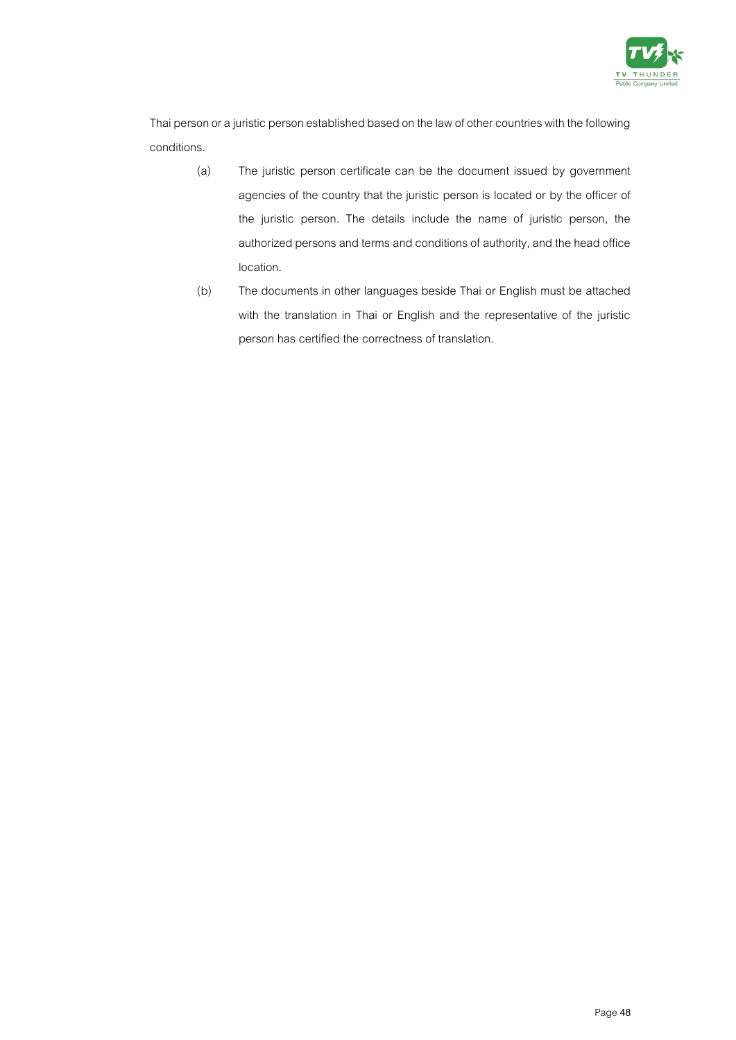Thai person or a juristic person established based on the law of other countries with the following conditions.

(a) The juristic person certificate can be the document issued by government agencies of the country that the juristic person is located or by the officer of the juristic person. The details include the name of juristic person, the authorized persons and terms and conditions of authority, and the head office location.

(b) The documents in other languages beside Thai or English must be attached with the translation in Thai or English and the representative of the juristic person has certified the correctness of translation.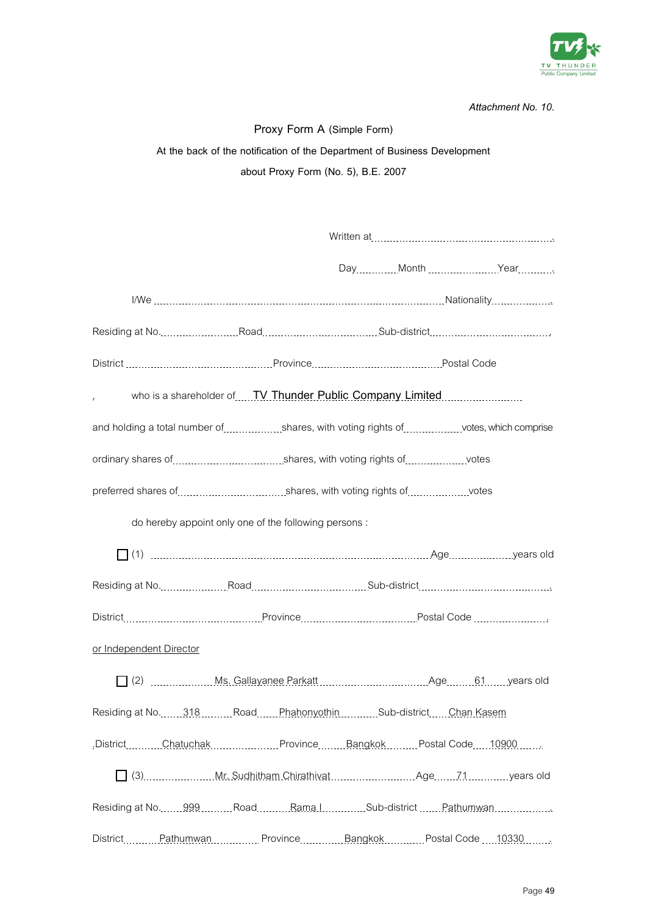*Attachment No. 10.*

Proxy Form A (Simple Form)

At the back of the notification of the Department of Business Development

about Proxy Form (No. 5), B.E. 2007

Written at............................................................

Day............Month ......................Year..........

I/We ..............................................................................................Nationality....................

Residing at No.........................Road...................................Sub-district.......................................

District .............................................Province.......................................Postal Code

who is a shareholder of TV Thunder Public Company Limited

and holding a total number of..................shares, with voting rights of..................votes, which comprise

ordinary shares of................................shares, with voting rights of..................votes

preferred shares of..............................shares, with voting rights of..................votes

do hereby appoint only one of the following persons :

☐ (1) ..............................................................................Age....................years old

Residing at No.....................Road..................................Sub-district.......................................

District.......................................Province..................................Postal Code .......................

or Independent Director

☐ (2) Ms. Gallayanee Parkatt Age 61 years old

Residing at No. 318 Road Phahonyothin Sub-district Chan Kasem

District Chatuchak Province Bangkok Postal Code 10900

☐ (3) Mr. Sudhitham Chirathivat Age 71 years old

Residing at No. 999 Road Rama I Sub-district Pathumwan

District Pathumwan Province Bangkok Postal Code 10330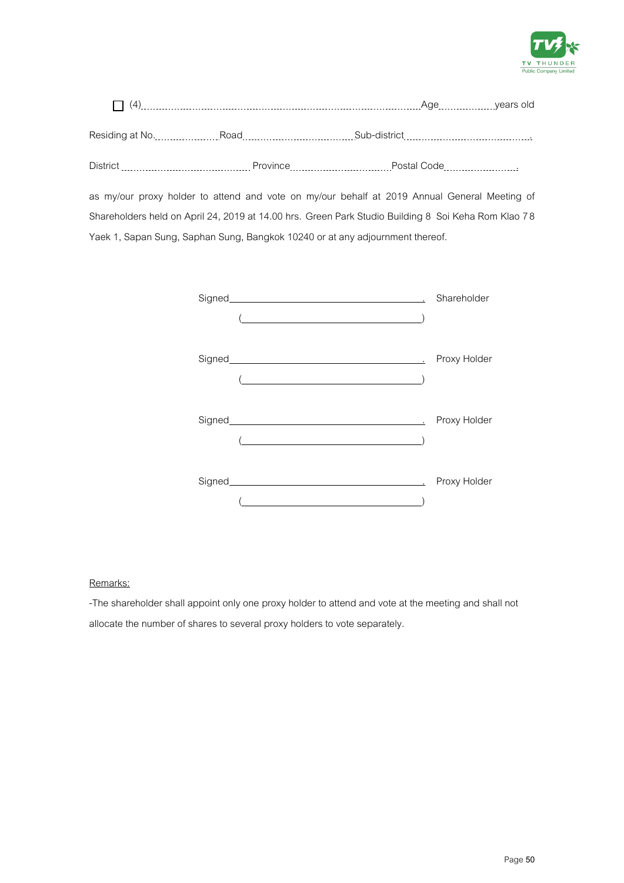☐ (4)........................................................................................Age..................years old

Residing at No.....................Road.................................Sub-district.......................................

District ........................................ Province...............................Postal Code........................

as my/our proxy holder to attend and vote on my/our behalf at 2019 Annual General Meeting of Shareholders held on April 24, 2019 at 14.00 hrs. Green Park Studio Building 8 Soi Keha Rom Klao 78 Yaek 1, Sapan Sung, Saphan Sung, Bangkok 10240 or at any adjournment thereof.

Signed________________________________. Shareholder

(________________________________)

Signed________________________________. Proxy Holder

(________________________________)

Signed________________________________. Proxy Holder

(________________________________)

Signed________________________________. Proxy Holder

(________________________________)

Remarks:

-The shareholder shall appoint only one proxy holder to attend and vote at the meeting and shall not allocate the number of shares to several proxy holders to vote separately.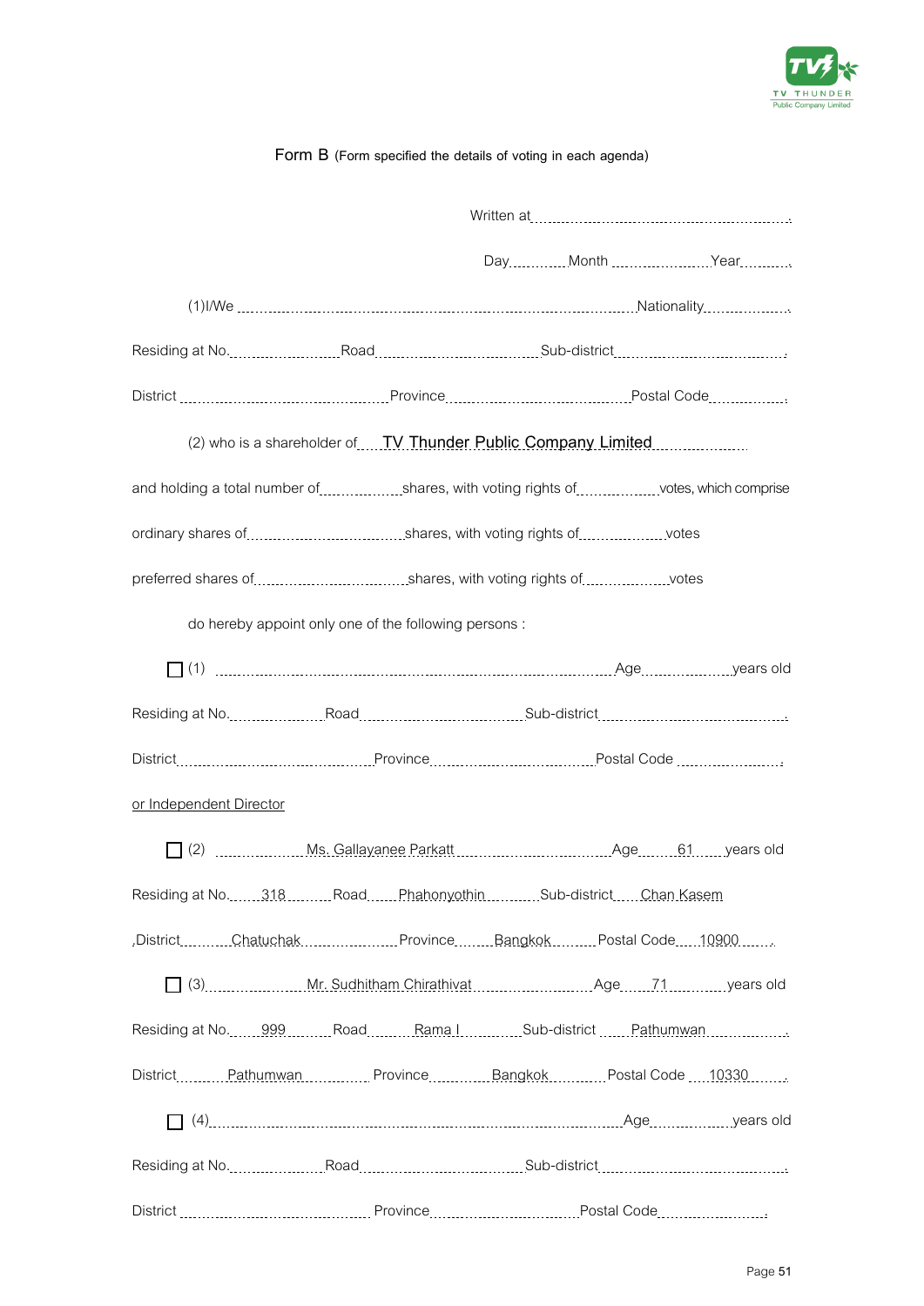Form B (Form specified the details of voting in each agenda)

Written at..............................................................

Day............. Month ...................... Year...........

(1)I/We ........................................................................................ Nationality....................

Residing at No......................... Road .................................. Sub-district ...........................................

District ............................................... Province ............................................. Postal Code..................

(2) who is a shareholder of TV Thunder Public Company Limited

and holding a total number of.................. shares, with voting rights of.................. votes, which comprise

ordinary shares of.............................. shares, with voting rights of.................. votes

preferred shares of.............................. shares, with voting rights of.................. votes

do hereby appoint only one of the following persons :

☐ (1) ........................................................................................ Age.................... years old

Residing at No..................... Road ................................ Sub-district ...........................................

District ........................................ Province ................................. Postal Code ........................

or Independent Director

☐ (2) Ms. Gallayanee Parkatt Age 61 years old

Residing at No. 318 Road Phahonyothin Sub-district Chan Kasem

District Chatuchak Province Bangkok Postal Code 10900

☐ (3) Mr. Sudhitham Chirathivat Age 71 years old

Residing at No. 999 Road Rama I Sub-district Pathumwan

District Pathumwan Province Bangkok Postal Code 10330

☐ (4) ........................................................................................ Age................... years old

Residing at No..................... Road ................................ Sub-district ...........................................

District ........................................ Province ................................. Postal Code........................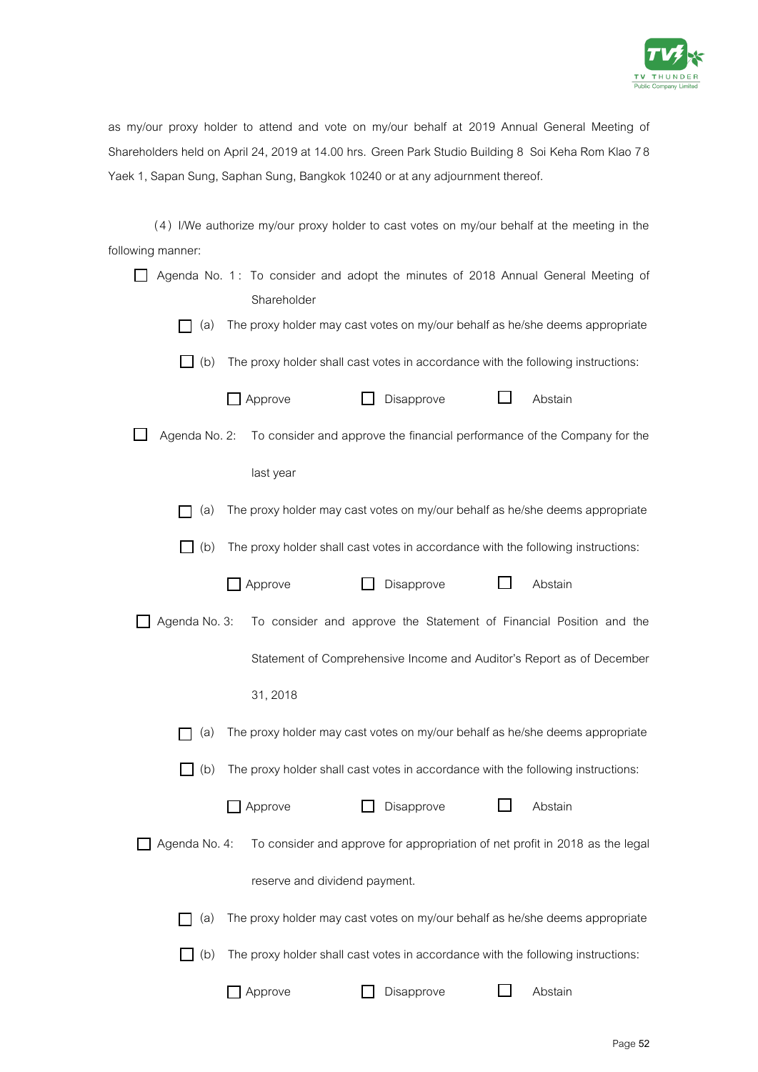as my/our proxy holder to attend and vote on my/our behalf at 2019 Annual General Meeting of Shareholders held on April 24, 2019 at 14.00 hrs. Green Park Studio Building 8 Soi Keha Rom Klao 78 Yaek 1, Sapan Sung, Saphan Sung, Bangkok 10240 or at any adjournment thereof.

(4) I/We authorize my/our proxy holder to cast votes on my/our behalf at the meeting in the following manner:

☐ Agenda No. 1: To consider and adopt the minutes of 2018 Annual General Meeting of Shareholder

- ☐ (a) The proxy holder may cast votes on my/our behalf as he/she deems appropriate
- ☐ (b) The proxy holder shall cast votes in accordance with the following instructions:

  ☐ Approve ☐ Disapprove ☐ Abstain

☐ Agenda No. 2: To consider and approve the financial performance of the Company for the last year

- ☐ (a) The proxy holder may cast votes on my/our behalf as he/she deems appropriate
- ☐ (b) The proxy holder shall cast votes in accordance with the following instructions:

  ☐ Approve ☐ Disapprove ☐ Abstain

☐ Agenda No. 3: To consider and approve the Statement of Financial Position and the Statement of Comprehensive Income and Auditor's Report as of December 31, 2018

- ☐ (a) The proxy holder may cast votes on my/our behalf as he/she deems appropriate
- ☐ (b) The proxy holder shall cast votes in accordance with the following instructions:

  ☐ Approve ☐ Disapprove ☐ Abstain

☐ Agenda No. 4: To consider and approve for appropriation of net profit in 2018 as the legal reserve and dividend payment.

- ☐ (a) The proxy holder may cast votes on my/our behalf as he/she deems appropriate
- ☐ (b) The proxy holder shall cast votes in accordance with the following instructions:

  ☐ Approve ☐ Disapprove ☐ Abstain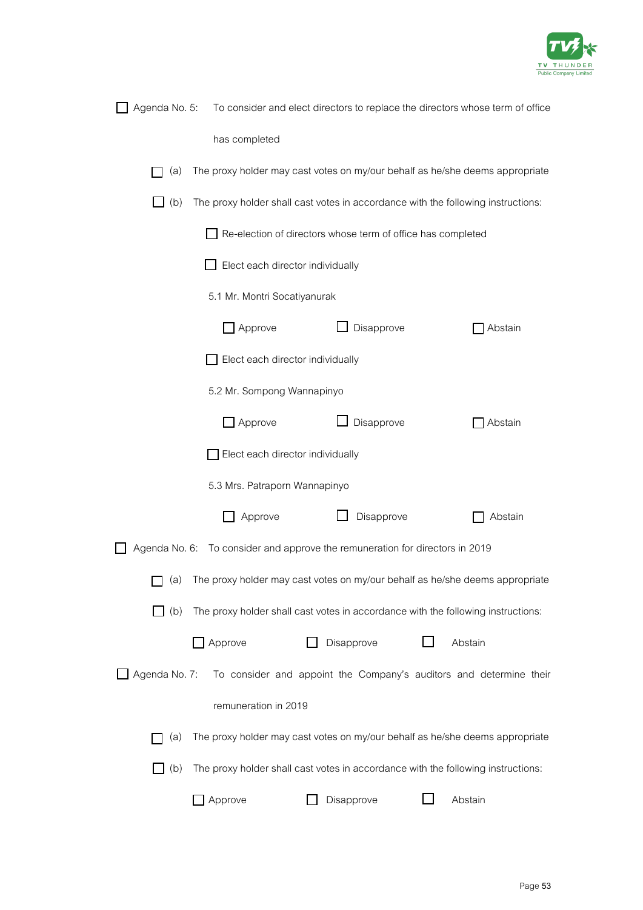☐ Agenda No. 5: To consider and elect directors to replace the directors whose term of office has completed

☐ (a) The proxy holder may cast votes on my/our behalf as he/she deems appropriate

☐ (b) The proxy holder shall cast votes in accordance with the following instructions:

☐ Re-election of directors whose term of office has completed

☐ Elect each director individually

5.1 Mr. Montri Socatiyanurak

☐ Approve ☐ Disapprove ☐ Abstain

☐ Elect each director individually

5.2 Mr. Sompong Wannapinyo

☐ Approve ☐ Disapprove ☐ Abstain

☐ Elect each director individually

5.3 Mrs. Patraporn Wannapinyo

☐ Approve ☐ Disapprove ☐ Abstain

☐ Agenda No. 6: To consider and approve the remuneration for directors in 2019

☐ (a) The proxy holder may cast votes on my/our behalf as he/she deems appropriate

☐ (b) The proxy holder shall cast votes in accordance with the following instructions:

☐ Approve ☐ Disapprove ☐ Abstain

☐ Agenda No. 7: To consider and appoint the Company's auditors and determine their remuneration in 2019

☐ (a) The proxy holder may cast votes on my/our behalf as he/she deems appropriate

☐ (b) The proxy holder shall cast votes in accordance with the following instructions:

☐ Approve ☐ Disapprove ☐ Abstain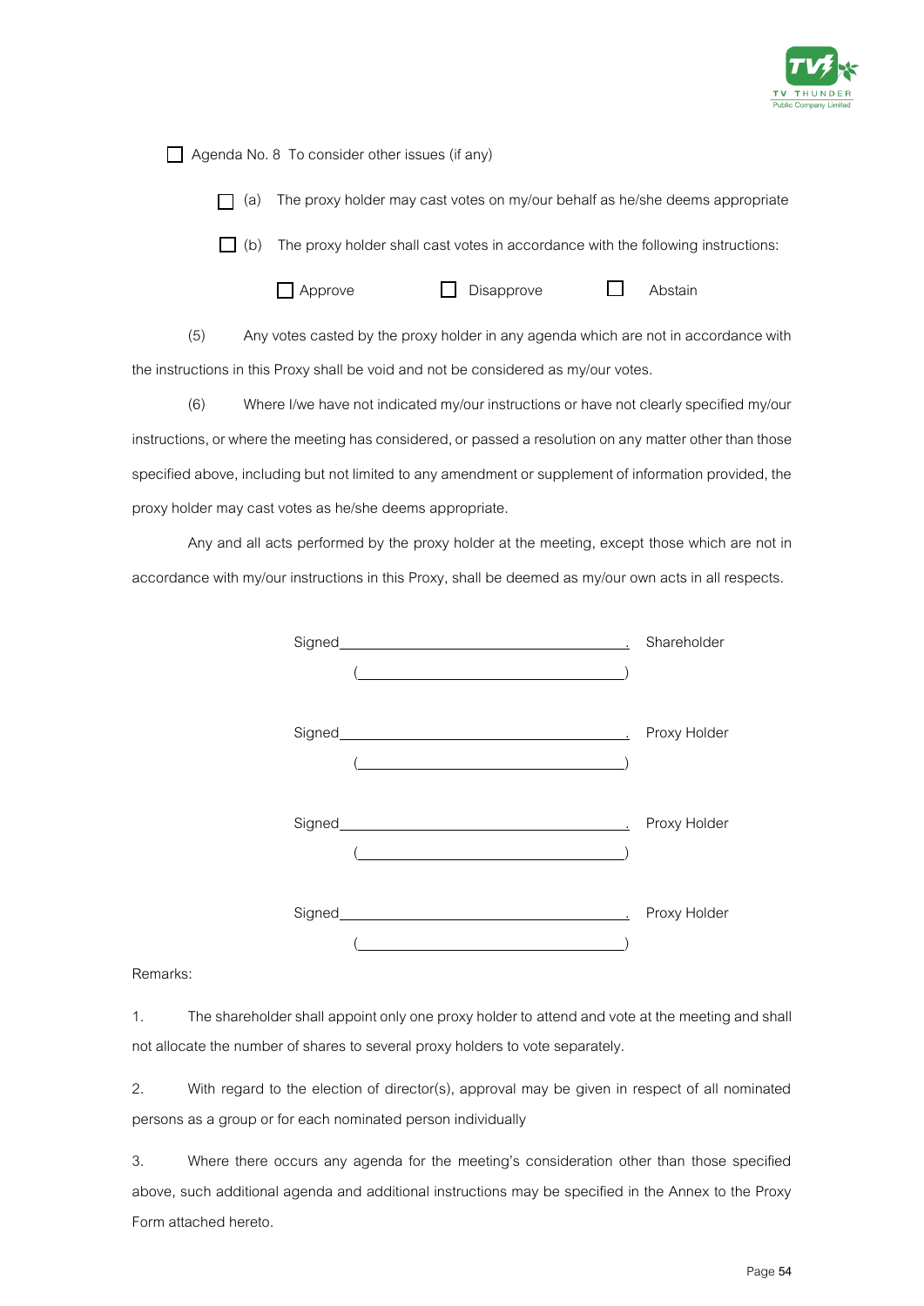☐ Agenda No. 8 To consider other issues (if any)

☐ (a) The proxy holder may cast votes on my/our behalf as he/she deems appropriate

☐ (b) The proxy holder shall cast votes in accordance with the following instructions:

☐ Approve ☐ Disapprove ☐ Abstain

(5) Any votes casted by the proxy holder in any agenda which are not in accordance with the instructions in this Proxy shall be void and not be considered as my/our votes.

(6) Where I/we have not indicated my/our instructions or have not clearly specified my/our instructions, or where the meeting has considered, or passed a resolution on any matter other than those specified above, including but not limited to any amendment or supplement of information provided, the proxy holder may cast votes as he/she deems appropriate.

Any and all acts performed by the proxy holder at the meeting, except those which are not in accordance with my/our instructions in this Proxy, shall be deemed as my/our own acts in all respects.

Signed\_\_\_\_\_\_\_\_\_\_\_\_\_\_\_\_\_\_\_\_\_\_\_\_\_\_\_\_\_\_\_\_\_\_\_\_. Shareholder

(\_\_\_\_\_\_\_\_\_\_\_\_\_\_\_\_\_\_\_\_\_\_\_\_\_\_\_\_\_\_\_\_\_\_)

Signed\_\_\_\_\_\_\_\_\_\_\_\_\_\_\_\_\_\_\_\_\_\_\_\_\_\_\_\_\_\_\_\_\_\_\_\_. Proxy Holder

(\_\_\_\_\_\_\_\_\_\_\_\_\_\_\_\_\_\_\_\_\_\_\_\_\_\_\_\_\_\_\_\_\_\_)

Signed\_\_\_\_\_\_\_\_\_\_\_\_\_\_\_\_\_\_\_\_\_\_\_\_\_\_\_\_\_\_\_\_\_\_\_\_. Proxy Holder

(\_\_\_\_\_\_\_\_\_\_\_\_\_\_\_\_\_\_\_\_\_\_\_\_\_\_\_\_\_\_\_\_\_\_)

Signed\_\_\_\_\_\_\_\_\_\_\_\_\_\_\_\_\_\_\_\_\_\_\_\_\_\_\_\_\_\_\_\_\_\_\_\_. Proxy Holder

(\_\_\_\_\_\_\_\_\_\_\_\_\_\_\_\_\_\_\_\_\_\_\_\_\_\_\_\_\_\_\_\_\_\_)

Remarks:

1. The shareholder shall appoint only one proxy holder to attend and vote at the meeting and shall not allocate the number of shares to several proxy holders to vote separately.

2. With regard to the election of director(s), approval may be given in respect of all nominated persons as a group or for each nominated person individually

3. Where there occurs any agenda for the meeting's consideration other than those specified above, such additional agenda and additional instructions may be specified in the Annex to the Proxy Form attached hereto.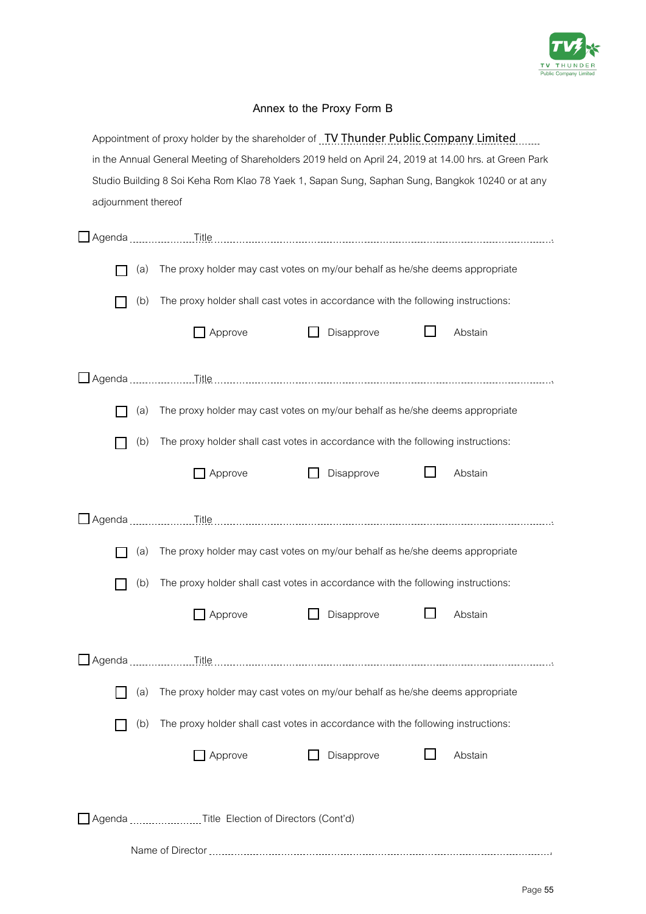## Annex to the Proxy Form B

Appointment of proxy holder by the shareholder of **TV Thunder Public Company Limited** in the Annual General Meeting of Shareholders 2019 held on April 24, 2019 at 14.00 hrs. at Green Park Studio Building 8 Soi Keha Rom Klao 78 Yaek 1, Sapan Sung, Saphan Sung, Bangkok 10240 or at any adjournment thereof

☐ Agenda ................ Title ..........................................................................................

☐ (a) The proxy holder may cast votes on my/our behalf as he/she deems appropriate

☐ (b) The proxy holder shall cast votes in accordance with the following instructions:

☐ Approve ☐ Disapprove ☐ Abstain

☐ Agenda ................ Title ..........................................................................................

☐ (a) The proxy holder may cast votes on my/our behalf as he/she deems appropriate

☐ (b) The proxy holder shall cast votes in accordance with the following instructions:

☐ Approve ☐ Disapprove ☐ Abstain

☐ Agenda ................ Title ..........................................................................................

☐ (a) The proxy holder may cast votes on my/our behalf as he/she deems appropriate

☐ (b) The proxy holder shall cast votes in accordance with the following instructions:

☐ Approve ☐ Disapprove ☐ Abstain

☐ Agenda ................ Title ..........................................................................................

☐ (a) The proxy holder may cast votes on my/our behalf as he/she deems appropriate

☐ (b) The proxy holder shall cast votes in accordance with the following instructions:

☐ Approve ☐ Disapprove ☐ Abstain

☐ Agenda ................ Title Election of Directors (Cont'd)

Name of Director ..........................................................................................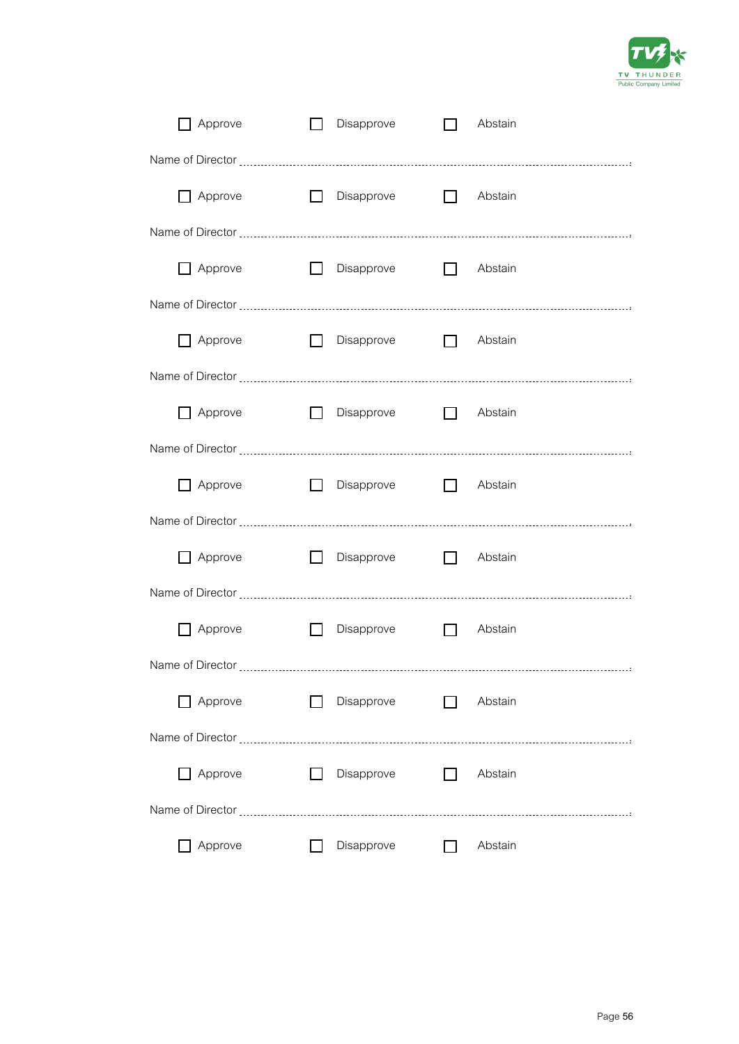☐ Approve ☐ Disapprove ☐ Abstain

Name of Director .....................................................................................................................

☐ Approve ☐ Disapprove ☐ Abstain

Name of Director .....................................................................................................................

☐ Approve ☐ Disapprove ☐ Abstain

Name of Director .....................................................................................................................

☐ Approve ☐ Disapprove ☐ Abstain

Name of Director .....................................................................................................................

☐ Approve ☐ Disapprove ☐ Abstain

Name of Director .....................................................................................................................

☐ Approve ☐ Disapprove ☐ Abstain

Name of Director .....................................................................................................................

☐ Approve ☐ Disapprove ☐ Abstain

Name of Director .....................................................................................................................

☐ Approve ☐ Disapprove ☐ Abstain

Name of Director .....................................................................................................................

☐ Approve ☐ Disapprove ☐ Abstain

Name of Director .....................................................................................................................

☐ Approve ☐ Disapprove ☐ Abstain

Name of Director .....................................................................................................................

☐ Approve ☐ Disapprove ☐ Abstain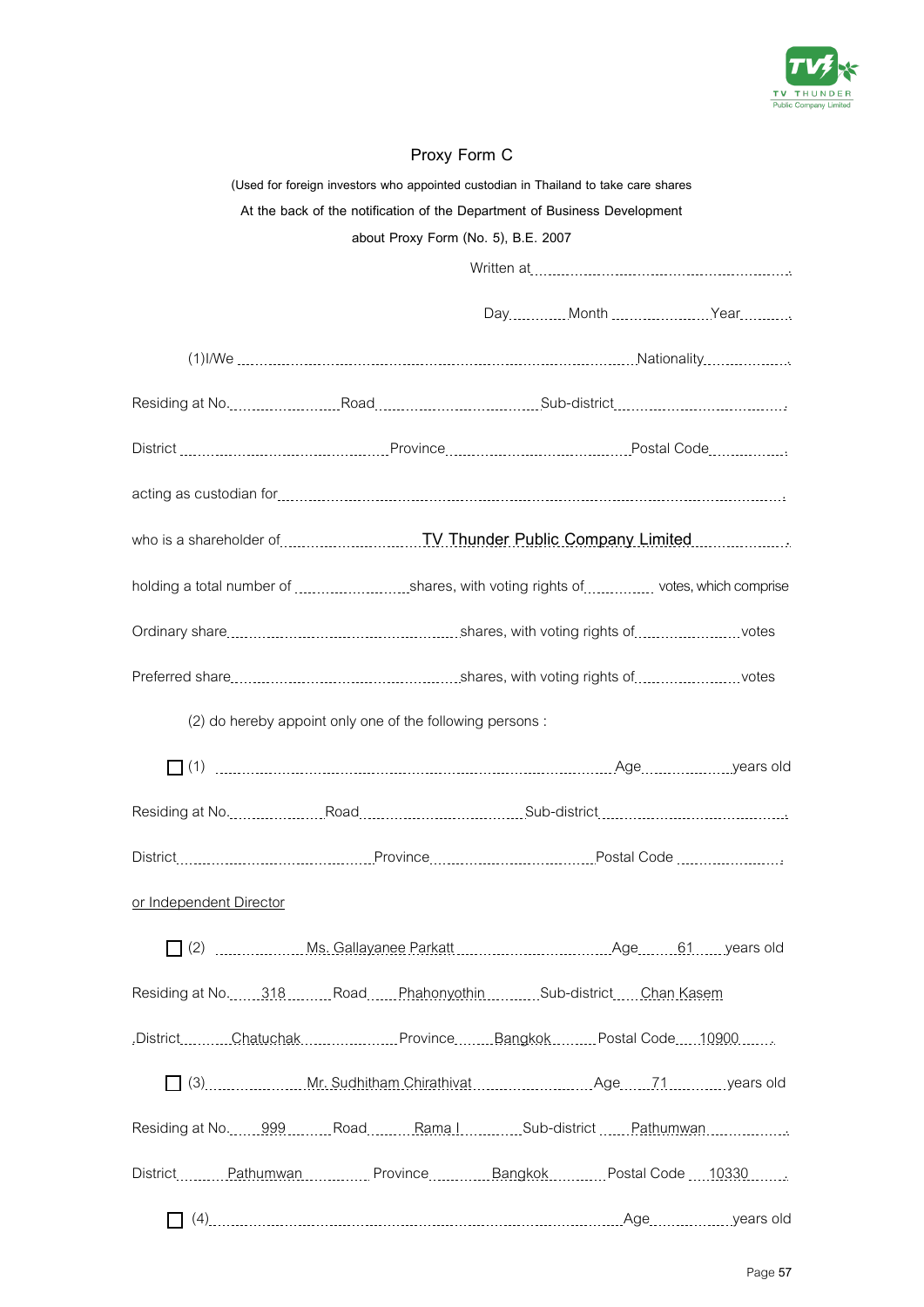# Proxy Form C

(Used for foreign investors who appointed custodian in Thailand to take care shares

At the back of the notification of the Department of Business Development

about Proxy Form (No. 5), B.E. 2007

Written at.................................................................

Day..............Month ........................Year............

(1)I/We ................................................................................................Nationality....................

Residing at No...........................Road.......................................Sub-district...........................................

District ...............................................Province.......................................Postal Code..................

acting as custodian for.....................................................................................................................

who is a shareholder of.............................TV Thunder Public Company Limited...........................

holding a total number of ..........................shares, with voting rights of............... votes, which comprise

Ordinary share..................................................shares, with voting rights of........................votes

Preferred share.................................................shares, with voting rights of........................votes

(2) do hereby appoint only one of the following persons :

☐ (1) ..........................................................................................Age....................years old

Residing at No......................Road.......................................Sub-district...........................................

District ..........................................Province.......................................Postal Code ..........................

or Independent Director

☐ (2) ....................Ms. Gallayanee Parkatt.................................Age.......61......years old

Residing at No......318..........Road......Phahonyothin............Sub-district.....Chan Kasem

District...........Chatuchak.....................Province.........Bangkok..........Postal Code.....10900.......

☐ (3).....................Mr. Sudhitham Chirathivat...........................Age......71............years old

Residing at No......999..........Road.........Rama I............Sub-district ......Pathumwan..................

District.........Pathumwan...............Province............Bangkok............Postal Code ....10330........

☐ (4)...............................................................................................Age..................years old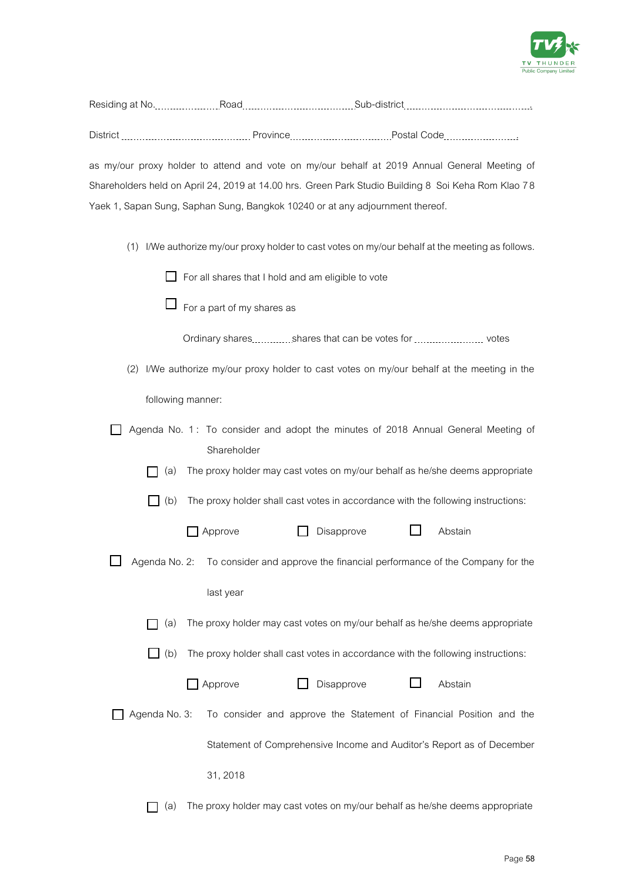Residing at No.................... Road.................................. Sub-district.......................................

District ........................................ Province.............................. Postal Code.......................

as my/our proxy holder to attend and vote on my/our behalf at 2019 Annual General Meeting of Shareholders held on April 24, 2019 at 14.00 hrs. Green Park Studio Building 8 Soi Keha Rom Klao 78 Yaek 1, Sapan Sung, Saphan Sung, Bangkok 10240 or at any adjournment thereof.

(1) I/We authorize my/our proxy holder to cast votes on my/our behalf at the meeting as follows.

☐ For all shares that I hold and am eligible to vote

☐ For a part of my shares as

Ordinary shares............ shares that can be votes for ...................... votes

(2) I/We authorize my/our proxy holder to cast votes on my/our behalf at the meeting in the following manner:

☐ Agenda No. 1: To consider and adopt the minutes of 2018 Annual General Meeting of Shareholder

☐ (a) The proxy holder may cast votes on my/our behalf as he/she deems appropriate

☐ (b) The proxy holder shall cast votes in accordance with the following instructions:

☐ Approve ☐ Disapprove ☐ Abstain

☐ Agenda No. 2: To consider and approve the financial performance of the Company for the last year

☐ (a) The proxy holder may cast votes on my/our behalf as he/she deems appropriate

☐ (b) The proxy holder shall cast votes in accordance with the following instructions:

☐ Approve ☐ Disapprove ☐ Abstain

☐ Agenda No. 3: To consider and approve the Statement of Financial Position and the Statement of Comprehensive Income and Auditor's Report as of December 31, 2018

☐ (a) The proxy holder may cast votes on my/our behalf as he/she deems appropriate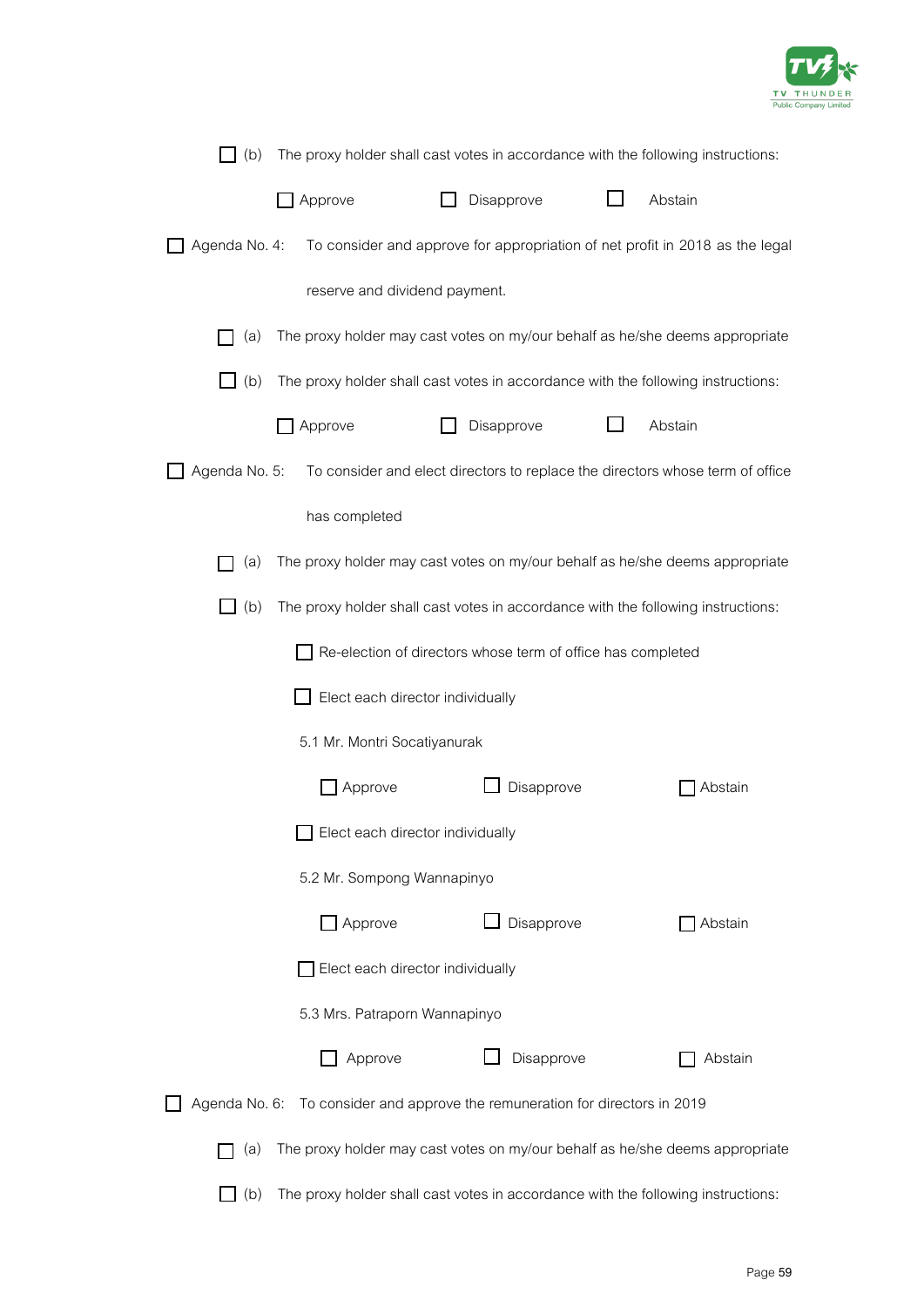☐ (b) The proxy holder shall cast votes in accordance with the following instructions:

☐ Approve ☐ Disapprove ☐ Abstain

☐ Agenda No. 4: To consider and approve for appropriation of net profit in 2018 as the legal reserve and dividend payment.

☐ (a) The proxy holder may cast votes on my/our behalf as he/she deems appropriate

☐ (b) The proxy holder shall cast votes in accordance with the following instructions:

☐ Approve ☐ Disapprove ☐ Abstain

☐ Agenda No. 5: To consider and elect directors to replace the directors whose term of office has completed

☐ (a) The proxy holder may cast votes on my/our behalf as he/she deems appropriate

☐ (b) The proxy holder shall cast votes in accordance with the following instructions:

☐ Re-election of directors whose term of office has completed

☐ Elect each director individually

5.1 Mr. Montri Socatiyanurak

☐ Approve ☐ Disapprove ☐ Abstain

☐ Elect each director individually

5.2 Mr. Sompong Wannapinyo

☐ Approve ☐ Disapprove ☐ Abstain

☐ Elect each director individually

5.3 Mrs. Patraporn Wannapinyo

☐ Approve ☐ Disapprove ☐ Abstain

☐ Agenda No. 6: To consider and approve the remuneration for directors in 2019

☐ (a) The proxy holder may cast votes on my/our behalf as he/she deems appropriate

☐ (b) The proxy holder shall cast votes in accordance with the following instructions: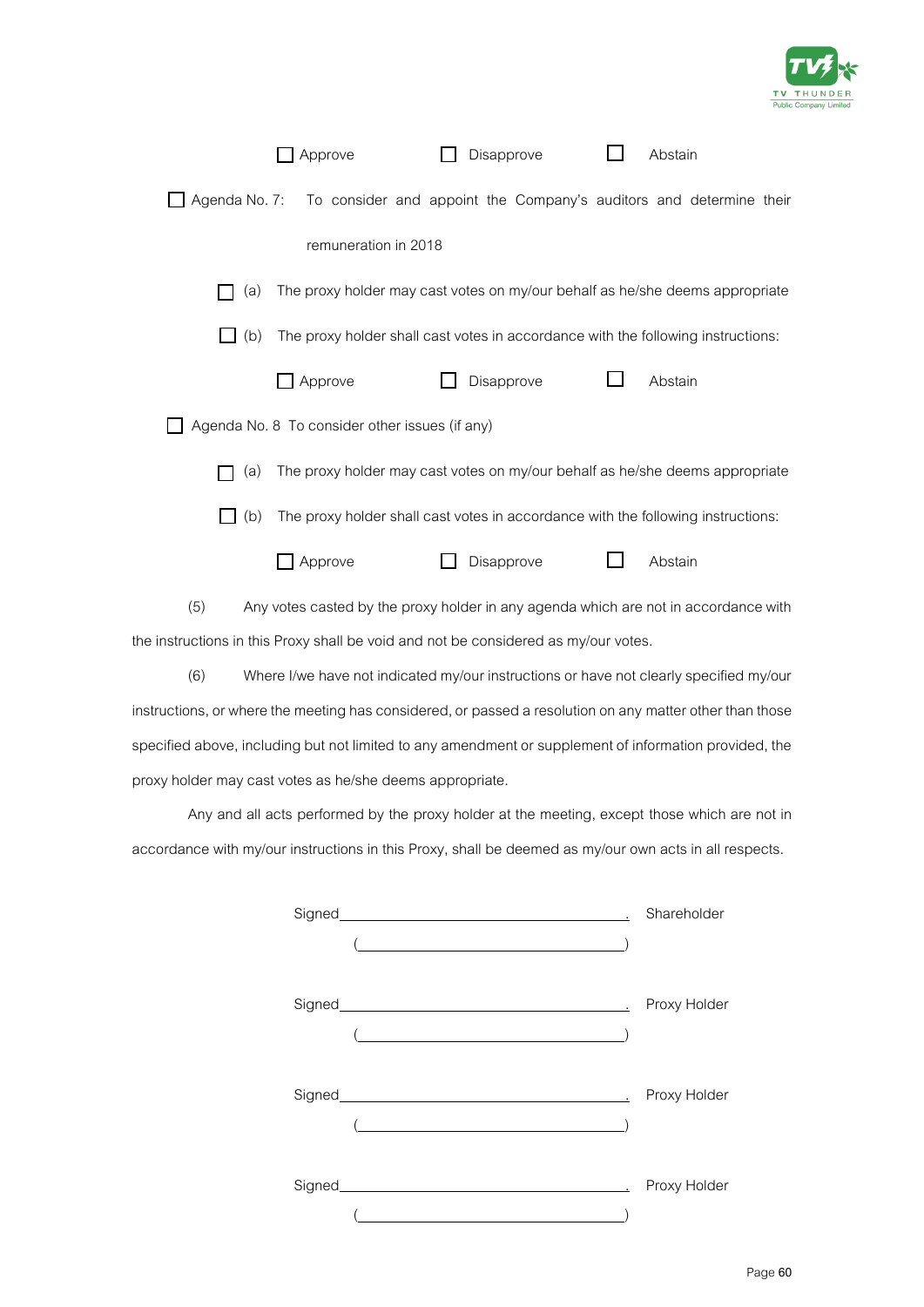☐ Approve ☐ Disapprove ☐ Abstain

☐ Agenda No. 7: To consider and appoint the Company's auditors and determine their remuneration in 2018

☐ (a) The proxy holder may cast votes on my/our behalf as he/she deems appropriate

☐ (b) The proxy holder shall cast votes in accordance with the following instructions:

☐ Approve ☐ Disapprove ☐ Abstain

☐ Agenda No. 8 To consider other issues (if any)

☐ (a) The proxy holder may cast votes on my/our behalf as he/she deems appropriate

☐ (b) The proxy holder shall cast votes in accordance with the following instructions:

☐ Approve ☐ Disapprove ☐ Abstain

(5) Any votes casted by the proxy holder in any agenda which are not in accordance with the instructions in this Proxy shall be void and not be considered as my/our votes.

(6) Where I/we have not indicated my/our instructions or have not clearly specified my/our instructions, or where the meeting has considered, or passed a resolution on any matter other than those specified above, including but not limited to any amendment or supplement of information provided, the proxy holder may cast votes as he/she deems appropriate.

Any and all acts performed by the proxy holder at the meeting, except those which are not in accordance with my/our instructions in this Proxy, shall be deemed as my/our own acts in all respects.

Signed____________________________________. Shareholder

(____________________________________)

Signed____________________________________. Proxy Holder

(____________________________________)

Signed____________________________________. Proxy Holder

(____________________________________)

Signed____________________________________. Proxy Holder

(____________________________________)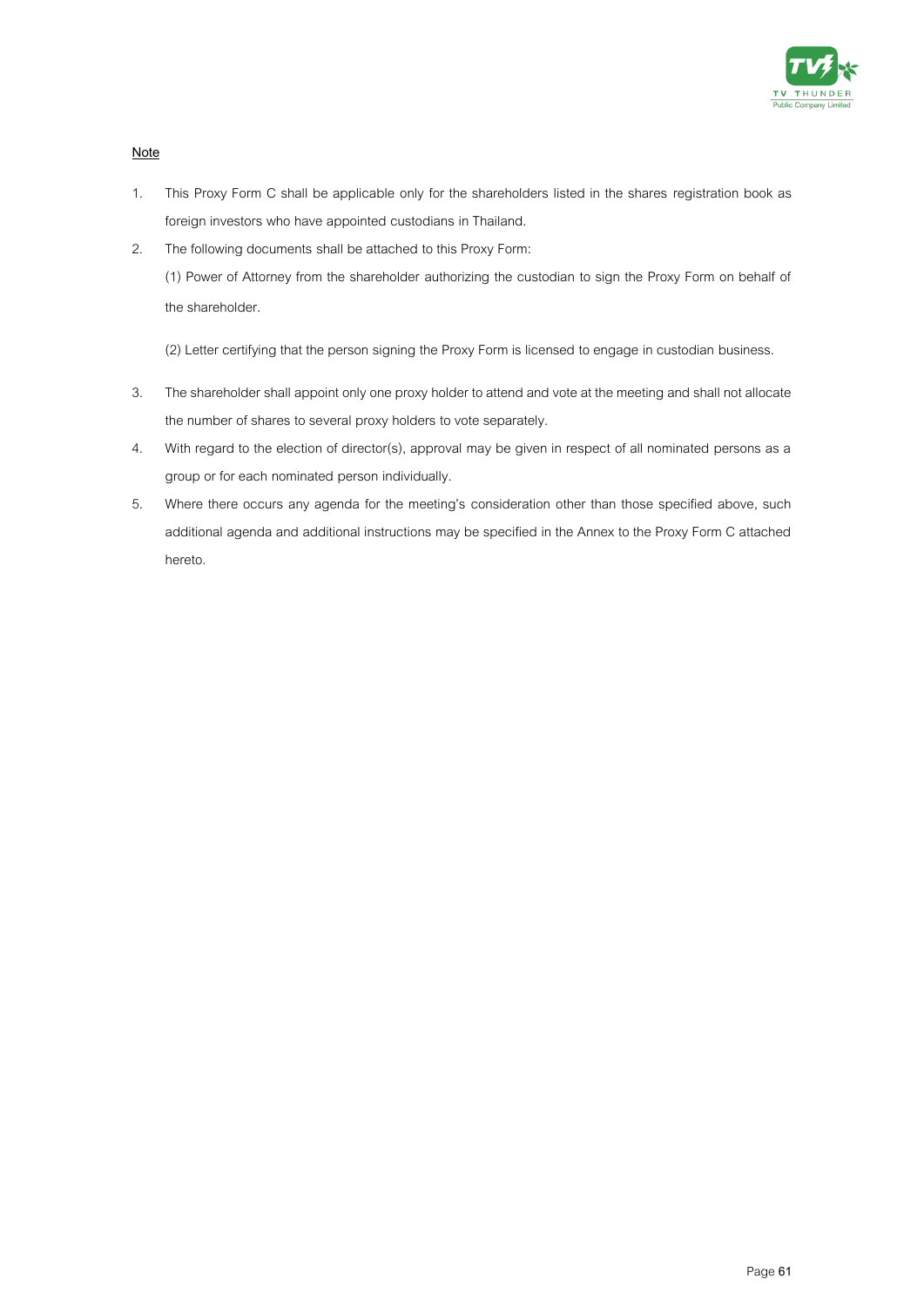**Note**

1. This Proxy Form C shall be applicable only for the shareholders listed in the shares registration book as foreign investors who have appointed custodians in Thailand.
2. The following documents shall be attached to this Proxy Form:

   (1) Power of Attorney from the shareholder authorizing the custodian to sign the Proxy Form on behalf of the shareholder.

   (2) Letter certifying that the person signing the Proxy Form is licensed to engage in custodian business.
3. The shareholder shall appoint only one proxy holder to attend and vote at the meeting and shall not allocate the number of shares to several proxy holders to vote separately.
4. With regard to the election of director(s), approval may be given in respect of all nominated persons as a group or for each nominated person individually.
5. Where there occurs any agenda for the meeting's consideration other than those specified above, such additional agenda and additional instructions may be specified in the Annex to the Proxy Form C attached hereto.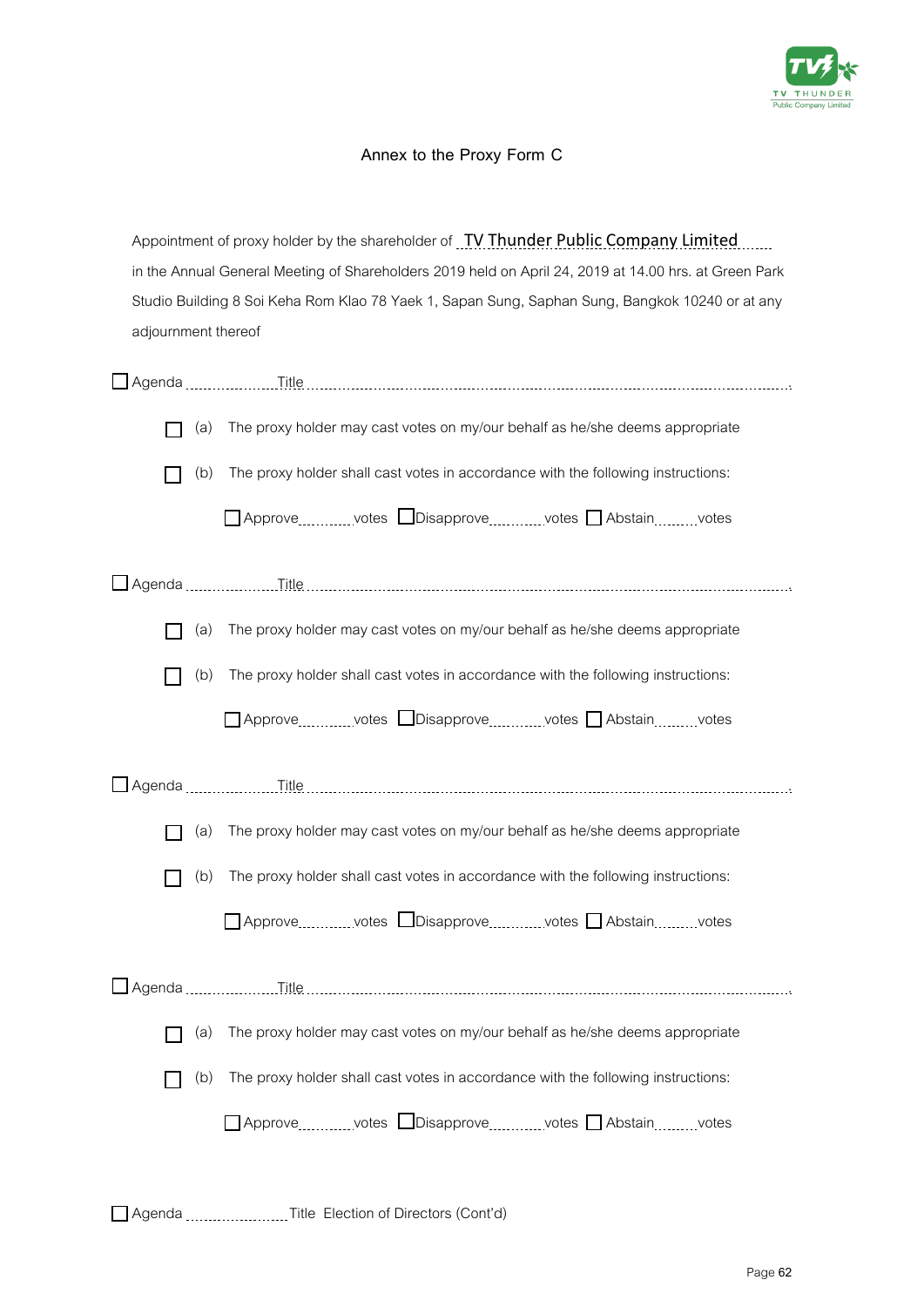## Annex to the Proxy Form C

Appointment of proxy holder by the shareholder of TV Thunder Public Company Limited in the Annual General Meeting of Shareholders 2019 held on April 24, 2019 at 14.00 hrs. at Green Park Studio Building 8 Soi Keha Rom Klao 78 Yaek 1, Sapan Sung, Saphan Sung, Bangkok 10240 or at any adjournment thereof

☐ Agenda .................... Title ..........................................................................................................

☐ (a) The proxy holder may cast votes on my/our behalf as he/she deems appropriate

☐ (b) The proxy holder shall cast votes in accordance with the following instructions:

☐ Approve............votes ☐ Disapprove............votes ☐ Abstain.........votes

☐ Agenda .................... Title ..........................................................................................................

☐ (a) The proxy holder may cast votes on my/our behalf as he/she deems appropriate

☐ (b) The proxy holder shall cast votes in accordance with the following instructions:

☐ Approve............votes ☐ Disapprove............votes ☐ Abstain.........votes

☐ Agenda .................... Title ..........................................................................................................

☐ (a) The proxy holder may cast votes on my/our behalf as he/she deems appropriate

☐ (b) The proxy holder shall cast votes in accordance with the following instructions:

☐ Approve............votes ☐ Disapprove............votes ☐ Abstain.........votes

☐ Agenda .................... Title ..........................................................................................................

☐ (a) The proxy holder may cast votes on my/our behalf as he/she deems appropriate

☐ (b) The proxy holder shall cast votes in accordance with the following instructions:

☐ Approve............votes ☐ Disapprove............votes ☐ Abstain.........votes

☐ Agenda ...................... Title Election of Directors (Cont'd)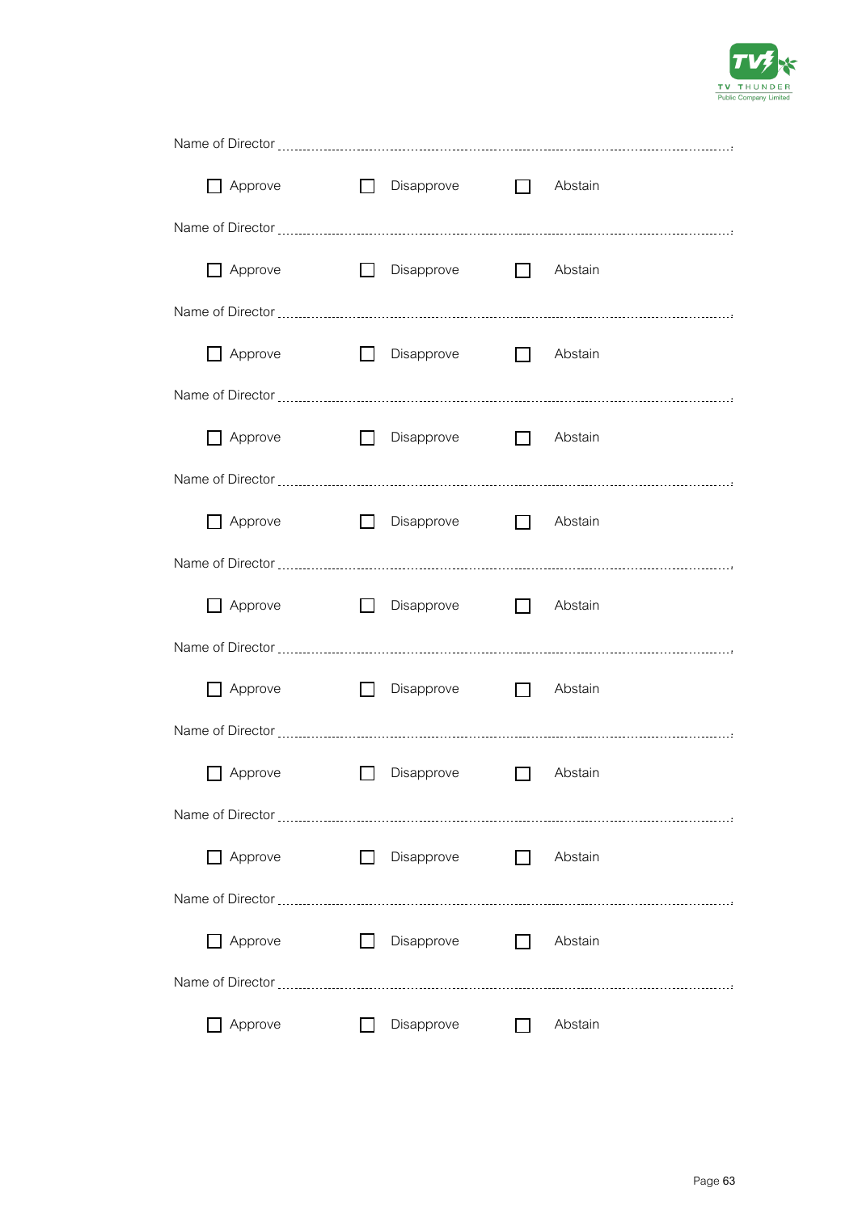Name of Director ....................................................................................................

☐ Approve ☐ Disapprove ☐ Abstain

Name of Director ....................................................................................................

☐ Approve ☐ Disapprove ☐ Abstain

Name of Director ....................................................................................................

☐ Approve ☐ Disapprove ☐ Abstain

Name of Director ....................................................................................................

☐ Approve ☐ Disapprove ☐ Abstain

Name of Director ....................................................................................................

☐ Approve ☐ Disapprove ☐ Abstain

Name of Director ....................................................................................................

☐ Approve ☐ Disapprove ☐ Abstain

Name of Director ....................................................................................................

☐ Approve ☐ Disapprove ☐ Abstain

Name of Director ....................................................................................................

☐ Approve ☐ Disapprove ☐ Abstain

Name of Director ....................................................................................................

☐ Approve ☐ Disapprove ☐ Abstain

Name of Director ....................................................................................................

☐ Approve ☐ Disapprove ☐ Abstain

Name of Director ....................................................................................................

☐ Approve ☐ Disapprove ☐ Abstain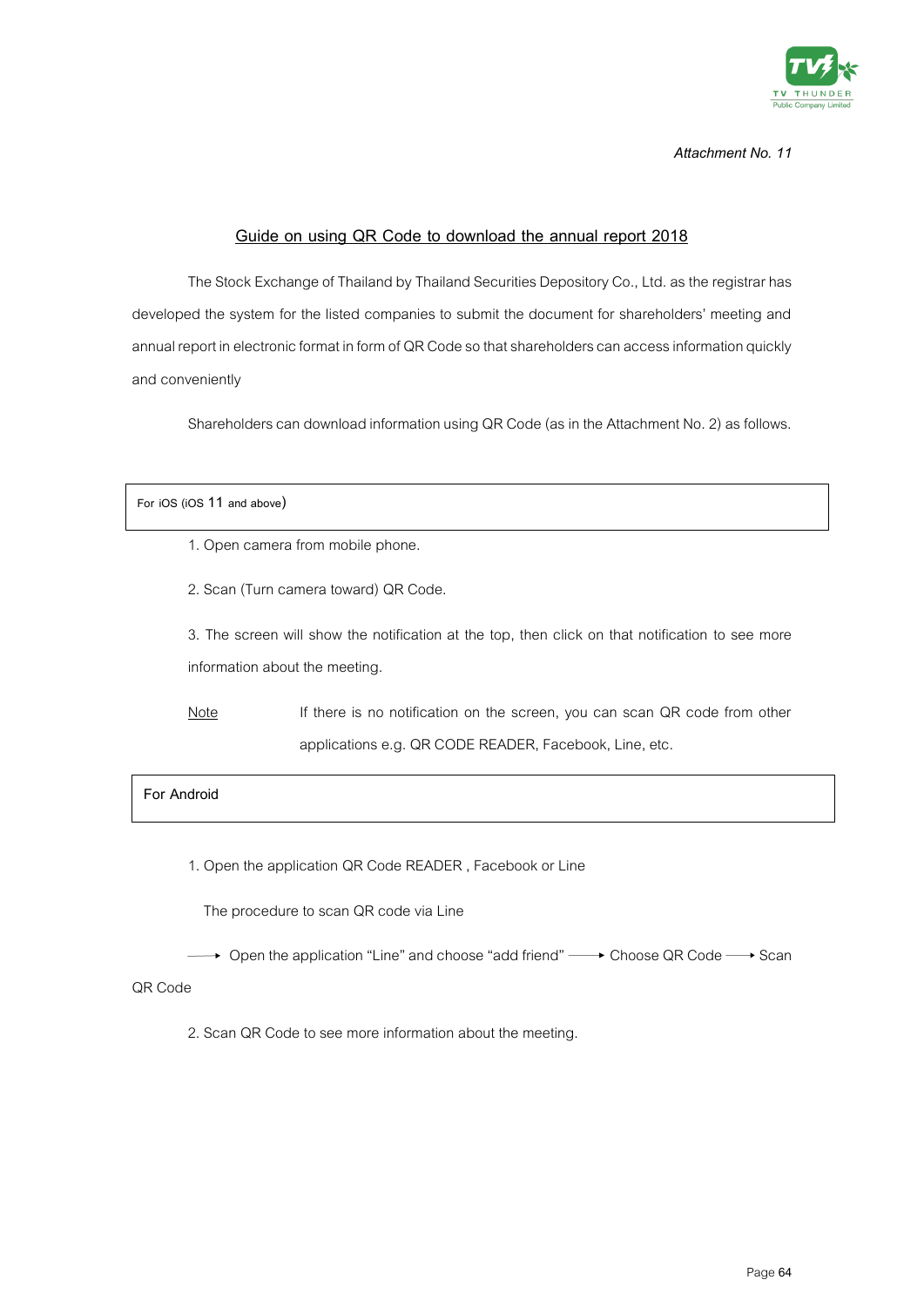*Attachment No. 11*

## Guide on using QR Code to download the annual report 2018

The Stock Exchange of Thailand by Thailand Securities Depository Co., Ltd. as the registrar has developed the system for the listed companies to submit the document for shareholders' meeting and annual report in electronic format in form of QR Code so that shareholders can access information quickly and conveniently

Shareholders can download information using QR Code (as in the Attachment No. 2) as follows.

**For iOS (iOS 11 and above)**

1. Open camera from mobile phone.
2. Scan (Turn camera toward) QR Code.
3. The screen will show the notification at the top, then click on that notification to see more information about the meeting.

Note: If there is no notification on the screen, you can scan QR code from other applications e.g. QR CODE READER, Facebook, Line, etc.

**For Android**

1. Open the application QR Code READER , Facebook or Line

   The procedure to scan QR code via Line

   → Open the application "Line" and choose "add friend" → Choose QR Code → Scan QR Code

2. Scan QR Code to see more information about the meeting.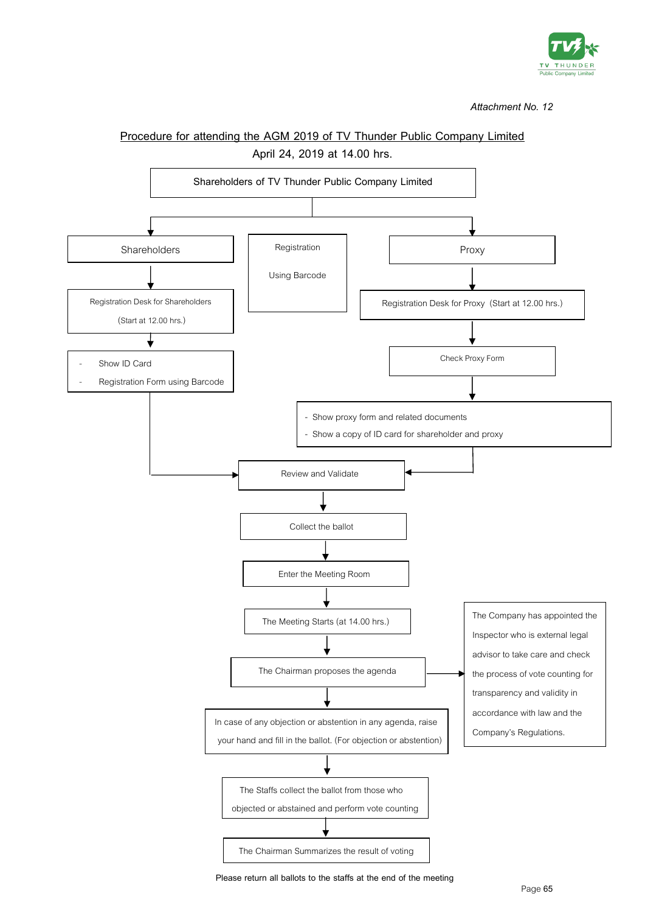*Attachment No. 12*

## Procedure for attending the AGM 2019 of TV Thunder Public Company Limited

April 24, 2019 at 14.00 hrs.

**Shareholders of TV Thunder Public Company Limited**

**Shareholders**

- Registration Desk for Shareholders (Start at 12.00 hrs.)
- Show ID Card
- Registration Form using Barcode

**Registration Using Barcode**

**Proxy**

- Registration Desk for Proxy (Start at 12.00 hrs.)
- Check Proxy Form
- Show proxy form and related documents
- Show a copy of ID card for shareholder and proxy

**Review and Validate**

↓

Collect the ballot

↓

Enter the Meeting Room

↓

The Meeting Starts (at 14.00 hrs.)

↓

The Chairman proposes the agenda → The Company has appointed the Inspector who is external legal advisor to take care and check the process of vote counting for transparency and validity in accordance with law and the Company's Regulations.

↓

In case of any objection or abstention in any agenda, raise your hand and fill in the ballot. (For objection or abstention)

↓

The Staffs collect the ballot from those who objected or abstained and perform vote counting

↓

The Chairman Summarizes the result of voting

Please return all ballots to the staffs at the end of the meeting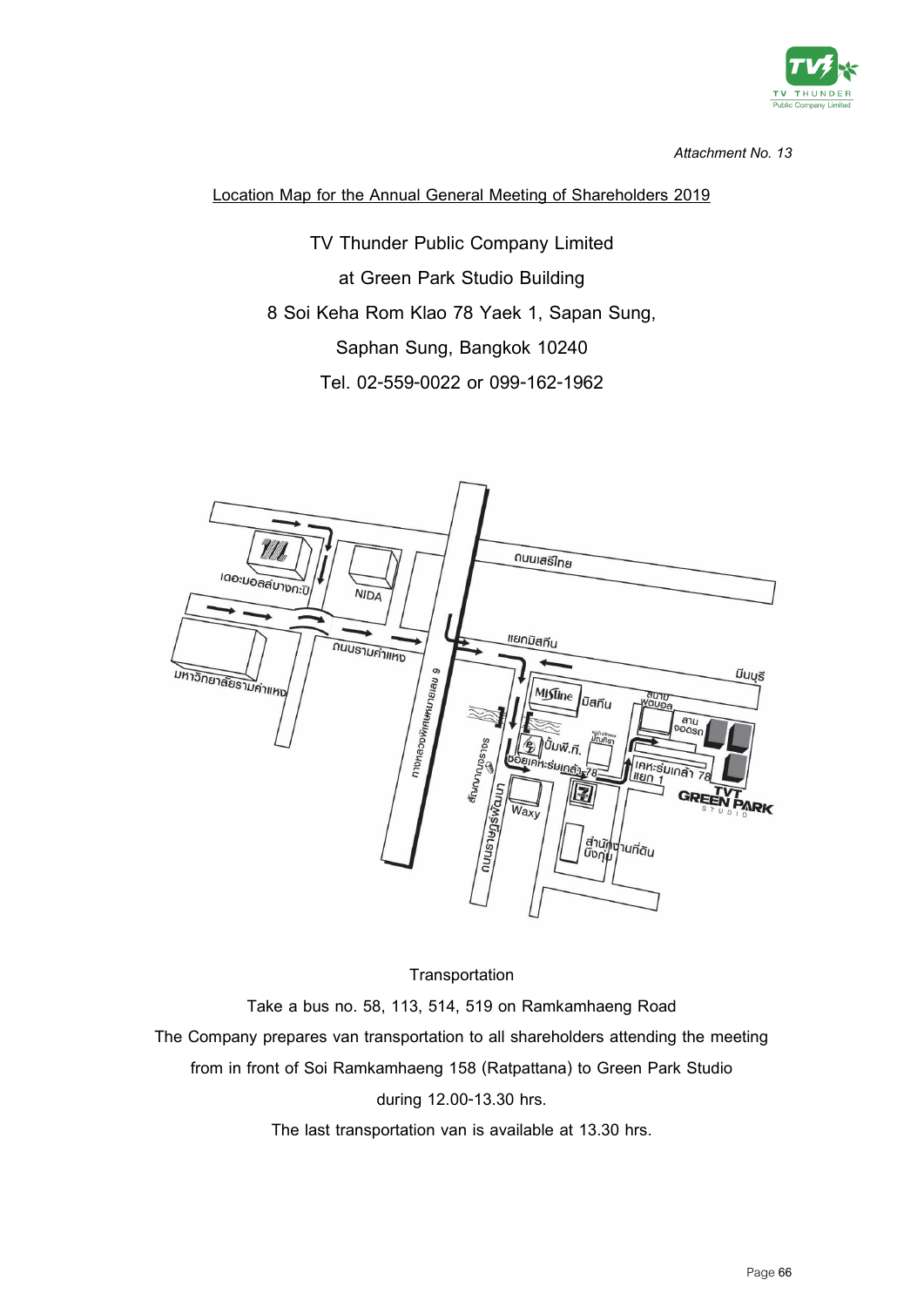*Attachment No. 13*

Location Map for the Annual General Meeting of Shareholders 2019

TV Thunder Public Company Limited

at Green Park Studio Building

8 Soi Keha Rom Klao 78 Yaek 1, Sapan Sung,

Saphan Sung, Bangkok 10240

Tel. 02-559-0022 or 099-162-1962

Transportation

Take a bus no. 58, 113, 514, 519 on Ramkamhaeng Road

The Company prepares van transportation to all shareholders attending the meeting

from in front of Soi Ramkamhaeng 158 (Ratpattana) to Green Park Studio

during 12.00-13.30 hrs.

The last transportation van is available at 13.30 hrs.